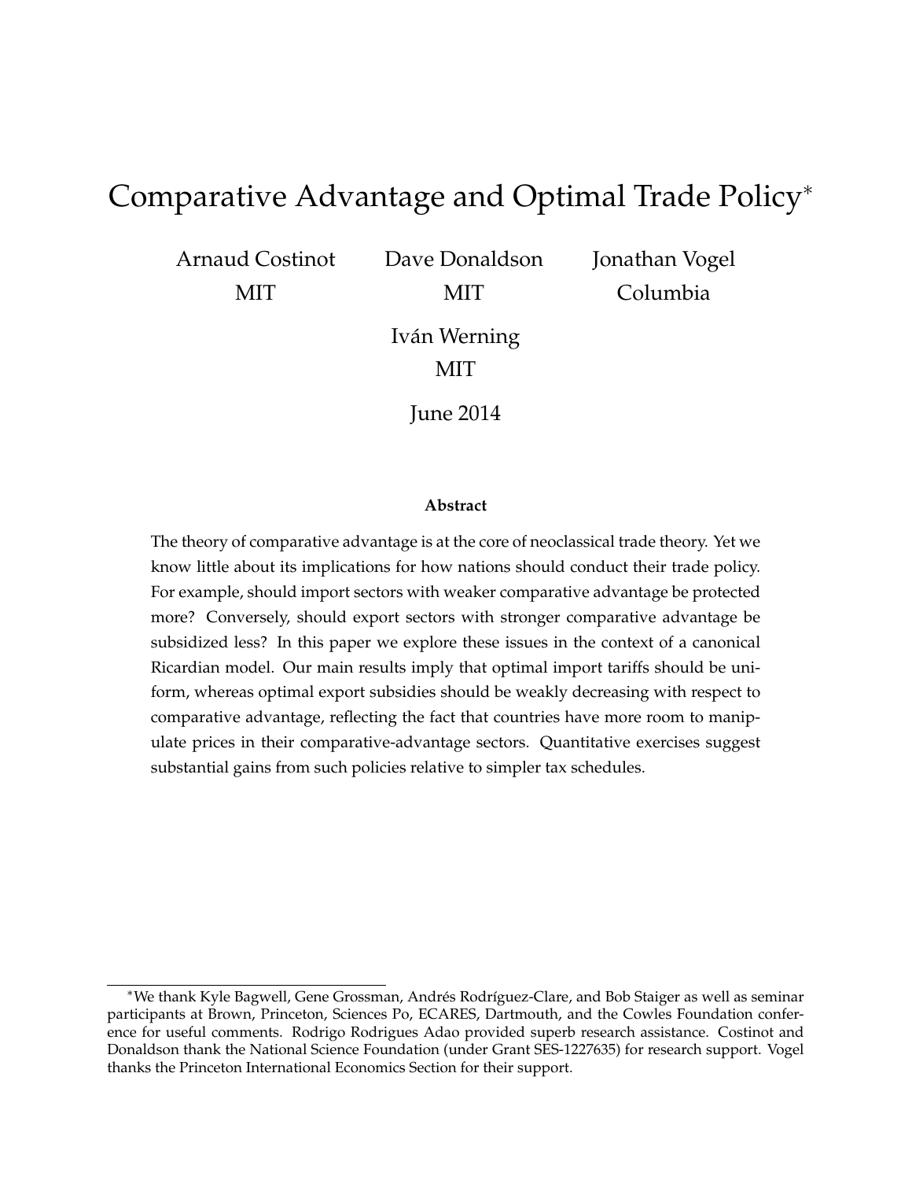# Comparative Advantage and Optimal Trade Policy[*]

Arnaud Costinot
MIT

Dave Donaldson
MIT

Jonathan Vogel
Columbia

Iván Werning
MIT

June 2014

**Abstract**

The theory of comparative advantage is at the core of neoclassical trade theory. Yet we know little about its implications for how nations should conduct their trade policy. For example, should import sectors with weaker comparative advantage be protected more? Conversely, should export sectors with stronger comparative advantage be subsidized less? In this paper we explore these issues in the context of a canonical Ricardian model. Our main results imply that optimal import tariffs should be uniform, whereas optimal export subsidies should be weakly decreasing with respect to comparative advantage, reflecting the fact that countries have more room to manipulate prices in their comparative-advantage sectors. Quantitative exercises suggest substantial gains from such policies relative to simpler tax schedules.

---

[*] We thank Kyle Bagwell, Gene Grossman, Andrés Rodríguez-Clare, and Bob Staiger as well as seminar participants at Brown, Princeton, Sciences Po, ECARES, Dartmouth, and the Cowles Foundation conference for useful comments. Rodrigo Rodrigues Adao provided superb research assistance. Costinot and Donaldson thank the National Science Foundation (under Grant SES-1227635) for research support. Vogel thanks the Princeton International Economics Section for their support.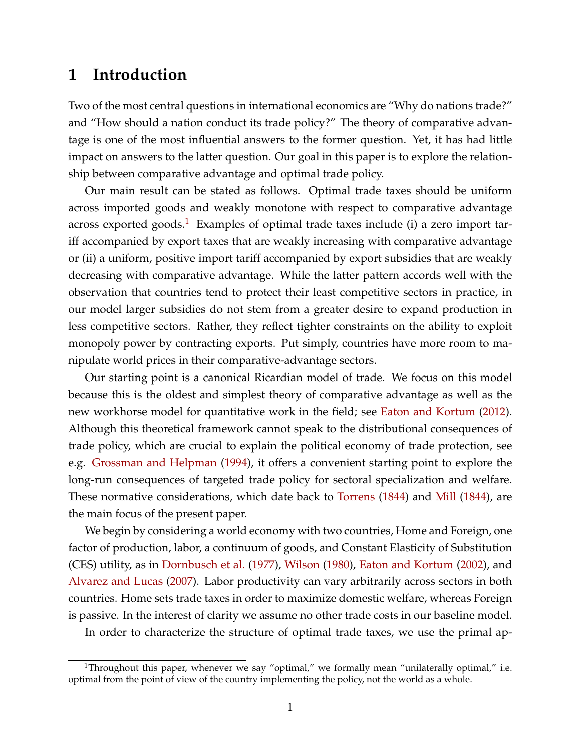# 1 Introduction

Two of the most central questions in international economics are "Why do nations trade?" and "How should a nation conduct its trade policy?" The theory of comparative advantage is one of the most influential answers to the former question. Yet, it has had little impact on answers to the latter question. Our goal in this paper is to explore the relationship between comparative advantage and optimal trade policy.

Our main result can be stated as follows. Optimal trade taxes should be uniform across imported goods and weakly monotone with respect to comparative advantage across exported goods.[1] Examples of optimal trade taxes include (i) a zero import tariff accompanied by export taxes that are weakly increasing with comparative advantage or (ii) a uniform, positive import tariff accompanied by export subsidies that are weakly decreasing with comparative advantage. While the latter pattern accords well with the observation that countries tend to protect their least competitive sectors in practice, in our model larger subsidies do not stem from a greater desire to expand production in less competitive sectors. Rather, they reflect tighter constraints on the ability to exploit monopoly power by contracting exports. Put simply, countries have more room to manipulate world prices in their comparative-advantage sectors.

Our starting point is a canonical Ricardian model of trade. We focus on this model because this is the oldest and simplest theory of comparative advantage as well as the new workhorse model for quantitative work in the field; see Eaton and Kortum (2012). Although this theoretical framework cannot speak to the distributional consequences of trade policy, which are crucial to explain the political economy of trade protection, see e.g. Grossman and Helpman (1994), it offers a convenient starting point to explore the long-run consequences of targeted trade policy for sectoral specialization and welfare. These normative considerations, which date back to Torrens (1844) and Mill (1844), are the main focus of the present paper.

We begin by considering a world economy with two countries, Home and Foreign, one factor of production, labor, a continuum of goods, and Constant Elasticity of Substitution (CES) utility, as in Dornbusch et al. (1977), Wilson (1980), Eaton and Kortum (2002), and Alvarez and Lucas (2007). Labor productivity can vary arbitrarily across sectors in both countries. Home sets trade taxes in order to maximize domestic welfare, whereas Foreign is passive. In the interest of clarity we assume no other trade costs in our baseline model.

In order to characterize the structure of optimal trade taxes, we use the primal ap-

[1] Throughout this paper, whenever we say "optimal," we formally mean "unilaterally optimal," i.e. optimal from the point of view of the country implementing the policy, not the world as a whole.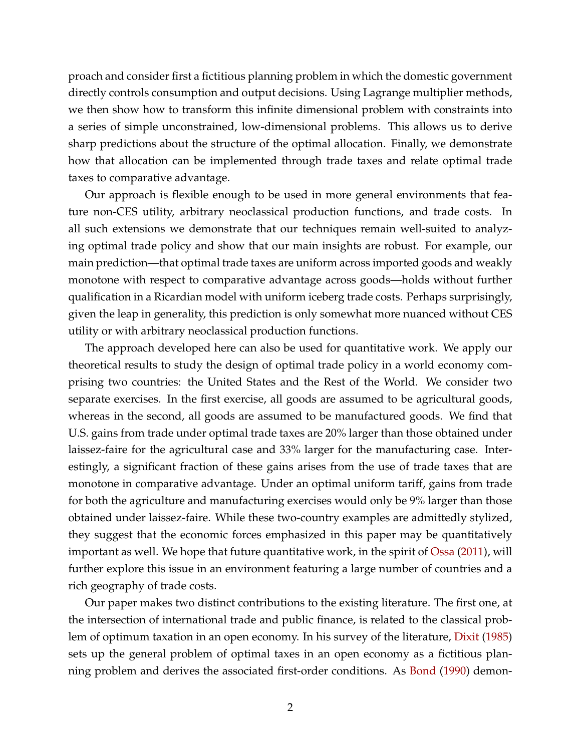proach and consider first a fictitious planning problem in which the domestic government directly controls consumption and output decisions. Using Lagrange multiplier methods, we then show how to transform this infinite dimensional problem with constraints into a series of simple unconstrained, low-dimensional problems. This allows us to derive sharp predictions about the structure of the optimal allocation. Finally, we demonstrate how that allocation can be implemented through trade taxes and relate optimal trade taxes to comparative advantage.

Our approach is flexible enough to be used in more general environments that feature non-CES utility, arbitrary neoclassical production functions, and trade costs. In all such extensions we demonstrate that our techniques remain well-suited to analyzing optimal trade policy and show that our main insights are robust. For example, our main prediction—that optimal trade taxes are uniform across imported goods and weakly monotone with respect to comparative advantage across goods—holds without further qualification in a Ricardian model with uniform iceberg trade costs. Perhaps surprisingly, given the leap in generality, this prediction is only somewhat more nuanced without CES utility or with arbitrary neoclassical production functions.

The approach developed here can also be used for quantitative work. We apply our theoretical results to study the design of optimal trade policy in a world economy comprising two countries: the United States and the Rest of the World. We consider two separate exercises. In the first exercise, all goods are assumed to be agricultural goods, whereas in the second, all goods are assumed to be manufactured goods. We find that U.S. gains from trade under optimal trade taxes are 20% larger than those obtained under laissez-faire for the agricultural case and 33% larger for the manufacturing case. Interestingly, a significant fraction of these gains arises from the use of trade taxes that are monotone in comparative advantage. Under an optimal uniform tariff, gains from trade for both the agriculture and manufacturing exercises would only be 9% larger than those obtained under laissez-faire. While these two-country examples are admittedly stylized, they suggest that the economic forces emphasized in this paper may be quantitatively important as well. We hope that future quantitative work, in the spirit of Ossa (2011), will further explore this issue in an environment featuring a large number of countries and a rich geography of trade costs.

Our paper makes two distinct contributions to the existing literature. The first one, at the intersection of international trade and public finance, is related to the classical problem of optimum taxation in an open economy. In his survey of the literature, Dixit (1985) sets up the general problem of optimal taxes in an open economy as a fictitious planning problem and derives the associated first-order conditions. As Bond (1990) demon-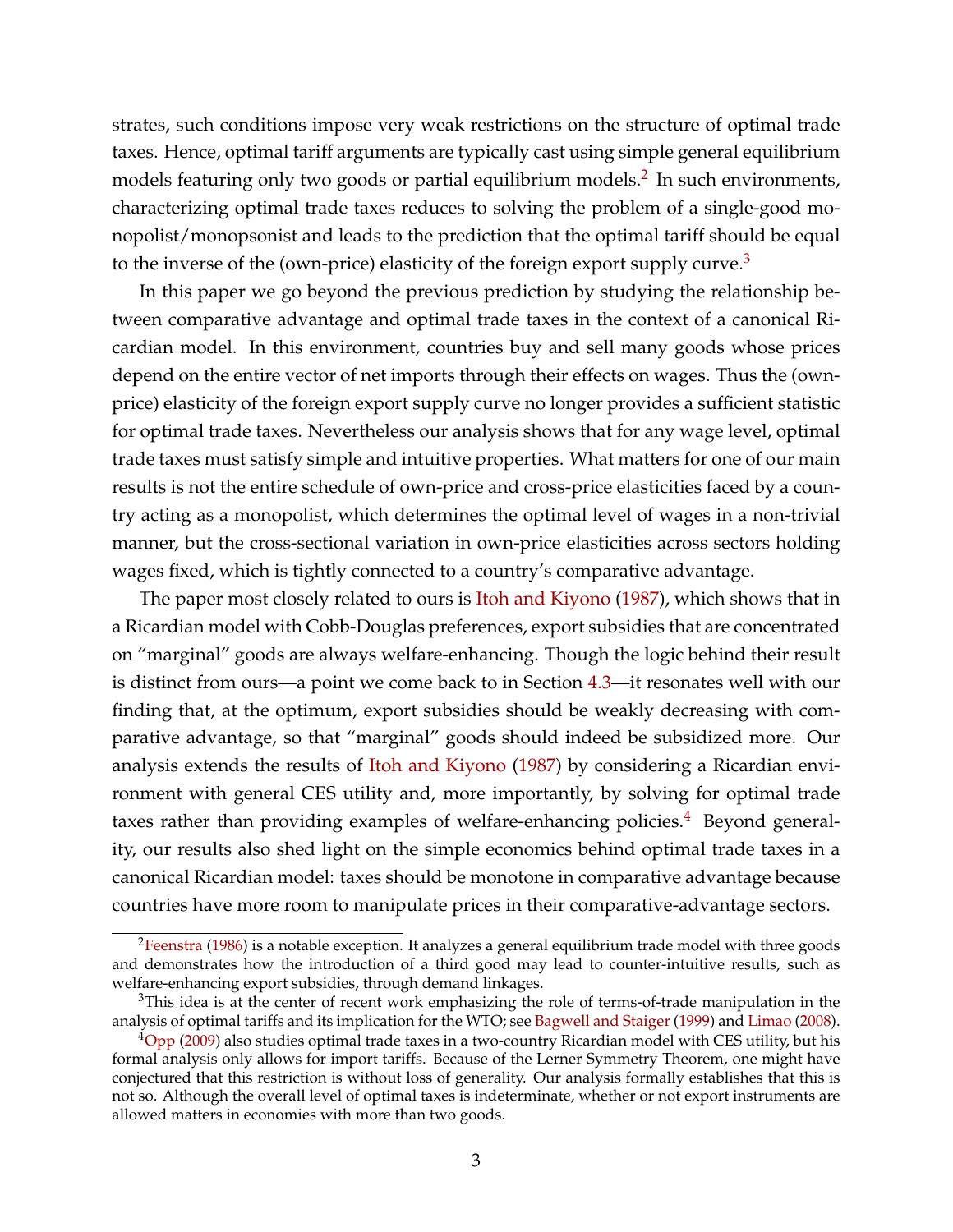strates, such conditions impose very weak restrictions on the structure of optimal trade taxes. Hence, optimal tariff arguments are typically cast using simple general equilibrium models featuring only two goods or partial equilibrium models.[2] In such environments, characterizing optimal trade taxes reduces to solving the problem of a single-good monopolist/monopsonist and leads to the prediction that the optimal tariff should be equal to the inverse of the (own-price) elasticity of the foreign export supply curve.[3]

In this paper we go beyond the previous prediction by studying the relationship between comparative advantage and optimal trade taxes in the context of a canonical Ricardian model. In this environment, countries buy and sell many goods whose prices depend on the entire vector of net imports through their effects on wages. Thus the (own-price) elasticity of the foreign export supply curve no longer provides a sufficient statistic for optimal trade taxes. Nevertheless our analysis shows that for any wage level, optimal trade taxes must satisfy simple and intuitive properties. What matters for one of our main results is not the entire schedule of own-price and cross-price elasticities faced by a country acting as a monopolist, which determines the optimal level of wages in a non-trivial manner, but the cross-sectional variation in own-price elasticities across sectors holding wages fixed, which is tightly connected to a country's comparative advantage.

The paper most closely related to ours is Itoh and Kiyono (1987), which shows that in a Ricardian model with Cobb-Douglas preferences, export subsidies that are concentrated on "marginal" goods are always welfare-enhancing. Though the logic behind their result is distinct from ours—a point we come back to in Section 4.3—it resonates well with our finding that, at the optimum, export subsidies should be weakly decreasing with comparative advantage, so that "marginal" goods should indeed be subsidized more. Our analysis extends the results of Itoh and Kiyono (1987) by considering a Ricardian environment with general CES utility and, more importantly, by solving for optimal trade taxes rather than providing examples of welfare-enhancing policies.[4] Beyond generality, our results also shed light on the simple economics behind optimal trade taxes in a canonical Ricardian model: taxes should be monotone in comparative advantage because countries have more room to manipulate prices in their comparative-advantage sectors.

[2] Feenstra (1986) is a notable exception. It analyzes a general equilibrium trade model with three goods and demonstrates how the introduction of a third good may lead to counter-intuitive results, such as welfare-enhancing export subsidies, through demand linkages.

[3] This idea is at the center of recent work emphasizing the role of terms-of-trade manipulation in the analysis of optimal tariffs and its implication for the WTO; see Bagwell and Staiger (1999) and Limao (2008).

[4] Opp (2009) also studies optimal trade taxes in a two-country Ricardian model with CES utility, but his formal analysis only allows for import tariffs. Because of the Lerner Symmetry Theorem, one might have conjectured that this restriction is without loss of generality. Our analysis formally establishes that this is not so. Although the overall level of optimal taxes is indeterminate, whether or not export instruments are allowed matters in economies with more than two goods.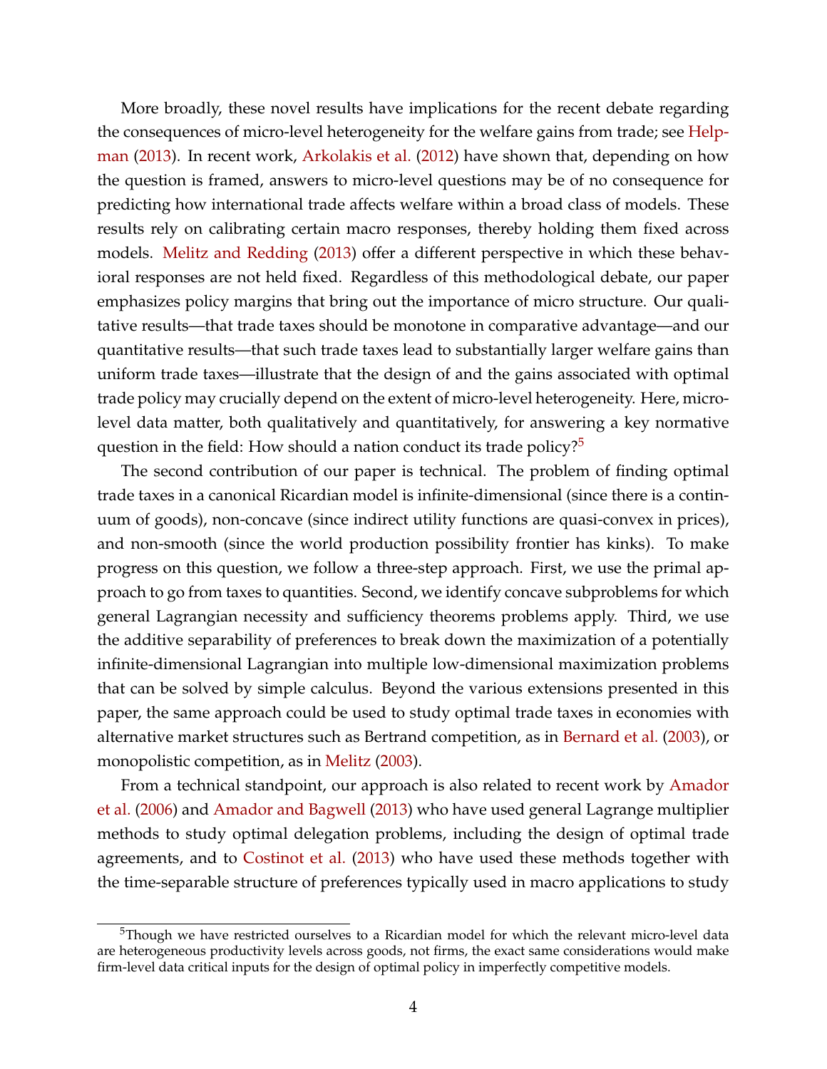More broadly, these novel results have implications for the recent debate regarding the consequences of micro-level heterogeneity for the welfare gains from trade; see Helpman (2013). In recent work, Arkolakis et al. (2012) have shown that, depending on how the question is framed, answers to micro-level questions may be of no consequence for predicting how international trade affects welfare within a broad class of models. These results rely on calibrating certain macro responses, thereby holding them fixed across models. Melitz and Redding (2013) offer a different perspective in which these behavioral responses are not held fixed. Regardless of this methodological debate, our paper emphasizes policy margins that bring out the importance of micro structure. Our qualitative results—that trade taxes should be monotone in comparative advantage—and our quantitative results—that such trade taxes lead to substantially larger welfare gains than uniform trade taxes—illustrate that the design of and the gains associated with optimal trade policy may crucially depend on the extent of micro-level heterogeneity. Here, micro-level data matter, both qualitatively and quantitatively, for answering a key normative question in the field: How should a nation conduct its trade policy?[5]

The second contribution of our paper is technical. The problem of finding optimal trade taxes in a canonical Ricardian model is infinite-dimensional (since there is a continuum of goods), non-concave (since indirect utility functions are quasi-convex in prices), and non-smooth (since the world production possibility frontier has kinks). To make progress on this question, we follow a three-step approach. First, we use the primal approach to go from taxes to quantities. Second, we identify concave subproblems for which general Lagrangian necessity and sufficiency theorems problems apply. Third, we use the additive separability of preferences to break down the maximization of a potentially infinite-dimensional Lagrangian into multiple low-dimensional maximization problems that can be solved by simple calculus. Beyond the various extensions presented in this paper, the same approach could be used to study optimal trade taxes in economies with alternative market structures such as Bertrand competition, as in Bernard et al. (2003), or monopolistic competition, as in Melitz (2003).

From a technical standpoint, our approach is also related to recent work by Amador et al. (2006) and Amador and Bagwell (2013) who have used general Lagrange multiplier methods to study optimal delegation problems, including the design of optimal trade agreements, and to Costinot et al. (2013) who have used these methods together with the time-separable structure of preferences typically used in macro applications to study

[5] Though we have restricted ourselves to a Ricardian model for which the relevant micro-level data are heterogeneous productivity levels across goods, not firms, the exact same considerations would make firm-level data critical inputs for the design of optimal policy in imperfectly competitive models.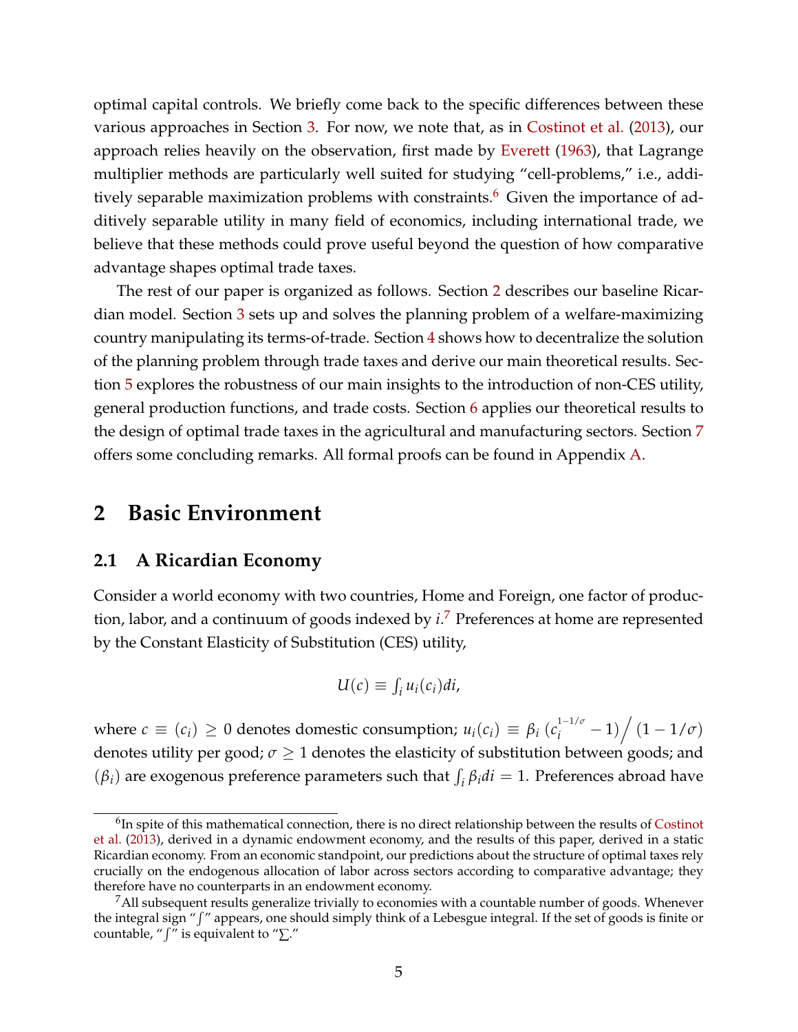optimal capital controls. We briefly come back to the specific differences between these various approaches in Section 3. For now, we note that, as in Costinot et al. (2013), our approach relies heavily on the observation, first made by Everett (1963), that Lagrange multiplier methods are particularly well suited for studying "cell-problems," i.e., additively separable maximization problems with constraints.[6] Given the importance of additively separable utility in many field of economics, including international trade, we believe that these methods could prove useful beyond the question of how comparative advantage shapes optimal trade taxes.

The rest of our paper is organized as follows. Section 2 describes our baseline Ricardian model. Section 3 sets up and solves the planning problem of a welfare-maximizing country manipulating its terms-of-trade. Section 4 shows how to decentralize the solution of the planning problem through trade taxes and derive our main theoretical results. Section 5 explores the robustness of our main insights to the introduction of non-CES utility, general production functions, and trade costs. Section 6 applies our theoretical results to the design of optimal trade taxes in the agricultural and manufacturing sectors. Section 7 offers some concluding remarks. All formal proofs can be found in Appendix A.

# 2 Basic Environment

## 2.1 A Ricardian Economy

Consider a world economy with two countries, Home and Foreign, one factor of production, labor, and a continuum of goods indexed by $i$.[7] Preferences at home are represented by the Constant Elasticity of Substitution (CES) utility,

$$U(c) \equiv \int_i u_i(c_i)di,$$

where $c \equiv (c_i) \geq 0$ denotes domestic consumption; $u_i(c_i) \equiv \beta_i \left(c_i^{1-1/\sigma} - 1\right) \Big/ (1 - 1/\sigma)$ denotes utility per good; $\sigma \geq 1$ denotes the elasticity of substitution between goods; and $(\beta_i)$ are exogenous preference parameters such that $\int_i \beta_i di = 1$. Preferences abroad have

---

[6] In spite of this mathematical connection, there is no direct relationship between the results of Costinot et al. (2013), derived in a dynamic endowment economy, and the results of this paper, derived in a static Ricardian economy. From an economic standpoint, our predictions about the structure of optimal taxes rely crucially on the endogenous allocation of labor across sectors according to comparative advantage; they therefore have no counterparts in an endowment economy.

[7] All subsequent results generalize trivially to economies with a countable number of goods. Whenever the integral sign "$\int$" appears, one should simply think of a Lebesgue integral. If the set of goods is finite or countable, "$\int$" is equivalent to "$\sum$."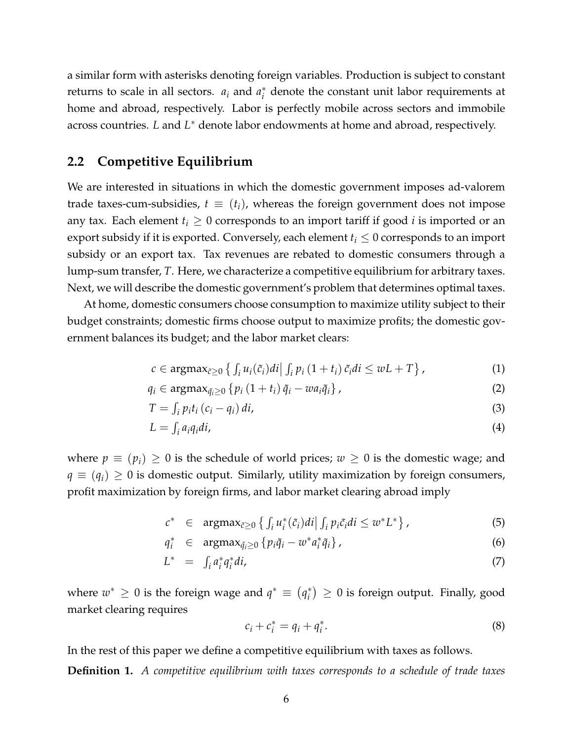a similar form with asterisks denoting foreign variables. Production is subject to constant returns to scale in all sectors. $a_i$ and $a_i^*$ denote the constant unit labor requirements at home and abroad, respectively. Labor is perfectly mobile across sectors and immobile across countries. $L$ and $L^*$ denote labor endowments at home and abroad, respectively.

## 2.2 Competitive Equilibrium

We are interested in situations in which the domestic government imposes ad-valorem trade taxes-cum-subsidies, $t \equiv (t_i)$, whereas the foreign government does not impose any tax. Each element $t_i \geq 0$ corresponds to an import tariff if good $i$ is imported or an export subsidy if it is exported. Conversely, each element $t_i \leq 0$ corresponds to an import subsidy or an export tax. Tax revenues are rebated to domestic consumers through a lump-sum transfer, $T$. Here, we characterize a competitive equilibrium for arbitrary taxes. Next, we will describe the domestic government's problem that determines optimal taxes.

At home, domestic consumers choose consumption to maximize utility subject to their budget constraints; domestic firms choose output to maximize profits; the domestic government balances its budget; and the labor market clears:

$$c \in \operatorname{argmax}_{\tilde{c} \geq 0} \left\{ \int_i u_i(\tilde{c}_i) di \middle| \int_i p_i (1 + t_i) \tilde{c}_i di \leq wL + T \right\}, \tag{1}$$

$$q_i \in \operatorname{argmax}_{\tilde{q}_i \geq 0} \left\{ p_i (1 + t_i) \tilde{q}_i - w a_i \tilde{q}_i \right\}, \tag{2}$$

$$T = \int_i p_i t_i (c_i - q_i) di, \tag{3}$$

$$L = \int_i a_i q_i di, \tag{4}$$

where $p \equiv (p_i) \geq 0$ is the schedule of world prices; $w \geq 0$ is the domestic wage; and $q \equiv (q_i) \geq 0$ is domestic output. Similarly, utility maximization by foreign consumers, profit maximization by foreign firms, and labor market clearing abroad imply

$$c^* \in \operatorname{argmax}_{\tilde{c} \geq 0} \left\{ \int_i u_i^*(\tilde{c}_i) di \middle| \int_i p_i \tilde{c}_i di \leq w^* L^* \right\}, \tag{5}$$

$$q_i^* \in \operatorname{argmax}_{\tilde{q}_i \geq 0} \left\{ p_i \tilde{q}_i - w^* a_i^* \tilde{q}_i \right\}, \tag{6}$$

$$L^* = \int_i a_i^* q_i^* di, \tag{7}$$

where $w^* \geq 0$ is the foreign wage and $q^* \equiv (q_i^*) \geq 0$ is foreign output. Finally, good market clearing requires

$$c_i + c_i^* = q_i + q_i^*. \tag{8}$$

In the rest of this paper we define a competitive equilibrium with taxes as follows.

**Definition 1.** *A competitive equilibrium with taxes corresponds to a schedule of trade taxes*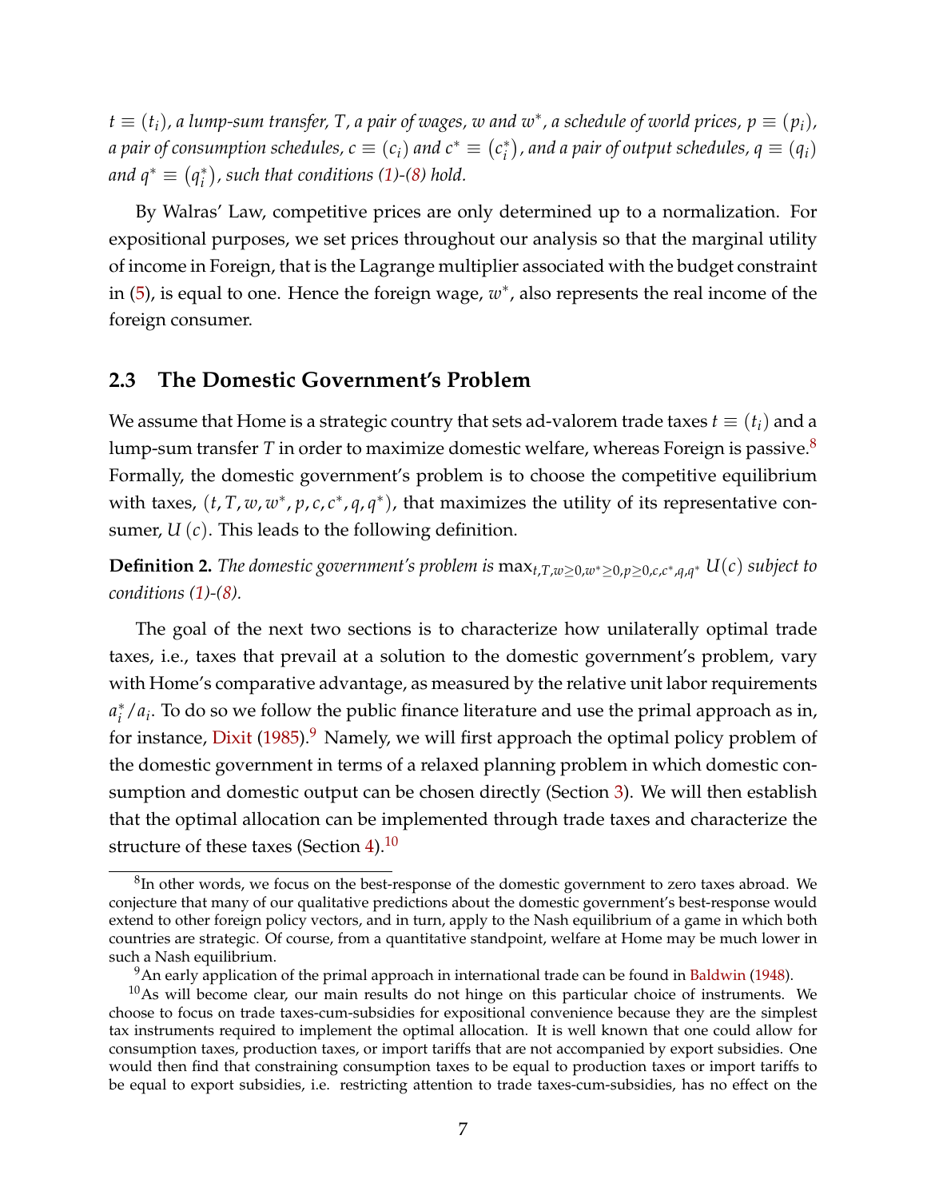*$t \equiv (t_i)$, a lump-sum transfer, $T$, a pair of wages, $w$ and $w^*$, a schedule of world prices, $p \equiv (p_i)$, a pair of consumption schedules, $c \equiv (c_i)$ and $c^* \equiv (c_i^*)$, and a pair of output schedules, $q \equiv (q_i)$ and $q^* \equiv (q_i^*)$, such that conditions (1)-(8) hold.*

By Walras' Law, competitive prices are only determined up to a normalization. For expositional purposes, we set prices throughout our analysis so that the marginal utility of income in Foreign, that is the Lagrange multiplier associated with the budget constraint in (5), is equal to one. Hence the foreign wage, $w^*$, also represents the real income of the foreign consumer.

## 2.3 The Domestic Government's Problem

We assume that Home is a strategic country that sets ad-valorem trade taxes $t \equiv (t_i)$ and a lump-sum transfer $T$ in order to maximize domestic welfare, whereas Foreign is passive.[8] Formally, the domestic government's problem is to choose the competitive equilibrium with taxes, $(t, T, w, w^*, p, c, c^*, q, q^*)$, that maximizes the utility of its representative consumer, $U(c)$. This leads to the following definition.

**Definition 2.** *The domestic government's problem is* $\max_{t,T,w \geq 0, w^* \geq 0, p \geq 0, c, c^*, q, q^*} U(c)$ *subject to conditions (1)-(8).*

The goal of the next two sections is to characterize how unilaterally optimal trade taxes, i.e., taxes that prevail at a solution to the domestic government's problem, vary with Home's comparative advantage, as measured by the relative unit labor requirements $a_i^*/a_i$. To do so we follow the public finance literature and use the primal approach as in, for instance, Dixit (1985).[9] Namely, we will first approach the optimal policy problem of the domestic government in terms of a relaxed planning problem in which domestic consumption and domestic output can be chosen directly (Section 3). We will then establish that the optimal allocation can be implemented through trade taxes and characterize the structure of these taxes (Section 4).[10]

---

[8] In other words, we focus on the best-response of the domestic government to zero taxes abroad. We conjecture that many of our qualitative predictions about the domestic government's best-response would extend to other foreign policy vectors, and in turn, apply to the Nash equilibrium of a game in which both countries are strategic. Of course, from a quantitative standpoint, welfare at Home may be much lower in such a Nash equilibrium.

[9] An early application of the primal approach in international trade can be found in Baldwin (1948).

[10] As will become clear, our main results do not hinge on this particular choice of instruments. We choose to focus on trade taxes-cum-subsidies for expositional convenience because they are the simplest tax instruments required to implement the optimal allocation. It is well known that one could allow for consumption taxes, production taxes, or import tariffs that are not accompanied by export subsidies. One would then find that constraining consumption taxes to be equal to production taxes or import tariffs to be equal to export subsidies, i.e. restricting attention to trade taxes-cum-subsidies, has no effect on the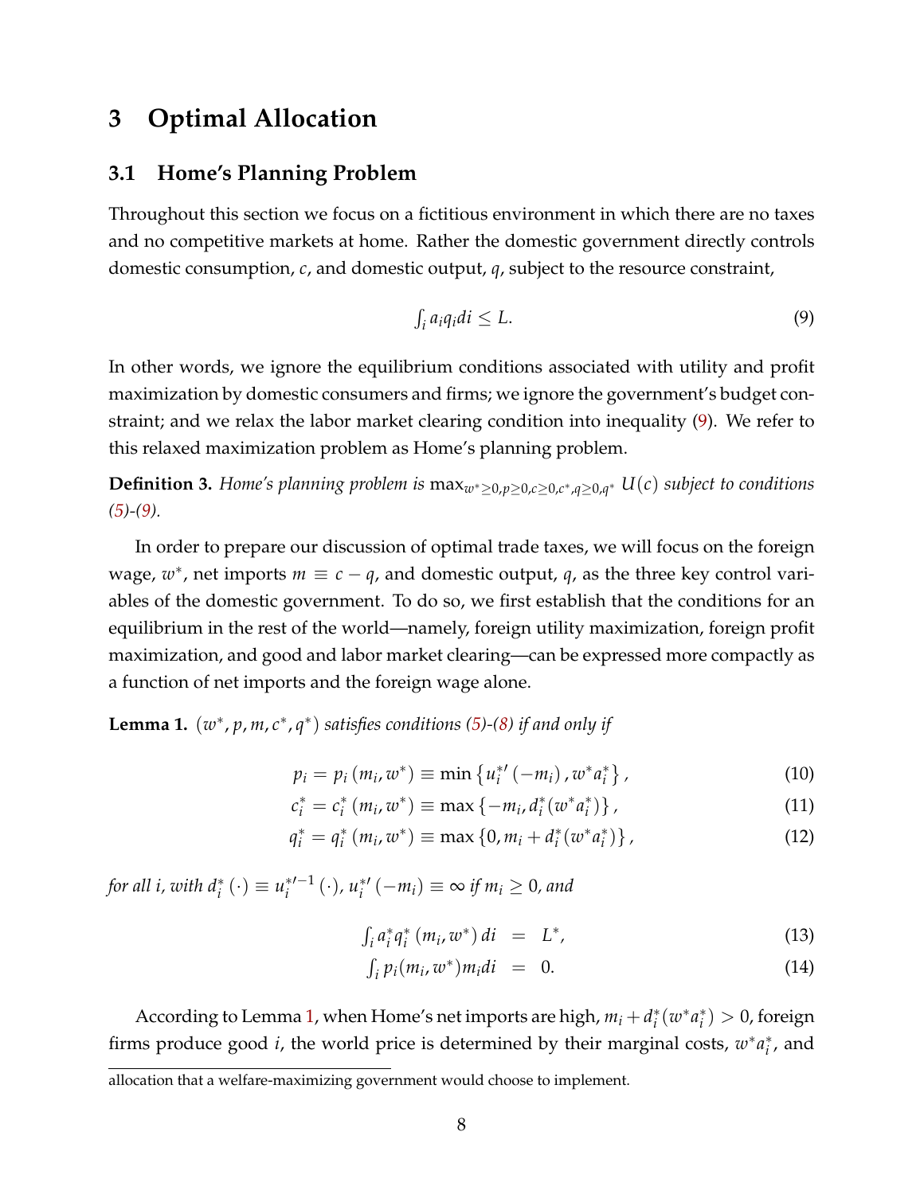# 3 Optimal Allocation

## 3.1 Home's Planning Problem

Throughout this section we focus on a fictitious environment in which there are no taxes and no competitive markets at home. Rather the domestic government directly controls domestic consumption, $c$, and domestic output, $q$, subject to the resource constraint,

$$\int_i a_i q_i di \leq L. \tag{9}$$

In other words, we ignore the equilibrium conditions associated with utility and profit maximization by domestic consumers and firms; we ignore the government's budget constraint; and we relax the labor market clearing condition into inequality (9). We refer to this relaxed maximization problem as Home's planning problem.

**Definition 3.** *Home's planning problem is* $\max_{w^* \geq 0, p \geq 0, c \geq 0, c^*, q \geq 0, q^*} U(c)$ *subject to conditions (5)-(9).*

In order to prepare our discussion of optimal trade taxes, we will focus on the foreign wage, $w^*$, net imports $m \equiv c - q$, and domestic output, $q$, as the three key control variables of the domestic government. To do so, we first establish that the conditions for an equilibrium in the rest of the world—namely, foreign utility maximization, foreign profit maximization, and good and labor market clearing—can be expressed more compactly as a function of net imports and the foreign wage alone.

**Lemma 1.** $(w^*, p, m, c^*, q^*)$ *satisfies conditions (5)-(8) if and only if*

$$p_i = p_i(m_i, w^*) \equiv \min\{u_i^{*\prime}(-m_i), w^* a_i^*\}, \tag{10}$$

$$c_i^* = c_i^*(m_i, w^*) \equiv \max\{-m_i, d_i^*(w^* a_i^*)\}, \tag{11}$$

$$q_i^* = q_i^*(m_i, w^*) \equiv \max\{0, m_i + d_i^*(w^* a_i^*)\}, \tag{12}$$

*for all $i$, with $d_i^*(\cdot) \equiv u_i^{*\prime -1}(\cdot)$, $u_i^{*\prime}(-m_i) \equiv \infty$ if $m_i \geq 0$, and*

$$\int_i a_i^* q_i^*(m_i, w^*) di = L^*, \tag{13}$$

$$\int_i p_i(m_i, w^*) m_i di = 0. \tag{14}$$

According to Lemma 1, when Home's net imports are high, $m_i + d_i^*(w^* a_i^*) > 0$, foreign firms produce good $i$, the world price is determined by their marginal costs, $w^* a_i^*$, and

allocation that a welfare-maximizing government would choose to implement.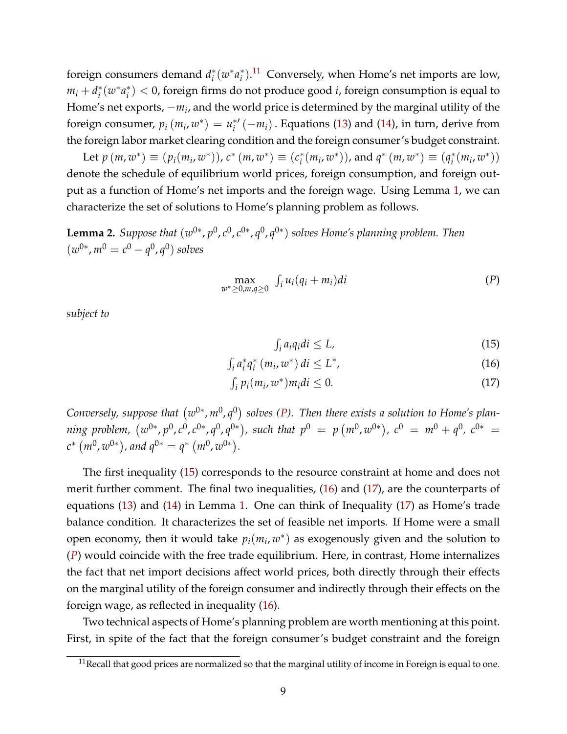foreign consumers demand $d_i^*(w^* a_i^*)$.[11] Conversely, when Home's net imports are low, $m_i + d_i^*(w^* a_i^*) < 0$, foreign firms do not produce good $i$, foreign consumption is equal to Home's net exports, $-m_i$, and the world price is determined by the marginal utility of the foreign consumer, $p_i(m_i, w^*) = u_i^{*\prime}(-m_i)$. Equations (13) and (14), in turn, derive from the foreign labor market clearing condition and the foreign consumer's budget constraint.

Let $p(m, w^*) \equiv (p_i(m_i, w^*))$, $c^*(m, w^*) \equiv (c_i^*(m_i, w^*))$, and $q^*(m, w^*) \equiv (q_i^*(m_i, w^*))$ denote the schedule of equilibrium world prices, foreign consumption, and foreign output as a function of Home's net imports and the foreign wage. Using Lemma 1, we can characterize the set of solutions to Home's planning problem as follows.

**Lemma 2.** *Suppose that $(w^{0*}, p^0, c^0, c^{0*}, q^0, q^{0*})$ solves Home's planning problem. Then $(w^{0*}, m^0 = c^0 - q^0, q^0)$ solves*

$$\max_{w^* \geq 0, m, q \geq 0} \int_i u_i(q_i + m_i) di \tag{P}$$

*subject to*

$$\int_i a_i q_i di \leq L, \tag{15}$$

$$\int_i a_i^* q_i^*(m_i, w^*) di \leq L^*, \tag{16}$$

$$\int_i p_i(m_i, w^*) m_i di \leq 0. \tag{17}$$

*Conversely, suppose that $(w^{0*}, m^0, q^0)$ solves (P). Then there exists a solution to Home's planning problem, $(w^{0*}, p^0, c^0, c^{0*}, q^0, q^{0*})$, such that $p^0 = p(m^0, w^{0*})$, $c^0 = m^0 + q^0$, $c^{0*} = c^*(m^0, w^{0*})$, and $q^{0*} = q^*(m^0, w^{0*})$.*

The first inequality (15) corresponds to the resource constraint at home and does not merit further comment. The final two inequalities, (16) and (17), are the counterparts of equations (13) and (14) in Lemma 1. One can think of Inequality (17) as Home's trade balance condition. It characterizes the set of feasible net imports. If Home were a small open economy, then it would take $p_i(m_i, w^*)$ as exogenously given and the solution to (P) would coincide with the free trade equilibrium. Here, in contrast, Home internalizes the fact that net import decisions affect world prices, both directly through their effects on the marginal utility of the foreign consumer and indirectly through their effects on the foreign wage, as reflected in inequality (16).

Two technical aspects of Home's planning problem are worth mentioning at this point. First, in spite of the fact that the foreign consumer's budget constraint and the foreign

[11] Recall that good prices are normalized so that the marginal utility of income in Foreign is equal to one.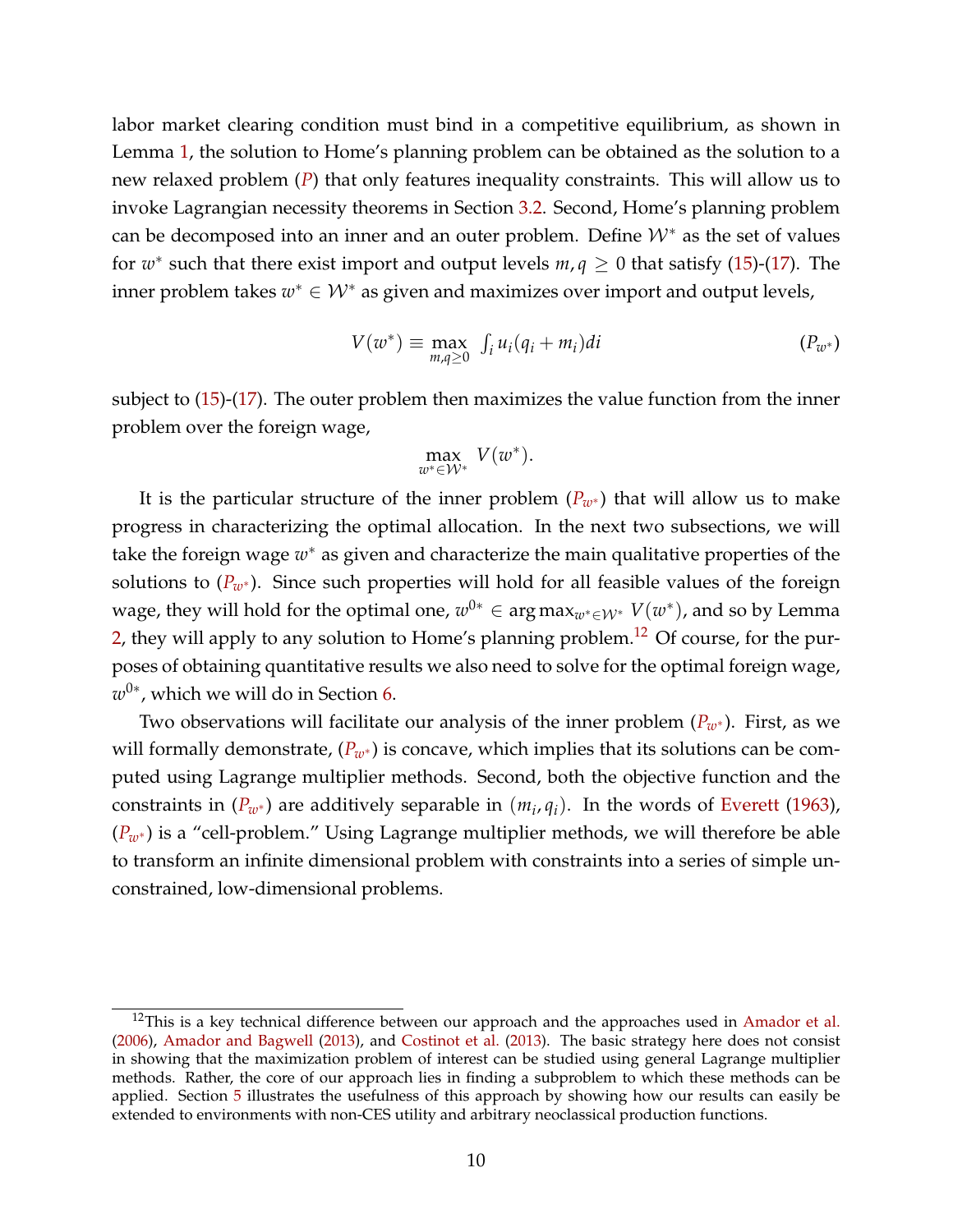labor market clearing condition must bind in a competitive equilibrium, as shown in Lemma 1, the solution to Home's planning problem can be obtained as the solution to a new relaxed problem ($P$) that only features inequality constraints. This will allow us to invoke Lagrangian necessity theorems in Section 3.2. Second, Home's planning problem can be decomposed into an inner and an outer problem. Define $\mathcal{W}^*$ as the set of values for $w^*$ such that there exist import and output levels $m, q \geq 0$ that satisfy (15)-(17). The inner problem takes $w^* \in \mathcal{W}^*$ as given and maximizes over import and output levels,

$$V(w^*) \equiv \max_{m,q \geq 0} \int_i u_i(q_i + m_i) di \tag{$P_{w^*}$}$$

subject to (15)-(17). The outer problem then maximizes the value function from the inner problem over the foreign wage,

$$\max_{w^* \in \mathcal{W}^*} V(w^*).$$

It is the particular structure of the inner problem ($P_{w^*}$) that will allow us to make progress in characterizing the optimal allocation. In the next two subsections, we will take the foreign wage $w^*$ as given and characterize the main qualitative properties of the solutions to ($P_{w^*}$). Since such properties will hold for all feasible values of the foreign wage, they will hold for the optimal one, $w^{0*} \in \arg\max_{w^* \in \mathcal{W}^*} V(w^*)$, and so by Lemma 2, they will apply to any solution to Home's planning problem.[12] Of course, for the purposes of obtaining quantitative results we also need to solve for the optimal foreign wage, $w^{0*}$, which we will do in Section 6.

Two observations will facilitate our analysis of the inner problem ($P_{w^*}$). First, as we will formally demonstrate, ($P_{w^*}$) is concave, which implies that its solutions can be computed using Lagrange multiplier methods. Second, both the objective function and the constraints in ($P_{w^*}$) are additively separable in $(m_i, q_i)$. In the words of Everett (1963), ($P_{w^*}$) is a "cell-problem." Using Lagrange multiplier methods, we will therefore be able to transform an infinite dimensional problem with constraints into a series of simple unconstrained, low-dimensional problems.

[12] This is a key technical difference between our approach and the approaches used in Amador et al. (2006), Amador and Bagwell (2013), and Costinot et al. (2013). The basic strategy here does not consist in showing that the maximization problem of interest can be studied using general Lagrange multiplier methods. Rather, the core of our approach lies in finding a subproblem to which these methods can be applied. Section 5 illustrates the usefulness of this approach by showing how our results can easily be extended to environments with non-CES utility and arbitrary neoclassical production functions.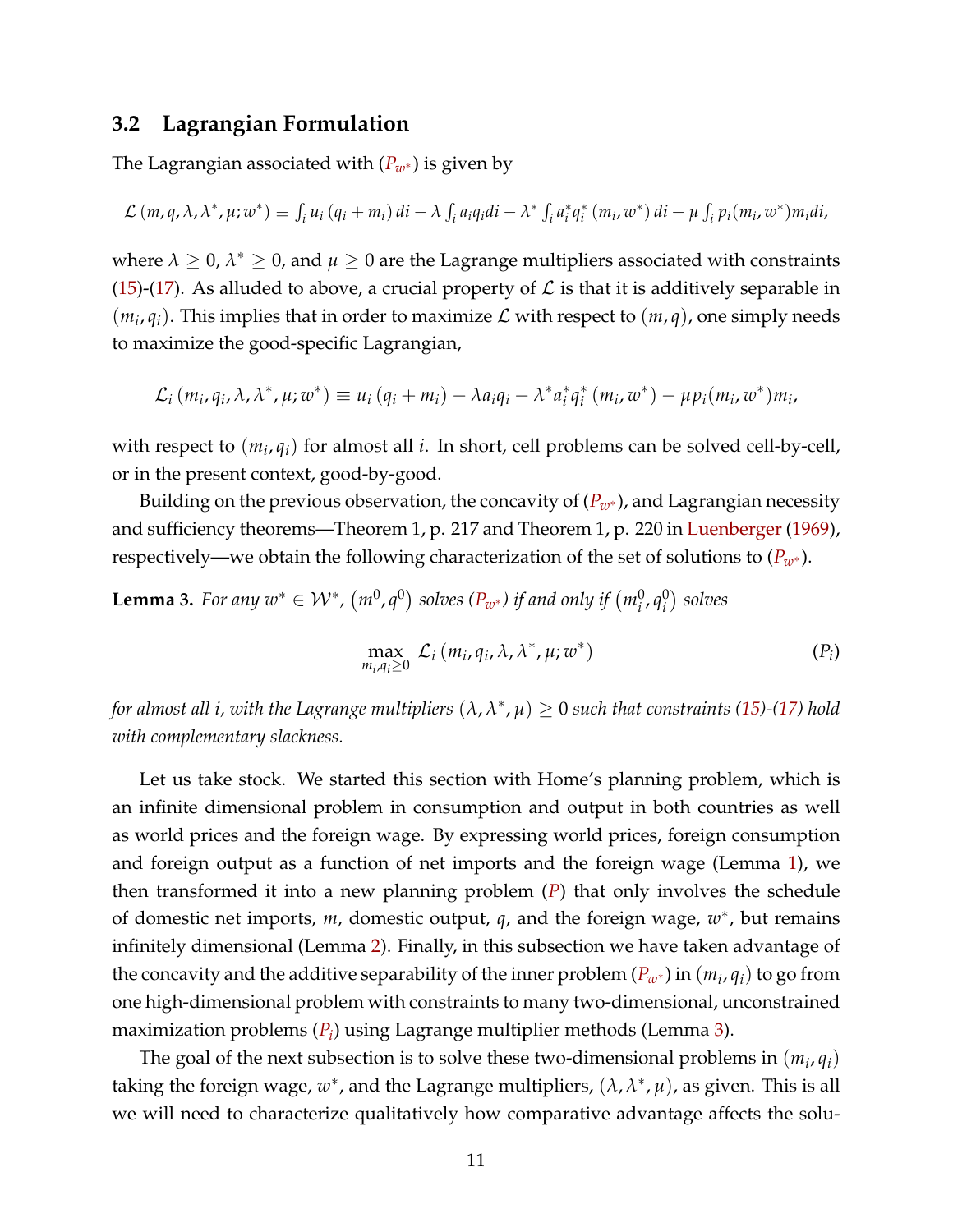### 3.2 Lagrangian Formulation

The Lagrangian associated with ($P_{w^*}$) is given by

$$\mathcal{L}\left(m, q, \lambda, \lambda^*, \mu; w^*\right) \equiv \int_i u_i\left(q_i + m_i\right) di - \lambda \int_i a_i q_i di - \lambda^* \int_i a_i^* q_i^*\left(m_i, w^*\right) di - \mu \int_i p_i(m_i, w^*) m_i di,$$

where $\lambda \geq 0$, $\lambda^* \geq 0$, and $\mu \geq 0$ are the Lagrange multipliers associated with constraints (15)-(17). As alluded to above, a crucial property of $\mathcal{L}$ is that it is additively separable in $(m_i, q_i)$. This implies that in order to maximize $\mathcal{L}$ with respect to $(m, q)$, one simply needs to maximize the good-specific Lagrangian,

$$\mathcal{L}_i\left(m_i, q_i, \lambda, \lambda^*, \mu; w^*\right) \equiv u_i\left(q_i + m_i\right) - \lambda a_i q_i - \lambda^* a_i^* q_i^*\left(m_i, w^*\right) - \mu p_i(m_i, w^*) m_i,$$

with respect to $(m_i, q_i)$ for almost all $i$. In short, cell problems can be solved cell-by-cell, or in the present context, good-by-good.

Building on the previous observation, the concavity of ($P_{w^*}$), and Lagrangian necessity and sufficiency theorems—Theorem 1, p. 217 and Theorem 1, p. 220 in Luenberger (1969), respectively—we obtain the following characterization of the set of solutions to ($P_{w^*}$).

**Lemma 3.** *For any $w^* \in \mathcal{W}^*$, $\left(m^0, q^0\right)$ solves ($P_{w^*}$) if and only if $\left(m_i^0, q_i^0\right)$ solves*

$$\max_{m_i, q_i \geq 0} \mathcal{L}_i\left(m_i, q_i, \lambda, \lambda^*, \mu; w^*\right) \tag{$P_i$}$$

*for almost all $i$, with the Lagrange multipliers $(\lambda, \lambda^*, \mu) \geq 0$ such that constraints (15)-(17) hold with complementary slackness.*

Let us take stock. We started this section with Home's planning problem, which is an infinite dimensional problem in consumption and output in both countries as well as world prices and the foreign wage. By expressing world prices, foreign consumption and foreign output as a function of net imports and the foreign wage (Lemma 1), we then transformed it into a new planning problem ($P$) that only involves the schedule of domestic net imports, $m$, domestic output, $q$, and the foreign wage, $w^*$, but remains infinitely dimensional (Lemma 2). Finally, in this subsection we have taken advantage of the concavity and the additive separability of the inner problem ($P_{w^*}$) in $(m_i, q_i)$ to go from one high-dimensional problem with constraints to many two-dimensional, unconstrained maximization problems ($P_i$) using Lagrange multiplier methods (Lemma 3).

The goal of the next subsection is to solve these two-dimensional problems in $(m_i, q_i)$ taking the foreign wage, $w^*$, and the Lagrange multipliers, $(\lambda, \lambda^*, \mu)$, as given. This is all we will need to characterize qualitatively how comparative advantage affects the solu-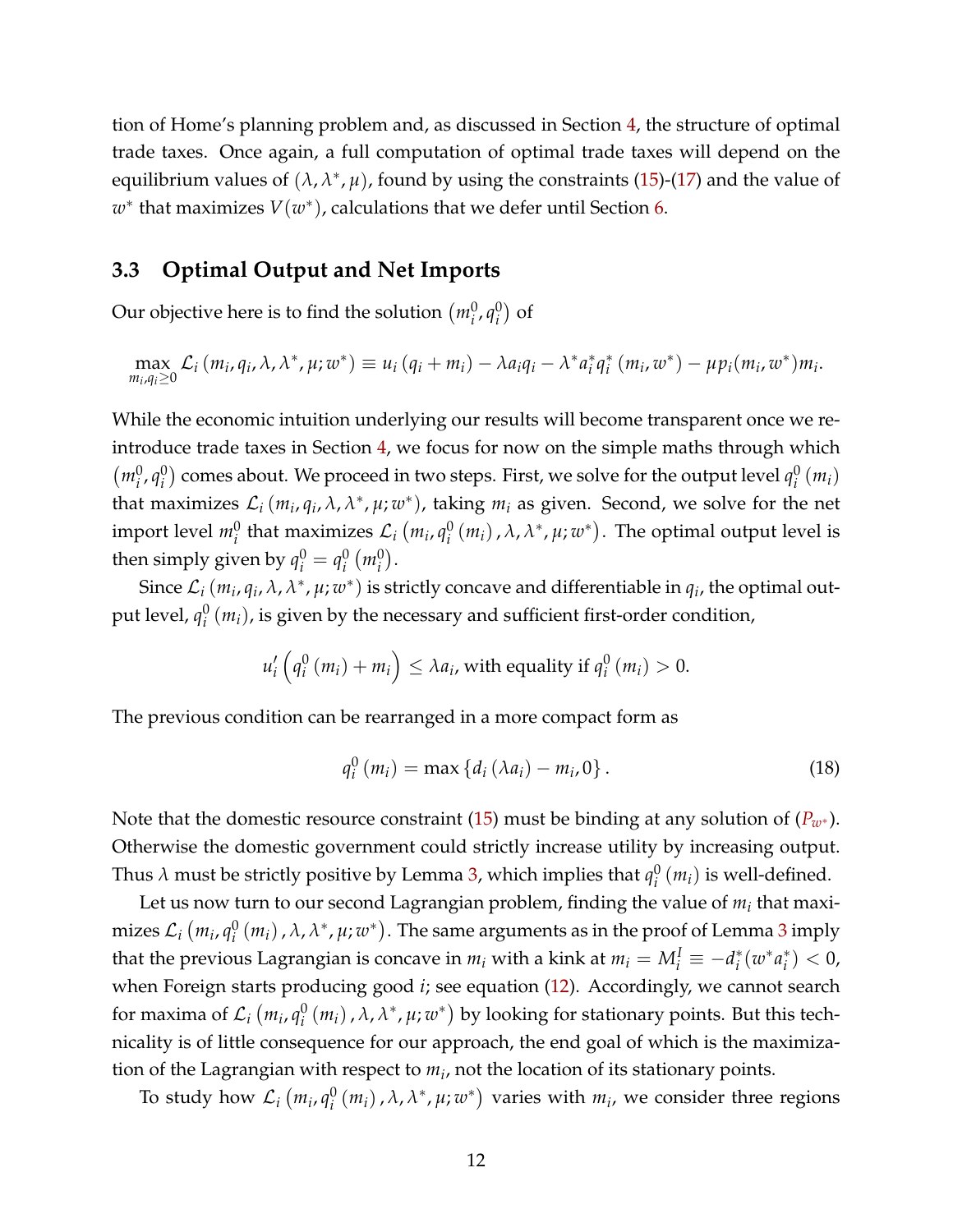tion of Home's planning problem and, as discussed in Section 4, the structure of optimal trade taxes. Once again, a full computation of optimal trade taxes will depend on the equilibrium values of $(\lambda, \lambda^*, \mu)$, found by using the constraints (15)-(17) and the value of $w^*$ that maximizes $V(w^*)$, calculations that we defer until Section 6.

### 3.3 Optimal Output and Net Imports

Our objective here is to find the solution $\left(m_i^0, q_i^0\right)$ of

$$\max_{m_i, q_i \geq 0} \mathcal{L}_i\left(m_i, q_i, \lambda, \lambda^*, \mu; w^*\right) \equiv u_i\left(q_i + m_i\right) - \lambda a_i q_i - \lambda^* a_i^* q_i^*\left(m_i, w^*\right) - \mu p_i(m_i, w^*) m_i.$$

While the economic intuition underlying our results will become transparent once we reintroduce trade taxes in Section 4, we focus for now on the simple maths through which $\left(m_i^0, q_i^0\right)$ comes about. We proceed in two steps. First, we solve for the output level $q_i^0\left(m_i\right)$ that maximizes $\mathcal{L}_i\left(m_i, q_i, \lambda, \lambda^*, \mu; w^*\right)$, taking $m_i$ as given. Second, we solve for the net import level $m_i^0$ that maximizes $\mathcal{L}_i\left(m_i, q_i^0\left(m_i\right), \lambda, \lambda^*, \mu; w^*\right)$. The optimal output level is then simply given by $q_i^0 = q_i^0\left(m_i^0\right)$.

Since $\mathcal{L}_i\left(m_i, q_i, \lambda, \lambda^*, \mu; w^*\right)$ is strictly concave and differentiable in $q_i$, the optimal output level, $q_i^0\left(m_i\right)$, is given by the necessary and sufficient first-order condition,

$$u_i'\left(q_i^0\left(m_i\right) + m_i\right) \leq \lambda a_i, \text{ with equality if } q_i^0\left(m_i\right) > 0.$$

The previous condition can be rearranged in a more compact form as

$$q_i^0\left(m_i\right) = \max\left\{d_i\left(\lambda a_i\right) - m_i, 0\right\}. \tag{18}$$

Note that the domestic resource constraint (15) must be binding at any solution of ($P_{w^*}$). Otherwise the domestic government could strictly increase utility by increasing output. Thus $\lambda$ must be strictly positive by Lemma 3, which implies that $q_i^0\left(m_i\right)$ is well-defined.

Let us now turn to our second Lagrangian problem, finding the value of $m_i$ that maximizes $\mathcal{L}_i\left(m_i, q_i^0\left(m_i\right), \lambda, \lambda^*, \mu; w^*\right)$. The same arguments as in the proof of Lemma 3 imply that the previous Lagrangian is concave in $m_i$ with a kink at $m_i = M_i^I \equiv -d_i^*(w^* a_i^*) < 0$, when Foreign starts producing good $i$; see equation (12). Accordingly, we cannot search for maxima of $\mathcal{L}_i\left(m_i, q_i^0\left(m_i\right), \lambda, \lambda^*, \mu; w^*\right)$ by looking for stationary points. But this technicality is of little consequence for our approach, the end goal of which is the maximization of the Lagrangian with respect to $m_i$, not the location of its stationary points.

To study how $\mathcal{L}_i\left(m_i, q_i^0\left(m_i\right), \lambda, \lambda^*, \mu; w^*\right)$ varies with $m_i$, we consider three regions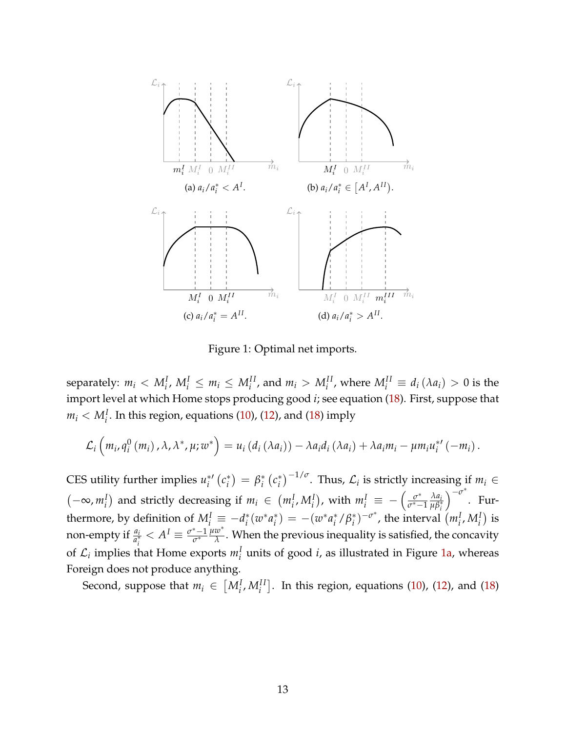Figure 1: Optimal net imports.

(a) $a_i/a_i^* < A^I$.

(b) $a_i/a_i^* \in [A^I, A^{II})$.

(c) $a_i/a_i^* = A^{II}$.

(d) $a_i/a_i^* > A^{II}$.

separately: $m_i < M_i^I$, $M_i^I \leq m_i \leq M_i^{II}$, and $m_i > M_i^{II}$, where $M_i^{II} \equiv d_i(\lambda a_i) > 0$ is the import level at which Home stops producing good $i$; see equation (18). First, suppose that $m_i < M_i^I$. In this region, equations (10), (12), and (18) imply

$$\mathcal{L}_i\left(m_i, q_i^0(m_i), \lambda, \lambda^*, \mu; w^*\right) = u_i\left(d_i(\lambda a_i)\right) - \lambda a_i d_i(\lambda a_i) + \lambda a_i m_i - \mu m_i u_i^{*\prime}(-m_i).$$

CES utility further implies $u_i^{*\prime}(c_i^*) = \beta_i^*(c_i^*)^{-1/\sigma}$. Thus, $\mathcal{L}_i$ is strictly increasing if $m_i \in (-\infty, m_i^I)$ and strictly decreasing if $m_i \in (m_i^I, M_i^I)$, with $m_i^I \equiv -\left(\frac{\sigma^*}{\sigma^*-1}\frac{\lambda a_i}{\mu \beta_i^*}\right)^{-\sigma^*}$. Furthermore, by definition of $M_i^I \equiv -d_i^*(w^* a_i^*) = -(w^* a_i^*/\beta_i^*)^{-\sigma^*}$, the interval $(m_i^I, M_i^I)$ is non-empty if $\frac{a_i}{a_i^*} < A^I \equiv \frac{\sigma^*-1}{\sigma^*}\frac{\mu w^*}{\lambda}$. When the previous inequality is satisfied, the concavity of $\mathcal{L}_i$ implies that Home exports $m_i^I$ units of good $i$, as illustrated in Figure 1a, whereas Foreign does not produce anything.

Second, suppose that $m_i \in [M_i^I, M_i^{II}]$. In this region, equations (10), (12), and (18)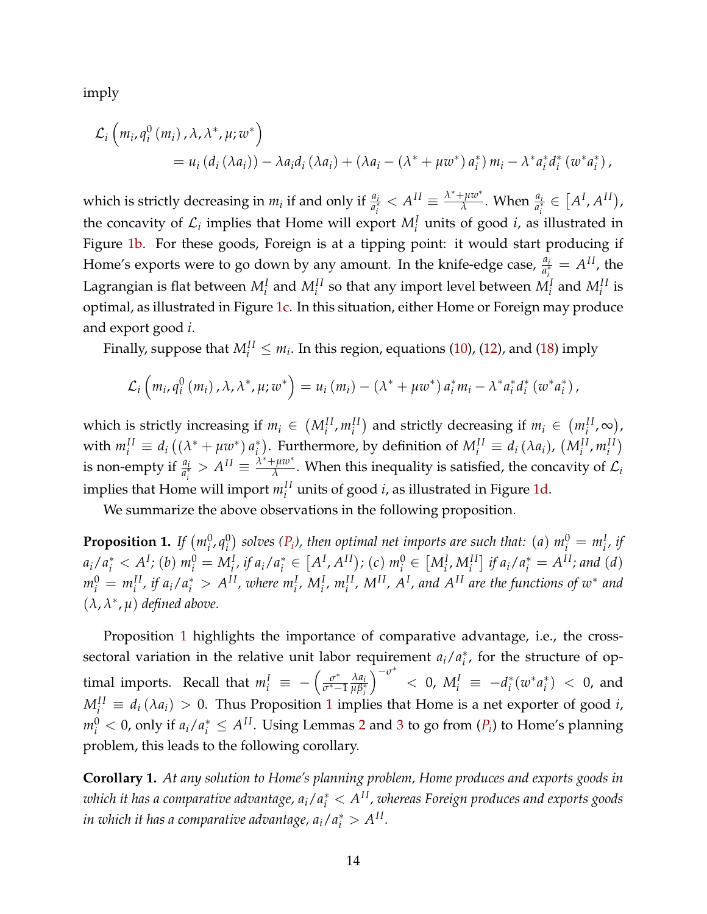imply

$$\mathcal{L}_i\left(m_i, q_i^0(m_i), \lambda, \lambda^*, \mu; w^*\right)$$
$$= u_i(d_i(\lambda a_i)) - \lambda a_i d_i(\lambda a_i) + (\lambda a_i - (\lambda^* + \mu w^*) a_i^*) m_i - \lambda^* a_i^* d_i^*(w^* a_i^*),$$

which is strictly decreasing in $m_i$ if and only if $\frac{a_i}{a_i^*} < A^{II} \equiv \frac{\lambda^* + \mu w^*}{\lambda}$. When $\frac{a_i}{a_i^*} \in [A^I, A^{II})$, the concavity of $\mathcal{L}_i$ implies that Home will export $M_i^I$ units of good $i$, as illustrated in Figure 1b. For these goods, Foreign is at a tipping point: it would start producing if Home's exports were to go down by any amount. In the knife-edge case, $\frac{a_i}{a_i^*} = A^{II}$, the Lagrangian is flat between $M_i^I$ and $M_i^{II}$ so that any import level between $M_i^I$ and $M_i^{II}$ is optimal, as illustrated in Figure 1c. In this situation, either Home or Foreign may produce and export good $i$.

Finally, suppose that $M_i^{II} \leq m_i$. In this region, equations (10), (12), and (18) imply

$$\mathcal{L}_i\left(m_i, q_i^0(m_i), \lambda, \lambda^*, \mu; w^*\right) = u_i(m_i) - (\lambda^* + \mu w^*) a_i^* m_i - \lambda^* a_i^* d_i^*(w^* a_i^*),$$

which is strictly increasing if $m_i \in (M_i^{II}, m_i^{II})$ and strictly decreasing if $m_i \in (m_i^{II}, \infty)$, with $m_i^{II} \equiv d_i((\lambda^* + \mu w^*) a_i^*)$. Furthermore, by definition of $M_i^{II} \equiv d_i(\lambda a_i)$, $(M_i^{II}, m_i^{II})$ is non-empty if $\frac{a_i}{a_i^*} > A^{II} \equiv \frac{\lambda^* + \mu w^*}{\lambda}$. When this inequality is satisfied, the concavity of $\mathcal{L}_i$ implies that Home will import $m_i^{II}$ units of good $i$, as illustrated in Figure 1d.

We summarize the above observations in the following proposition.

**Proposition 1.** *If $(m_i^0, q_i^0)$ solves ($P_i$), then optimal net imports are such that: (a) $m_i^0 = m_i^I$, if $a_i/a_i^* < A^I$; (b) $m_i^0 = M_i^I$, if $a_i/a_i^* \in [A^I, A^{II})$; (c) $m_i^0 \in [M_i^I, M_i^{II}]$ if $a_i/a_i^* = A^{II}$; and (d) $m_i^0 = m_i^{II}$, if $a_i/a_i^* > A^{II}$, where $m_i^I$, $M_i^I$, $m_i^{II}$, $M^{II}$, $A^I$, and $A^{II}$ are the functions of $w^*$ and $(\lambda, \lambda^*, \mu)$ defined above.*

Proposition 1 highlights the importance of comparative advantage, i.e., the cross-sectoral variation in the relative unit labor requirement $a_i/a_i^*$, for the structure of optimal imports. Recall that $m_i^I \equiv -\left(\frac{\sigma^*}{\sigma^*-1}\frac{\lambda a_i}{\mu \beta_i^*}\right)^{-\sigma^*} < 0$, $M_i^I \equiv -d_i^*(w^* a_i^*) < 0$, and $M_i^{II} \equiv d_i(\lambda a_i) > 0$. Thus Proposition 1 implies that Home is a net exporter of good $i$, $m_i^0 < 0$, only if $a_i/a_i^* \leq A^{II}$. Using Lemmas 2 and 3 to go from ($P_i$) to Home's planning problem, this leads to the following corollary.

**Corollary 1.** *At any solution to Home's planning problem, Home produces and exports goods in which it has a comparative advantage, $a_i/a_i^* < A^{II}$, whereas Foreign produces and exports goods in which it has a comparative advantage, $a_i/a_i^* > A^{II}$.*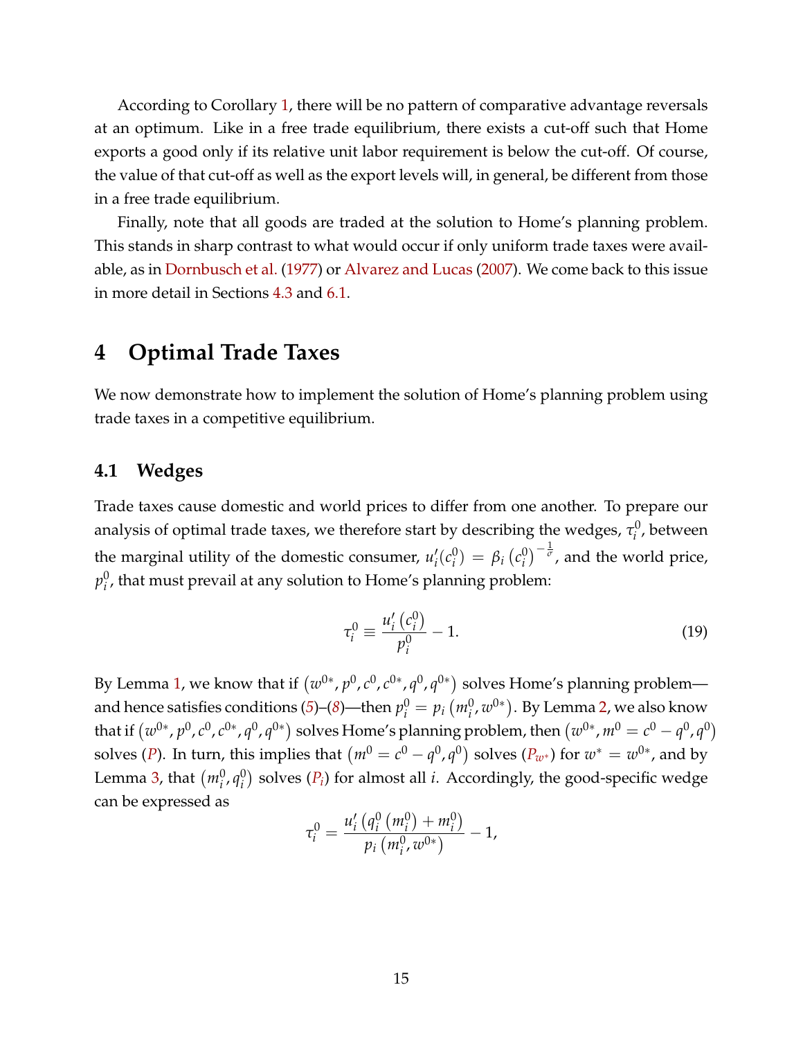According to Corollary 1, there will be no pattern of comparative advantage reversals at an optimum. Like in a free trade equilibrium, there exists a cut-off such that Home exports a good only if its relative unit labor requirement is below the cut-off. Of course, the value of that cut-off as well as the export levels will, in general, be different from those in a free trade equilibrium.

Finally, note that all goods are traded at the solution to Home's planning problem. This stands in sharp contrast to what would occur if only uniform trade taxes were available, as in Dornbusch et al. (1977) or Alvarez and Lucas (2007). We come back to this issue in more detail in Sections 4.3 and 6.1.

# 4 Optimal Trade Taxes

We now demonstrate how to implement the solution of Home's planning problem using trade taxes in a competitive equilibrium.

## 4.1 Wedges

Trade taxes cause domestic and world prices to differ from one another. To prepare our analysis of optimal trade taxes, we therefore start by describing the wedges, $\tau_i^0$, between the marginal utility of the domestic consumer, $u_i'(c_i^0) = \beta_i \left(c_i^0\right)^{-\frac{1}{\sigma}}$, and the world price, $p_i^0$, that must prevail at any solution to Home's planning problem:

$$\tau_i^0 \equiv \frac{u_i'\left(c_i^0\right)}{p_i^0} - 1. \tag{19}$$

By Lemma 1, we know that if $\left(w^{0*}, p^0, c^0, c^{0*}, q^0, q^{0*}\right)$ solves Home's planning problem—and hence satisfies conditions (5)–(8)—then $p_i^0 = p_i\left(m_i^0, w^{0*}\right)$. By Lemma 2, we also know that if $\left(w^{0*}, p^0, c^0, c^{0*}, q^0, q^{0*}\right)$ solves Home's planning problem, then $\left(w^{0*}, m^0 = c^0 - q^0, q^0\right)$ solves ($P$). In turn, this implies that $\left(m^0 = c^0 - q^0, q^0\right)$ solves ($P_{w^*}$) for $w^* = w^{0*}$, and by Lemma 3, that $\left(m_i^0, q_i^0\right)$ solves ($P_i$) for almost all $i$. Accordingly, the good-specific wedge can be expressed as

$$\tau_i^0 = \frac{u_i'\left(q_i^0\left(m_i^0\right) + m_i^0\right)}{p_i\left(m_i^0, w^{0*}\right)} - 1,$$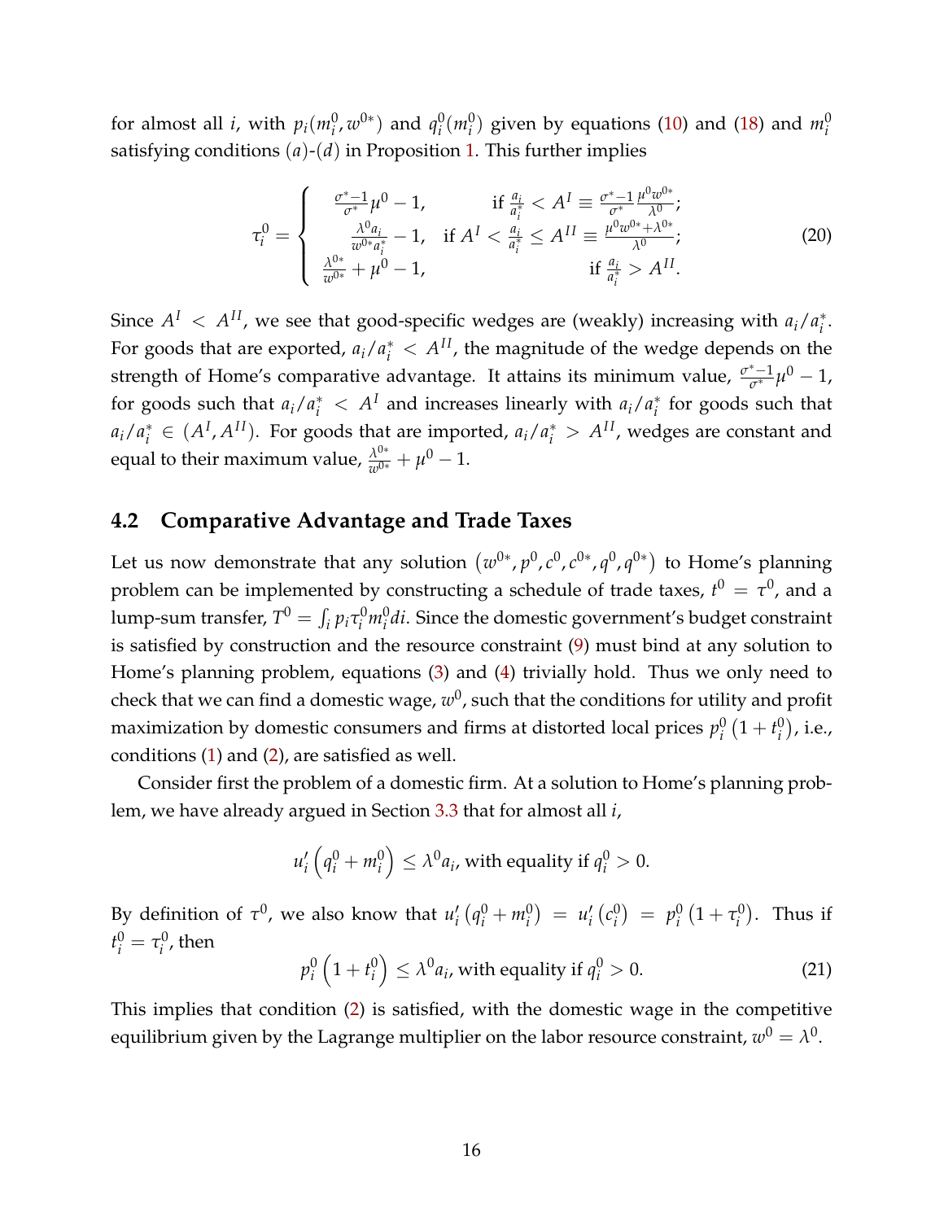for almost all $i$, with $p_i(m_i^0, w^{0*})$ and $q_i^0(m_i^0)$ given by equations (10) and (18) and $m_i^0$ satisfying conditions $(a)$-$(d)$ in Proposition 1. This further implies

$$
\tau_i^0 = \begin{cases} \frac{\sigma^*-1}{\sigma^*}\mu^0 - 1, & \text{if } \frac{a_i}{a_i^*} < A^I \equiv \frac{\sigma^*-1}{\sigma^*}\frac{\mu^0 w^{0*}}{\lambda^0}; \\ \frac{\lambda^0 a_i}{w^{0*} a_i^*} - 1, & \text{if } A^I < \frac{a_i}{a_i^*} \leq A^{II} \equiv \frac{\mu^0 w^{0*} + \lambda^{0*}}{\lambda^0}; \\ \frac{\lambda^{0*}}{w^{0*}} + \mu^0 - 1, & \text{if } \frac{a_i}{a_i^*} > A^{II}. \end{cases} \tag{20}
$$

Since $A^I < A^{II}$, we see that good-specific wedges are (weakly) increasing with $a_i/a_i^*$. For goods that are exported, $a_i/a_i^* < A^{II}$, the magnitude of the wedge depends on the strength of Home's comparative advantage. It attains its minimum value, $\frac{\sigma^*-1}{\sigma^*}\mu^0 - 1$, for goods such that $a_i/a_i^* < A^I$ and increases linearly with $a_i/a_i^*$ for goods such that $a_i/a_i^* \in (A^I, A^{II})$. For goods that are imported, $a_i/a_i^* > A^{II}$, wedges are constant and equal to their maximum value, $\frac{\lambda^{0*}}{w^{0*}} + \mu^0 - 1$.

## 4.2 Comparative Advantage and Trade Taxes

Let us now demonstrate that any solution $(w^{0*}, p^0, c^0, c^{0*}, q^0, q^{0*})$ to Home's planning problem can be implemented by constructing a schedule of trade taxes, $t^0 = \tau^0$, and a lump-sum transfer, $T^0 = \int_i p_i \tau_i^0 m_i^0 di$. Since the domestic government's budget constraint is satisfied by construction and the resource constraint (9) must bind at any solution to Home's planning problem, equations (3) and (4) trivially hold. Thus we only need to check that we can find a domestic wage, $w^0$, such that the conditions for utility and profit maximization by domestic consumers and firms at distorted local prices $p_i^0(1 + t_i^0)$, i.e., conditions (1) and (2), are satisfied as well.

Consider first the problem of a domestic firm. At a solution to Home's planning problem, we have already argued in Section 3.3 that for almost all $i$,

$$
u_i'\left(q_i^0 + m_i^0\right) \leq \lambda^0 a_i, \text{ with equality if } q_i^0 > 0.
$$

By definition of $\tau^0$, we also know that $u_i'\left(q_i^0 + m_i^0\right) = u_i'\left(c_i^0\right) = p_i^0\left(1 + \tau_i^0\right)$. Thus if $t_i^0 = \tau_i^0$, then

$$
p_i^0\left(1 + t_i^0\right) \leq \lambda^0 a_i, \text{ with equality if } q_i^0 > 0. \tag{21}
$$

This implies that condition (2) is satisfied, with the domestic wage in the competitive equilibrium given by the Lagrange multiplier on the labor resource constraint, $w^0 = \lambda^0$.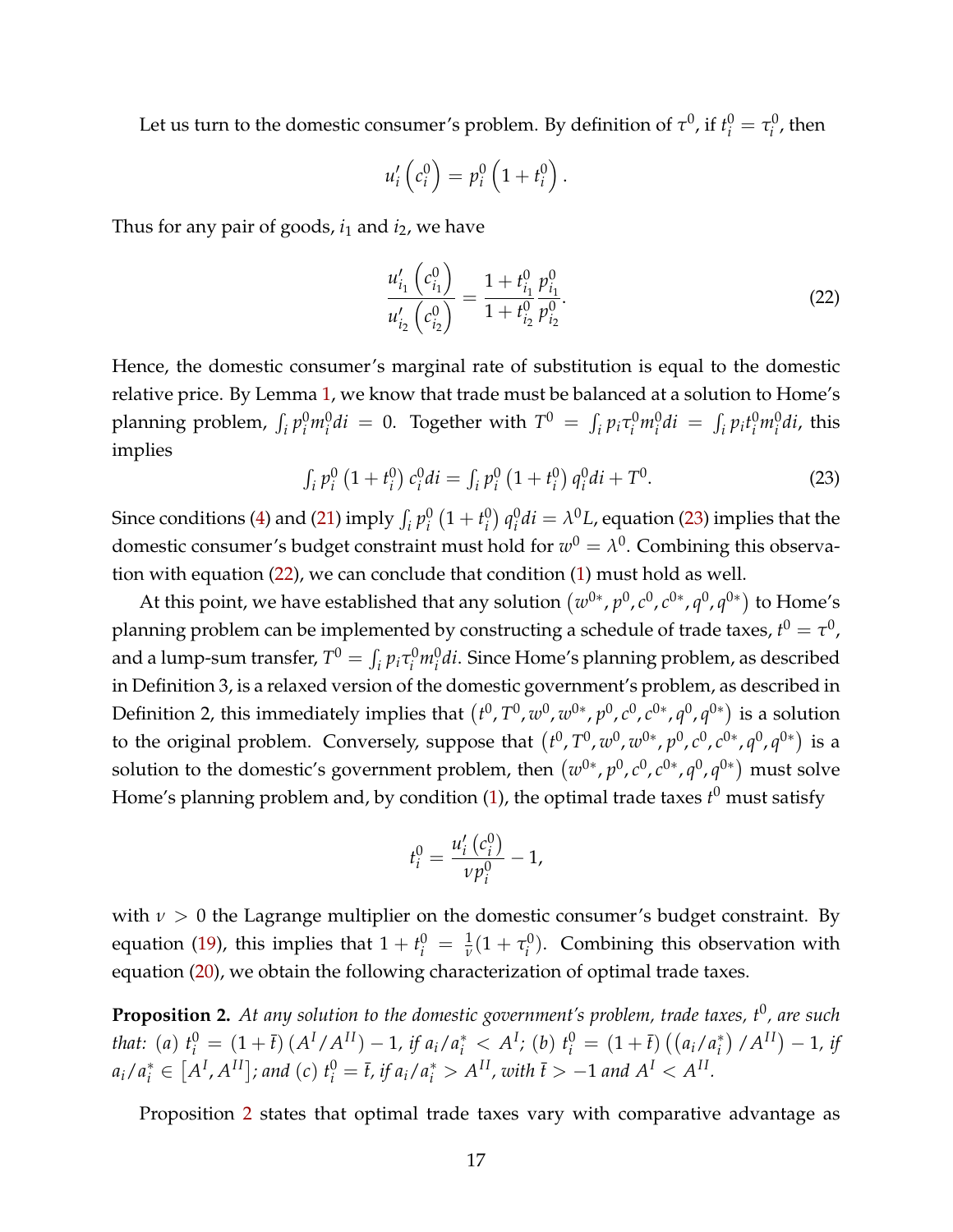Let us turn to the domestic consumer's problem. By definition of $\tau^0$, if $t_i^0 = \tau_i^0$, then

$$u_i'\left(c_i^0\right) = p_i^0\left(1 + t_i^0\right).$$

Thus for any pair of goods, $i_1$ and $i_2$, we have

$$\frac{u_{i_1}'\left(c_{i_1}^0\right)}{u_{i_2}'\left(c_{i_2}^0\right)} = \frac{1 + t_{i_1}^0}{1 + t_{i_2}^0}\frac{p_{i_1}^0}{p_{i_2}^0}. \tag{22}$$

Hence, the domestic consumer's marginal rate of substitution is equal to the domestic relative price. By Lemma 1, we know that trade must be balanced at a solution to Home's planning problem, $\int_i p_i^0 m_i^0 di = 0$. Together with $T^0 = \int_i p_i \tau_i^0 m_i^0 di = \int_i p_i t_i^0 m_i^0 di$, this implies

$$\int_i p_i^0\left(1 + t_i^0\right) c_i^0 di = \int_i p_i^0\left(1 + t_i^0\right) q_i^0 di + T^0. \tag{23}$$

Since conditions (4) and (21) imply $\int_i p_i^0\left(1 + t_i^0\right) q_i^0 di = \lambda^0 L$, equation (23) implies that the domestic consumer's budget constraint must hold for $w^0 = \lambda^0$. Combining this observation with equation (22), we can conclude that condition (1) must hold as well.

At this point, we have established that any solution $\left(w^{0*}, p^0, c^0, c^{0*}, q^0, q^{0*}\right)$ to Home's planning problem can be implemented by constructing a schedule of trade taxes, $t^0 = \tau^0$, and a lump-sum transfer, $T^0 = \int_i p_i \tau_i^0 m_i^0 di$. Since Home's planning problem, as described in Definition 3, is a relaxed version of the domestic government's problem, as described in Definition 2, this immediately implies that $\left(t^0, T^0, w^0, w^{0*}, p^0, c^0, c^{0*}, q^0, q^{0*}\right)$ is a solution to the original problem. Conversely, suppose that $\left(t^0, T^0, w^0, w^{0*}, p^0, c^0, c^{0*}, q^0, q^{0*}\right)$ is a solution to the domestic's government problem, then $\left(w^{0*}, p^0, c^0, c^{0*}, q^0, q^{0*}\right)$ must solve Home's planning problem and, by condition (1), the optimal trade taxes $t^0$ must satisfy

$$t_i^0 = \frac{u_i'\left(c_i^0\right)}{\nu p_i^0} - 1,$$

with $\nu > 0$ the Lagrange multiplier on the domestic consumer's budget constraint. By equation (19), this implies that $1 + t_i^0 = \frac{1}{\nu}(1 + \tau_i^0)$. Combining this observation with equation (20), we obtain the following characterization of optimal trade taxes.

**Proposition 2.** *At any solution to the domestic government's problem, trade taxes, $t^0$, are such that: (a) $t_i^0 = \left(1 + \bar{t}\right)\left(A^I / A^{II}\right) - 1$, if $a_i / a_i^* < A^I$; (b) $t_i^0 = \left(1 + \bar{t}\right)\left(\left(a_i / a_i^*\right) / A^{II}\right) - 1$, if $a_i / a_i^* \in \left[A^I, A^{II}\right]$; and (c) $t_i^0 = \bar{t}$, if $a_i / a_i^* > A^{II}$, with $\bar{t} > -1$ and $A^I < A^{II}$.*

Proposition 2 states that optimal trade taxes vary with comparative advantage as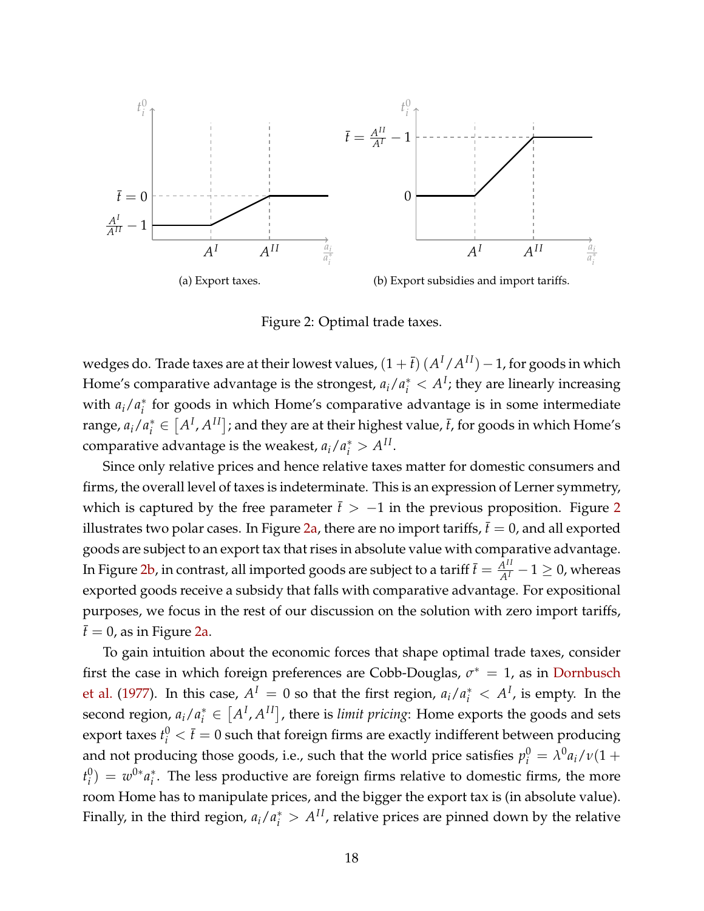(a) Export taxes.

(b) Export subsidies and import tariffs.

Figure 2: Optimal trade taxes.

wedges do. Trade taxes are at their lowest values, $(1+\bar{t})(A^I/A^{II})-1$, for goods in which Home's comparative advantage is the strongest, $a_i/a_i^* < A^I$; they are linearly increasing with $a_i/a_i^*$ for goods in which Home's comparative advantage is in some intermediate range, $a_i/a_i^* \in [A^I, A^{II}]$; and they are at their highest value, $\bar{t}$, for goods in which Home's comparative advantage is the weakest, $a_i/a_i^* > A^{II}$.

Since only relative prices and hence relative taxes matter for domestic consumers and firms, the overall level of taxes is indeterminate. This is an expression of Lerner symmetry, which is captured by the free parameter $\bar{t} > -1$ in the previous proposition. Figure 2 illustrates two polar cases. In Figure 2a, there are no import tariffs, $\bar{t} = 0$, and all exported goods are subject to an export tax that rises in absolute value with comparative advantage. In Figure 2b, in contrast, all imported goods are subject to a tariff $\bar{t} = \frac{A^{II}}{A^I} - 1 \geq 0$, whereas exported goods receive a subsidy that falls with comparative advantage. For expositional purposes, we focus in the rest of our discussion on the solution with zero import tariffs, $\bar{t} = 0$, as in Figure 2a.

To gain intuition about the economic forces that shape optimal trade taxes, consider first the case in which foreign preferences are Cobb-Douglas, $\sigma^* = 1$, as in Dornbusch et al. (1977). In this case, $A^I = 0$ so that the first region, $a_i/a_i^* < A^I$, is empty. In the second region, $a_i/a_i^* \in [A^I, A^{II}]$, there is *limit pricing*: Home exports the goods and sets export taxes $t_i^0 < \bar{t} = 0$ such that foreign firms are exactly indifferent between producing and not producing those goods, i.e., such that the world price satisfies $p_i^0 = \lambda^0 a_i/\nu(1 + t_i^0) = w^{0*} a_i^*$. The less productive are foreign firms relative to domestic firms, the more room Home has to manipulate prices, and the bigger the export tax is (in absolute value). Finally, in the third region, $a_i/a_i^* > A^{II}$, relative prices are pinned down by the relative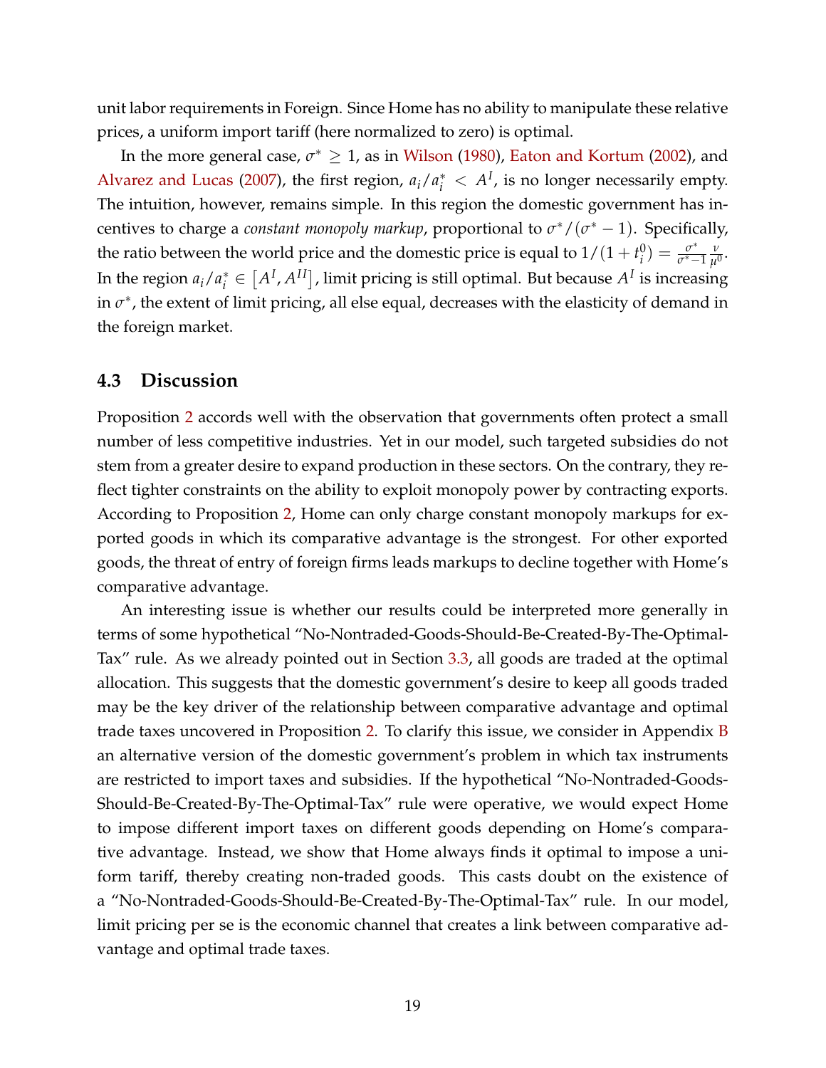unit labor requirements in Foreign. Since Home has no ability to manipulate these relative prices, a uniform import tariff (here normalized to zero) is optimal.

In the more general case, $\sigma^* \geq 1$, as in Wilson (1980), Eaton and Kortum (2002), and Alvarez and Lucas (2007), the first region, $a_i/a_i^* < A^I$, is no longer necessarily empty. The intuition, however, remains simple. In this region the domestic government has incentives to charge a *constant monopoly markup*, proportional to $\sigma^*/(\sigma^* - 1)$. Specifically, the ratio between the world price and the domestic price is equal to $1/(1+t_i^0) = \frac{\sigma^*}{\sigma^*-1}\frac{\nu}{\mu^0}$. In the region $a_i/a_i^* \in [A^I, A^{II}]$, limit pricing is still optimal. But because $A^I$ is increasing in $\sigma^*$, the extent of limit pricing, all else equal, decreases with the elasticity of demand in the foreign market.

## 4.3 Discussion

Proposition 2 accords well with the observation that governments often protect a small number of less competitive industries. Yet in our model, such targeted subsidies do not stem from a greater desire to expand production in these sectors. On the contrary, they reflect tighter constraints on the ability to exploit monopoly power by contracting exports. According to Proposition 2, Home can only charge constant monopoly markups for exported goods in which its comparative advantage is the strongest. For other exported goods, the threat of entry of foreign firms leads markups to decline together with Home's comparative advantage.

An interesting issue is whether our results could be interpreted more generally in terms of some hypothetical "No-Nontraded-Goods-Should-Be-Created-By-The-Optimal-Tax" rule. As we already pointed out in Section 3.3, all goods are traded at the optimal allocation. This suggests that the domestic government's desire to keep all goods traded may be the key driver of the relationship between comparative advantage and optimal trade taxes uncovered in Proposition 2. To clarify this issue, we consider in Appendix B an alternative version of the domestic government's problem in which tax instruments are restricted to import taxes and subsidies. If the hypothetical "No-Nontraded-Goods-Should-Be-Created-By-The-Optimal-Tax" rule were operative, we would expect Home to impose different import taxes on different goods depending on Home's comparative advantage. Instead, we show that Home always finds it optimal to impose a uniform tariff, thereby creating non-traded goods. This casts doubt on the existence of a "No-Nontraded-Goods-Should-Be-Created-By-The-Optimal-Tax" rule. In our model, limit pricing per se is the economic channel that creates a link between comparative advantage and optimal trade taxes.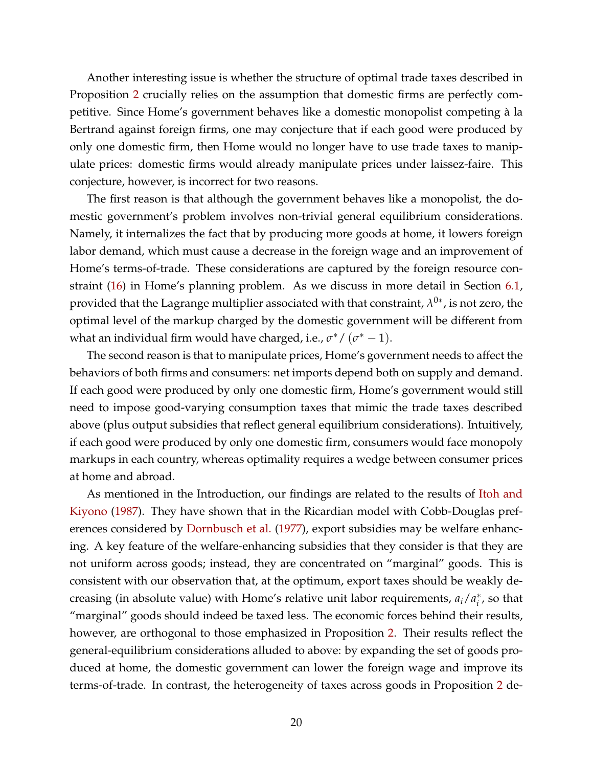Another interesting issue is whether the structure of optimal trade taxes described in Proposition 2 crucially relies on the assumption that domestic firms are perfectly competitive. Since Home's government behaves like a domestic monopolist competing à la Bertrand against foreign firms, one may conjecture that if each good were produced by only one domestic firm, then Home would no longer have to use trade taxes to manipulate prices: domestic firms would already manipulate prices under laissez-faire. This conjecture, however, is incorrect for two reasons.

The first reason is that although the government behaves like a monopolist, the domestic government's problem involves non-trivial general equilibrium considerations. Namely, it internalizes the fact that by producing more goods at home, it lowers foreign labor demand, which must cause a decrease in the foreign wage and an improvement of Home's terms-of-trade. These considerations are captured by the foreign resource constraint (16) in Home's planning problem. As we discuss in more detail in Section 6.1, provided that the Lagrange multiplier associated with that constraint, $\lambda^{0*}$, is not zero, the optimal level of the markup charged by the domestic government will be different from what an individual firm would have charged, i.e., $\sigma^*/(\sigma^* - 1)$.

The second reason is that to manipulate prices, Home's government needs to affect the behaviors of both firms and consumers: net imports depend both on supply and demand. If each good were produced by only one domestic firm, Home's government would still need to impose good-varying consumption taxes that mimic the trade taxes described above (plus output subsidies that reflect general equilibrium considerations). Intuitively, if each good were produced by only one domestic firm, consumers would face monopoly markups in each country, whereas optimality requires a wedge between consumer prices at home and abroad.

As mentioned in the Introduction, our findings are related to the results of Itoh and Kiyono (1987). They have shown that in the Ricardian model with Cobb-Douglas preferences considered by Dornbusch et al. (1977), export subsidies may be welfare enhancing. A key feature of the welfare-enhancing subsidies that they consider is that they are not uniform across goods; instead, they are concentrated on "marginal" goods. This is consistent with our observation that, at the optimum, export taxes should be weakly decreasing (in absolute value) with Home's relative unit labor requirements, $a_i/a_i^*$, so that "marginal" goods should indeed be taxed less. The economic forces behind their results, however, are orthogonal to those emphasized in Proposition 2. Their results reflect the general-equilibrium considerations alluded to above: by expanding the set of goods produced at home, the domestic government can lower the foreign wage and improve its terms-of-trade. In contrast, the heterogeneity of taxes across goods in Proposition 2 de-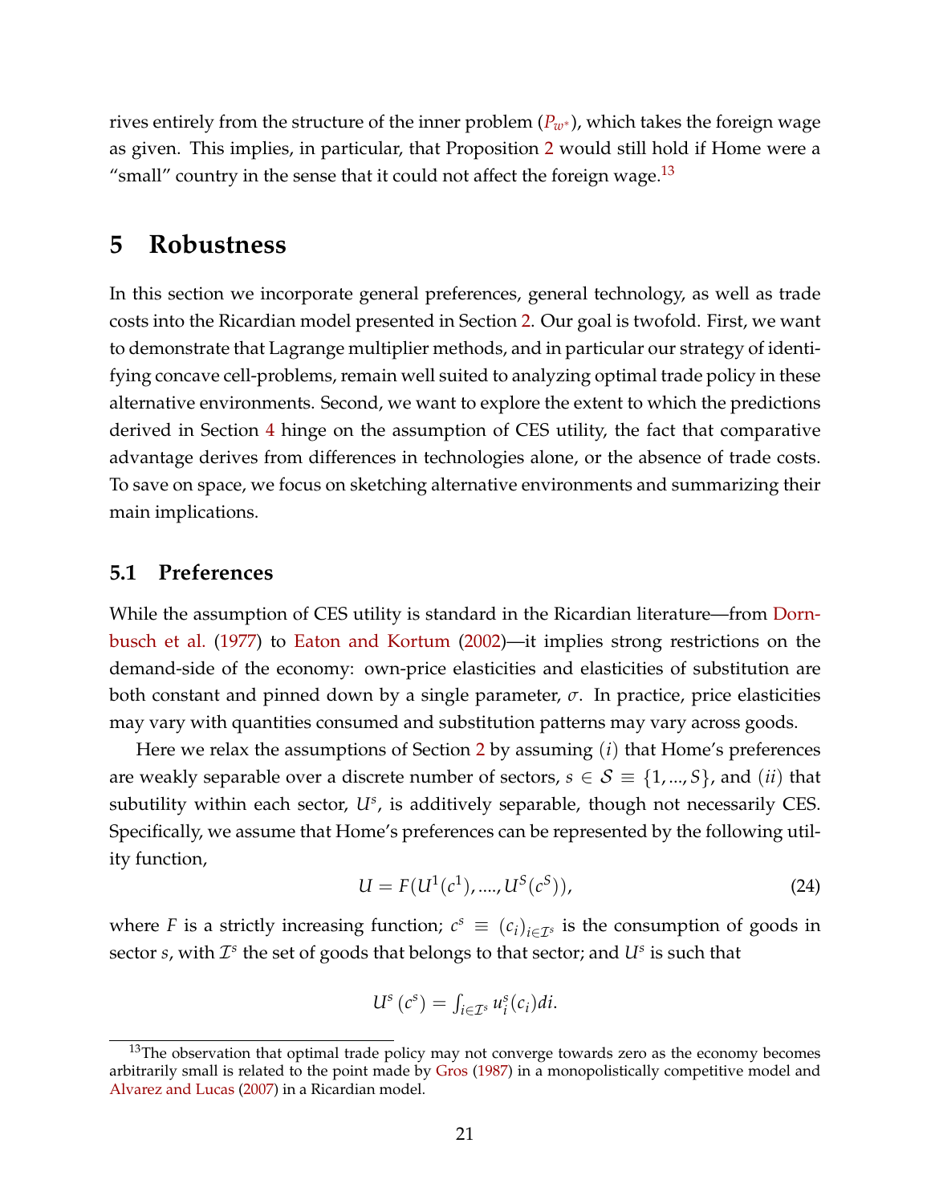rives entirely from the structure of the inner problem ($P_{w^*}$), which takes the foreign wage as given. This implies, in particular, that Proposition 2 would still hold if Home were a "small" country in the sense that it could not affect the foreign wage.[13]

# 5 Robustness

In this section we incorporate general preferences, general technology, as well as trade costs into the Ricardian model presented in Section 2. Our goal is twofold. First, we want to demonstrate that Lagrange multiplier methods, and in particular our strategy of identifying concave cell-problems, remain well suited to analyzing optimal trade policy in these alternative environments. Second, we want to explore the extent to which the predictions derived in Section 4 hinge on the assumption of CES utility, the fact that comparative advantage derives from differences in technologies alone, or the absence of trade costs. To save on space, we focus on sketching alternative environments and summarizing their main implications.

## 5.1 Preferences

While the assumption of CES utility is standard in the Ricardian literature—from Dornbusch et al. (1977) to Eaton and Kortum (2002)—it implies strong restrictions on the demand-side of the economy: own-price elasticities and elasticities of substitution are both constant and pinned down by a single parameter, $\sigma$. In practice, price elasticities may vary with quantities consumed and substitution patterns may vary across goods.

Here we relax the assumptions of Section 2 by assuming $(i)$ that Home's preferences are weakly separable over a discrete number of sectors, $s \in \mathcal{S} \equiv \{1, ..., S\}$, and $(ii)$ that subutility within each sector, $U^s$, is additively separable, though not necessarily CES. Specifically, we assume that Home's preferences can be represented by the following utility function,

$$U = F(U^1(c^1), ...., U^S(c^S)), \tag{24}$$

where $F$ is a strictly increasing function; $c^s \equiv (c_i)_{i \in \mathcal{I}^s}$ is the consumption of goods in sector $s$, with $\mathcal{I}^s$ the set of goods that belongs to that sector; and $U^s$ is such that

$$U^s(c^s) = \int_{i \in \mathcal{I}^s} u_i^s(c_i) di.$$

[13] The observation that optimal trade policy may not converge towards zero as the economy becomes arbitrarily small is related to the point made by Gros (1987) in a monopolistically competitive model and Alvarez and Lucas (2007) in a Ricardian model.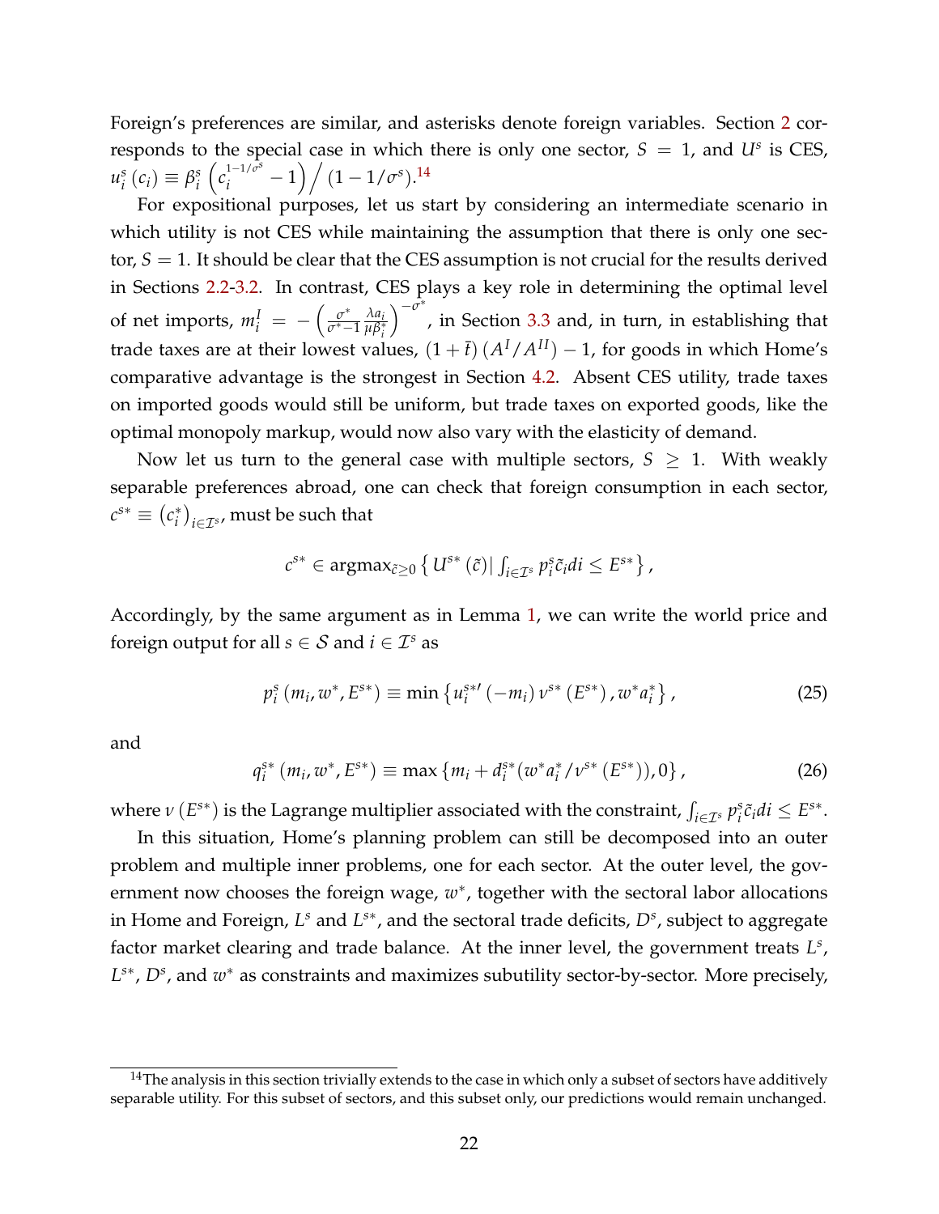Foreign's preferences are similar, and asterisks denote foreign variables. Section 2 corresponds to the special case in which there is only one sector, $S = 1$, and $U^s$ is CES, $u_i^s(c_i) \equiv \beta_i^s \left(c_i^{1-1/\sigma^s} - 1\right) \Big/ (1 - 1/\sigma^s)$.[14]

For expositional purposes, let us start by considering an intermediate scenario in which utility is not CES while maintaining the assumption that there is only one sector, $S = 1$. It should be clear that the CES assumption is not crucial for the results derived in Sections 2.2-3.2. In contrast, CES plays a key role in determining the optimal level of net imports, $m_i^I = -\left(\frac{\sigma^*}{\sigma^*-1}\frac{\lambda a_i}{\mu \beta_i^*}\right)^{-\sigma^*}$, in Section 3.3 and, in turn, in establishing that trade taxes are at their lowest values, $(1+\bar{t})\left(A^I/A^{II}\right) - 1$, for goods in which Home's comparative advantage is the strongest in Section 4.2. Absent CES utility, trade taxes on imported goods would still be uniform, but trade taxes on exported goods, like the optimal monopoly markup, would now also vary with the elasticity of demand.

Now let us turn to the general case with multiple sectors, $S \geq 1$. With weakly separable preferences abroad, one can check that foreign consumption in each sector, $c^{s*} \equiv \left(c_i^*\right)_{i \in \mathcal{I}^s}$, must be such that

$$c^{s*} \in \operatorname{argmax}_{\tilde{c} \geq 0} \left\{ U^{s*}(\tilde{c}) \middle| \int_{i \in \mathcal{I}^s} p_i^s \tilde{c}_i di \leq E^{s*} \right\},$$

Accordingly, by the same argument as in Lemma 1, we can write the world price and foreign output for all $s \in \mathcal{S}$ and $i \in \mathcal{I}^s$ as

$$p_i^s(m_i, w^*, E^{s*}) \equiv \min\left\{u_i^{s*\prime}(-m_i)\, \nu^{s*}(E^{s*}), w^* a_i^*\right\}, \tag{25}$$

and

$$q_i^{s*}(m_i, w^*, E^{s*}) \equiv \max\left\{m_i + d_i^{s*}(w^* a_i^*/\nu^{s*}(E^{s*})), 0\right\}, \tag{26}$$

where $\nu(E^{s*})$ is the Lagrange multiplier associated with the constraint, $\int_{i \in \mathcal{I}^s} p_i^s \tilde{c}_i di \leq E^{s*}$.

In this situation, Home's planning problem can still be decomposed into an outer problem and multiple inner problems, one for each sector. At the outer level, the government now chooses the foreign wage, $w^*$, together with the sectoral labor allocations in Home and Foreign, $L^s$ and $L^{s*}$, and the sectoral trade deficits, $D^s$, subject to aggregate factor market clearing and trade balance. At the inner level, the government treats $L^s$, $L^{s*}$, $D^s$, and $w^*$ as constraints and maximizes subutility sector-by-sector. More precisely,

[14] The analysis in this section trivially extends to the case in which only a subset of sectors have additively separable utility. For this subset of sectors, and this subset only, our predictions would remain unchanged.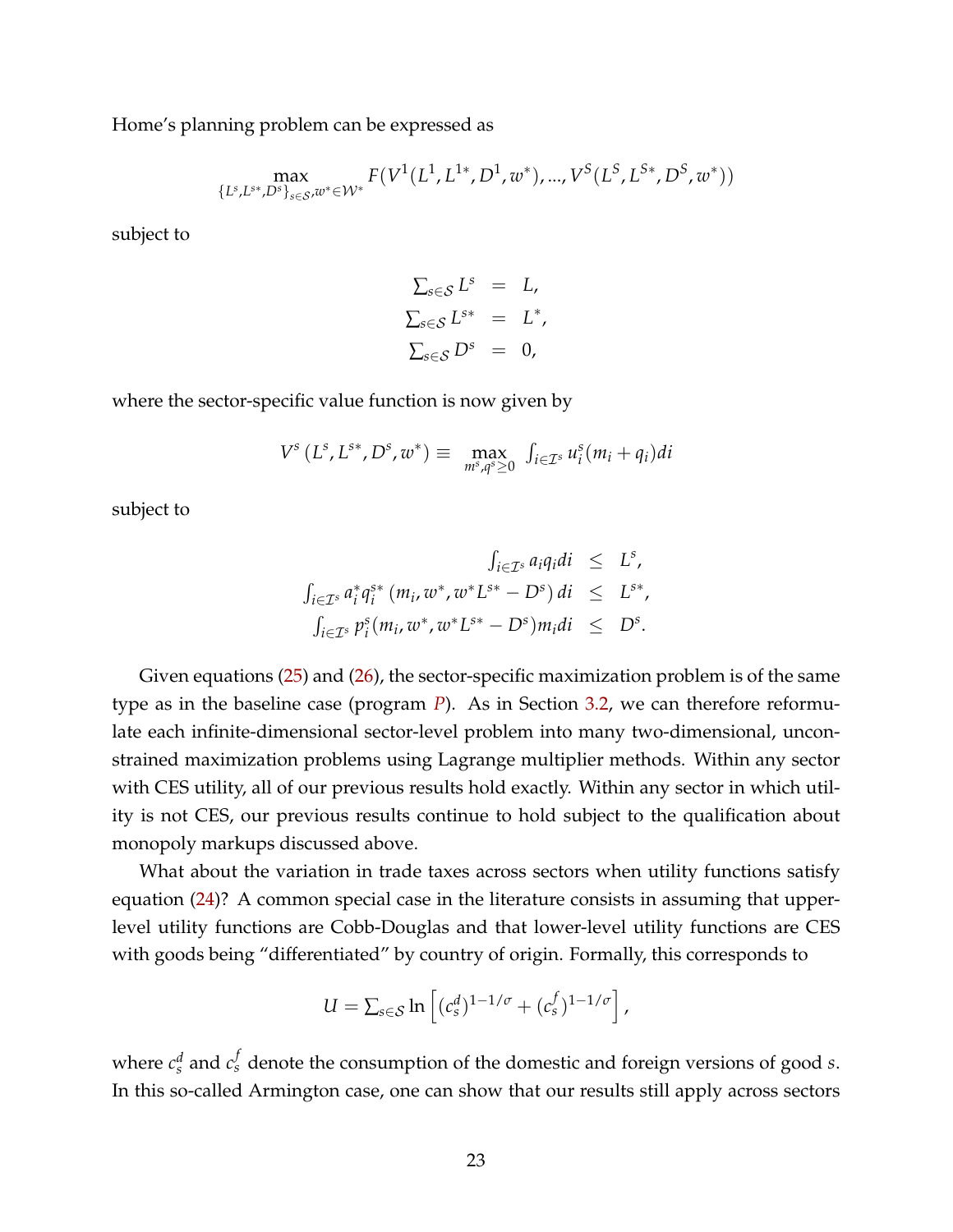Home's planning problem can be expressed as

$$\max_{\{L^s, L^{s*}, D^s\}_{s\in\mathcal{S}}, w^*\in\mathcal{W}^*} F(V^1(L^1, L^{1*}, D^1, w^*), ..., V^S(L^S, L^{S*}, D^S, w^*))$$

subject to

$$\begin{aligned}
\textstyle\sum_{s\in\mathcal{S}} L^s &= L, \\
\textstyle\sum_{s\in\mathcal{S}} L^{s*} &= L^*, \\
\textstyle\sum_{s\in\mathcal{S}} D^s &= 0,
\end{aligned}$$

where the sector-specific value function is now given by

$$V^s\left(L^s, L^{s*}, D^s, w^*\right) \equiv \max_{m^s, q^s \geq 0} \int_{i\in\mathcal{I}^s} u_i^s(m_i + q_i) di$$

subject to

$$\begin{aligned}
\textstyle\int_{i\in\mathcal{I}^s} a_i q_i di &\leq L^s, \\
\textstyle\int_{i\in\mathcal{I}^s} a_i^* q_i^{s*}\left(m_i, w^*, w^* L^{s*} - D^s\right) di &\leq L^{s*}, \\
\textstyle\int_{i\in\mathcal{I}^s} p_i^s(m_i, w^*, w^* L^{s*} - D^s) m_i di &\leq D^s.
\end{aligned}$$

Given equations (25) and (26), the sector-specific maximization problem is of the same type as in the baseline case (program $P$). As in Section 3.2, we can therefore reformulate each infinite-dimensional sector-level problem into many two-dimensional, unconstrained maximization problems using Lagrange multiplier methods. Within any sector with CES utility, all of our previous results hold exactly. Within any sector in which utility is not CES, our previous results continue to hold subject to the qualification about monopoly markups discussed above.

What about the variation in trade taxes across sectors when utility functions satisfy equation (24)? A common special case in the literature consists in assuming that upper-level utility functions are Cobb-Douglas and that lower-level utility functions are CES with goods being "differentiated" by country of origin. Formally, this corresponds to

$$U = \textstyle\sum_{s\in\mathcal{S}} \ln\left[(c_s^d)^{1-1/\sigma} + (c_s^f)^{1-1/\sigma}\right],$$

where $c_s^d$ and $c_s^f$ denote the consumption of the domestic and foreign versions of good $s$. In this so-called Armington case, one can show that our results still apply across sectors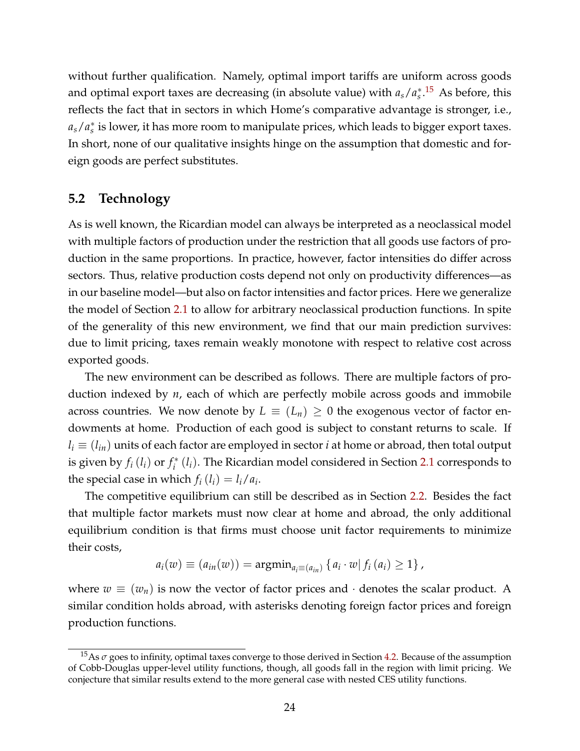without further qualification. Namely, optimal import tariffs are uniform across goods and optimal export taxes are decreasing (in absolute value) with $a_s/a_s^*$.[15] As before, this reflects the fact that in sectors in which Home's comparative advantage is stronger, i.e., $a_s/a_s^*$ is lower, it has more room to manipulate prices, which leads to bigger export taxes. In short, none of our qualitative insights hinge on the assumption that domestic and foreign goods are perfect substitutes.

## 5.2 Technology

As is well known, the Ricardian model can always be interpreted as a neoclassical model with multiple factors of production under the restriction that all goods use factors of production in the same proportions. In practice, however, factor intensities do differ across sectors. Thus, relative production costs depend not only on productivity differences—as in our baseline model—but also on factor intensities and factor prices. Here we generalize the model of Section 2.1 to allow for arbitrary neoclassical production functions. In spite of the generality of this new environment, we find that our main prediction survives: due to limit pricing, taxes remain weakly monotone with respect to relative cost across exported goods.

The new environment can be described as follows. There are multiple factors of production indexed by $n$, each of which are perfectly mobile across goods and immobile across countries. We now denote by $L \equiv (L_n) \geq 0$ the exogenous vector of factor endowments at home. Production of each good is subject to constant returns to scale. If $l_i \equiv (l_{in})$ units of each factor are employed in sector $i$ at home or abroad, then total output is given by $f_i(l_i)$ or $f_i^*(l_i)$. The Ricardian model considered in Section 2.1 corresponds to the special case in which $f_i(l_i) = l_i/a_i$.

The competitive equilibrium can still be described as in Section 2.2. Besides the fact that multiple factor markets must now clear at home and abroad, the only additional equilibrium condition is that firms must choose unit factor requirements to minimize their costs,

$$a_i(w) \equiv (a_{in}(w)) = \text{argmin}_{a_i \equiv (a_{in})} \{ a_i \cdot w | \, f_i(a_i) \geq 1 \},$$

where $w \equiv (w_n)$ is now the vector of factor prices and $\cdot$ denotes the scalar product. A similar condition holds abroad, with asterisks denoting foreign factor prices and foreign production functions.

[15] As $\sigma$ goes to infinity, optimal taxes converge to those derived in Section 4.2. Because of the assumption of Cobb-Douglas upper-level utility functions, though, all goods fall in the region with limit pricing. We conjecture that similar results extend to the more general case with nested CES utility functions.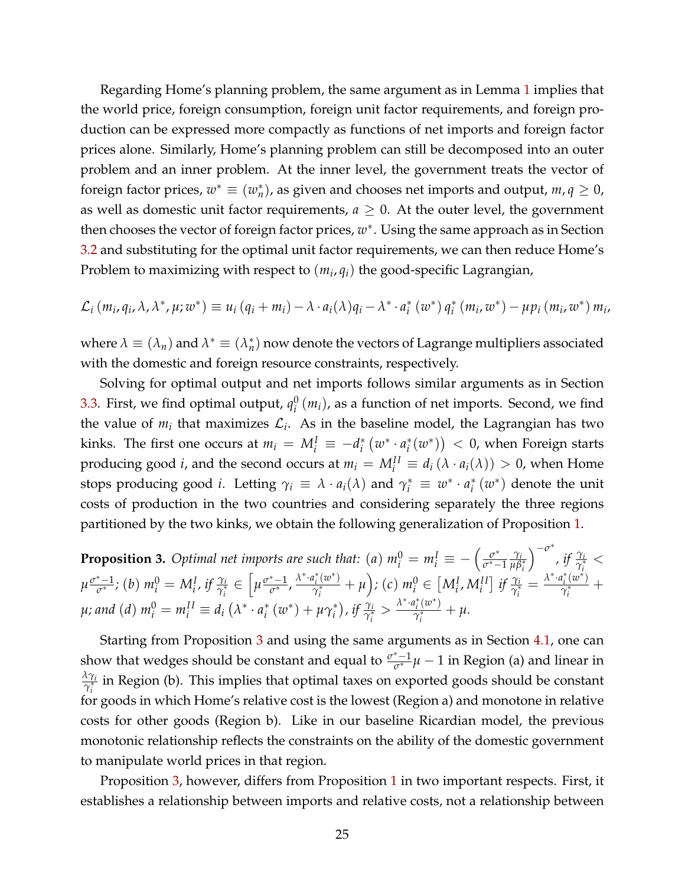Regarding Home's planning problem, the same argument as in Lemma 1 implies that the world price, foreign consumption, foreign unit factor requirements, and foreign production can be expressed more compactly as functions of net imports and foreign factor prices alone. Similarly, Home's planning problem can still be decomposed into an outer problem and an inner problem. At the inner level, the government treats the vector of foreign factor prices, $w^* \equiv (w_n^*)$, as given and chooses net imports and output, $m, q \geq 0$, as well as domestic unit factor requirements, $a \geq 0$. At the outer level, the government then chooses the vector of foreign factor prices, $w^*$. Using the same approach as in Section 3.2 and substituting for the optimal unit factor requirements, we can then reduce Home's Problem to maximizing with respect to $(m_i, q_i)$ the good-specific Lagrangian,

$$\mathcal{L}_i(m_i, q_i, \lambda, \lambda^*, \mu; w^*) \equiv u_i(q_i + m_i) - \lambda \cdot a_i(\lambda) q_i - \lambda^* \cdot a_i^*(w^*) q_i^*(m_i, w^*) - \mu p_i(m_i, w^*) m_i,$$

where $\lambda \equiv (\lambda_n)$ and $\lambda^* \equiv (\lambda_n^*)$ now denote the vectors of Lagrange multipliers associated with the domestic and foreign resource constraints, respectively.

Solving for optimal output and net imports follows similar arguments as in Section 3.3. First, we find optimal output, $q_i^0(m_i)$, as a function of net imports. Second, we find the value of $m_i$ that maximizes $\mathcal{L}_i$. As in the baseline model, the Lagrangian has two kinks. The first one occurs at $m_i = M_i^I \equiv -d_i^*(w^* \cdot a_i^*(w^*)) < 0$, when Foreign starts producing good $i$, and the second occurs at $m_i = M_i^{II} \equiv d_i(\lambda \cdot a_i(\lambda)) > 0$, when Home stops producing good $i$. Letting $\gamma_i \equiv \lambda \cdot a_i(\lambda)$ and $\gamma_i^* \equiv w^* \cdot a_i^*(w^*)$ denote the unit costs of production in the two countries and considering separately the three regions partitioned by the two kinks, we obtain the following generalization of Proposition 1.

**Proposition 3.** *Optimal net imports are such that: (a) $m_i^0 = m_i^I \equiv -\left(\frac{\sigma^*}{\sigma^*-1}\frac{\gamma_i}{\mu\beta_i^*}\right)^{-\sigma^*}$, if $\frac{\gamma_i}{\gamma_i^*} < \mu\frac{\sigma^*-1}{\sigma^*}$; (b) $m_i^0 = M_i^I$, if $\frac{\gamma_i}{\gamma_i^*} \in \left[\mu\frac{\sigma^*-1}{\sigma^*}, \frac{\lambda^* \cdot a_i^*(w^*)}{\gamma_i^*} + \mu\right)$; (c) $m_i^0 \in [M_i^I, M_i^{II}]$ if $\frac{\gamma_i}{\gamma_i^*} = \frac{\lambda^* \cdot a_i^*(w^*)}{\gamma_i^*} + \mu$; and (d) $m_i^0 = m_i^{II} \equiv d_i(\lambda^* \cdot a_i^*(w^*) + \mu\gamma_i^*)$, if $\frac{\gamma_i}{\gamma_i^*} > \frac{\lambda^* \cdot a_i^*(w^*)}{\gamma_i^*} + \mu$.*

Starting from Proposition 3 and using the same arguments as in Section 4.1, one can show that wedges should be constant and equal to $\frac{\sigma^*-1}{\sigma^*}\mu - 1$ in Region (a) and linear in $\frac{\lambda\gamma_i}{\gamma_i^*}$ in Region (b). This implies that optimal taxes on exported goods should be constant for goods in which Home's relative cost is the lowest (Region a) and monotone in relative costs for other goods (Region b). Like in our baseline Ricardian model, the previous monotonic relationship reflects the constraints on the ability of the domestic government to manipulate world prices in that region.

Proposition 3, however, differs from Proposition 1 in two important respects. First, it establishes a relationship between imports and relative costs, not a relationship between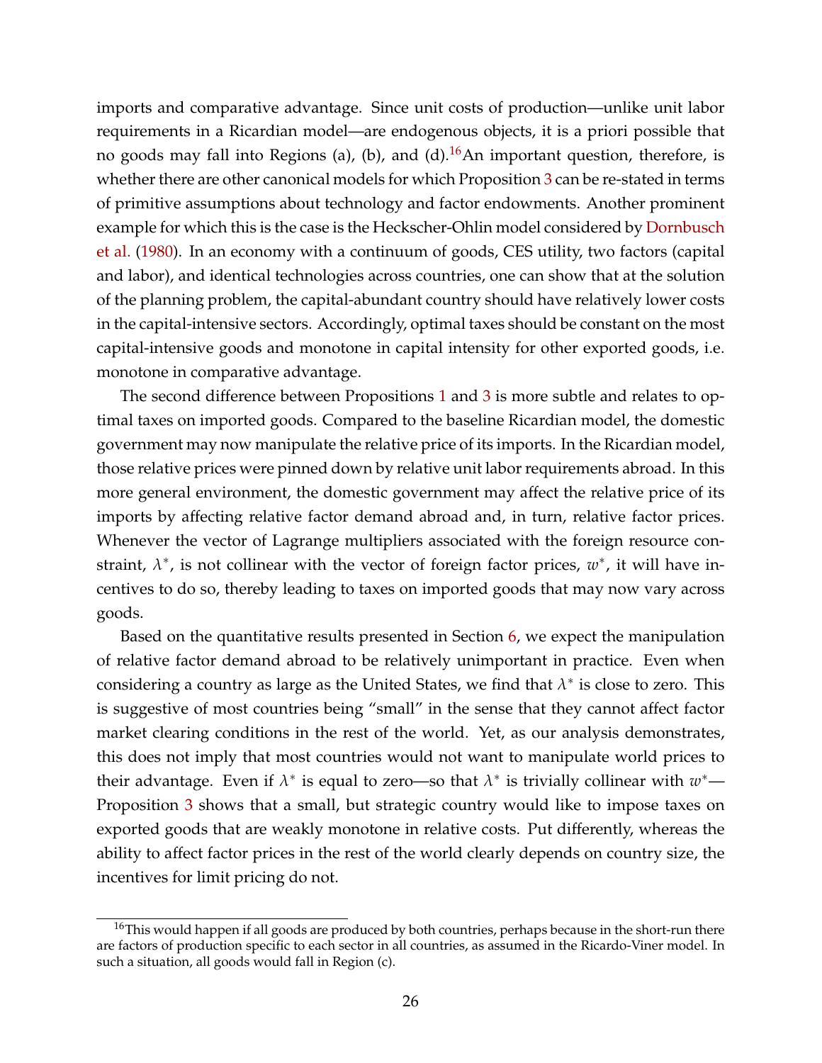imports and comparative advantage. Since unit costs of production—unlike unit labor requirements in a Ricardian model—are endogenous objects, it is a priori possible that no goods may fall into Regions (a), (b), and (d).[16] An important question, therefore, is whether there are other canonical models for which Proposition 3 can be re-stated in terms of primitive assumptions about technology and factor endowments. Another prominent example for which this is the case is the Heckscher-Ohlin model considered by Dornbusch et al. (1980). In an economy with a continuum of goods, CES utility, two factors (capital and labor), and identical technologies across countries, one can show that at the solution of the planning problem, the capital-abundant country should have relatively lower costs in the capital-intensive sectors. Accordingly, optimal taxes should be constant on the most capital-intensive goods and monotone in capital intensity for other exported goods, i.e. monotone in comparative advantage.

The second difference between Propositions 1 and 3 is more subtle and relates to optimal taxes on imported goods. Compared to the baseline Ricardian model, the domestic government may now manipulate the relative price of its imports. In the Ricardian model, those relative prices were pinned down by relative unit labor requirements abroad. In this more general environment, the domestic government may affect the relative price of its imports by affecting relative factor demand abroad and, in turn, relative factor prices. Whenever the vector of Lagrange multipliers associated with the foreign resource constraint, $\lambda^*$, is not collinear with the vector of foreign factor prices, $w^*$, it will have incentives to do so, thereby leading to taxes on imported goods that may now vary across goods.

Based on the quantitative results presented in Section 6, we expect the manipulation of relative factor demand abroad to be relatively unimportant in practice. Even when considering a country as large as the United States, we find that $\lambda^*$ is close to zero. This is suggestive of most countries being "small" in the sense that they cannot affect factor market clearing conditions in the rest of the world. Yet, as our analysis demonstrates, this does not imply that most countries would not want to manipulate world prices to their advantage. Even if $\lambda^*$ is equal to zero—so that $\lambda^*$ is trivially collinear with $w^*$—Proposition 3 shows that a small, but strategic country would like to impose taxes on exported goods that are weakly monotone in relative costs. Put differently, whereas the ability to affect factor prices in the rest of the world clearly depends on country size, the incentives for limit pricing do not.

[16] This would happen if all goods are produced by both countries, perhaps because in the short-run there are factors of production specific to each sector in all countries, as assumed in the Ricardo-Viner model. In such a situation, all goods would fall in Region (c).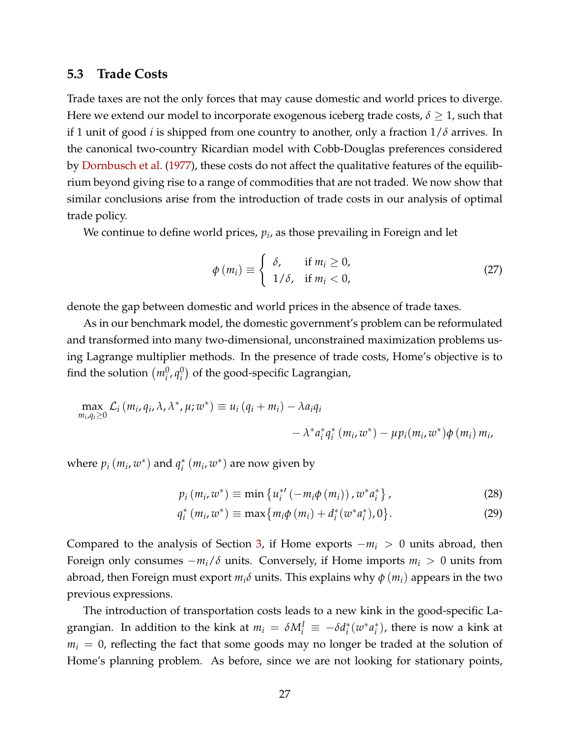### 5.3 Trade Costs

Trade taxes are not the only forces that may cause domestic and world prices to diverge. Here we extend our model to incorporate exogenous iceberg trade costs, $\delta \geq 1$, such that if 1 unit of good $i$ is shipped from one country to another, only a fraction $1/\delta$ arrives. In the canonical two-country Ricardian model with Cobb-Douglas preferences considered by Dornbusch et al. (1977), these costs do not affect the qualitative features of the equilibrium beyond giving rise to a range of commodities that are not traded. We now show that similar conclusions arise from the introduction of trade costs in our analysis of optimal trade policy.

We continue to define world prices, $p_i$, as those prevailing in Foreign and let

$$
\phi(m_i) \equiv \begin{cases} \delta, & \text{if } m_i \geq 0, \\ 1/\delta, & \text{if } m_i < 0, \end{cases} \tag{27}
$$

denote the gap between domestic and world prices in the absence of trade taxes.

As in our benchmark model, the domestic government's problem can be reformulated and transformed into many two-dimensional, unconstrained maximization problems using Lagrange multiplier methods. In the presence of trade costs, Home's objective is to find the solution $(m_i^0, q_i^0)$ of the good-specific Lagrangian,

$$
\begin{aligned}
\max_{m_i, q_i \geq 0} \mathcal{L}_i(m_i, q_i, \lambda, \lambda^*, \mu; w^*) \equiv u_i(q_i + m_i) - \lambda a_i q_i \\
- \lambda^* a_i^* q_i^*(m_i, w^*) - \mu p_i(m_i, w^*) \phi(m_i) m_i,
\end{aligned}
$$

where $p_i(m_i, w^*)$ and $q_i^*(m_i, w^*)$ are now given by

$$
p_i(m_i, w^*) \equiv \min\left\{u_i^{*\prime}(-m_i \phi(m_i)), w^* a_i^*\right\}, \tag{28}
$$

$$
q_i^*(m_i, w^*) \equiv \max\{m_i \phi(m_i) + d_i^*(w^* a_i^*), 0\}. \tag{29}
$$

Compared to the analysis of Section 3, if Home exports $-m_i > 0$ units abroad, then Foreign only consumes $-m_i/\delta$ units. Conversely, if Home imports $m_i > 0$ units from abroad, then Foreign must export $m_i \delta$ units. This explains why $\phi(m_i)$ appears in the two previous expressions.

The introduction of transportation costs leads to a new kink in the good-specific Lagrangian. In addition to the kink at $m_i = \delta M_i^I \equiv -\delta d_i^*(w^* a_i^*)$, there is now a kink at $m_i = 0$, reflecting the fact that some goods may no longer be traded at the solution of Home's planning problem. As before, since we are not looking for stationary points,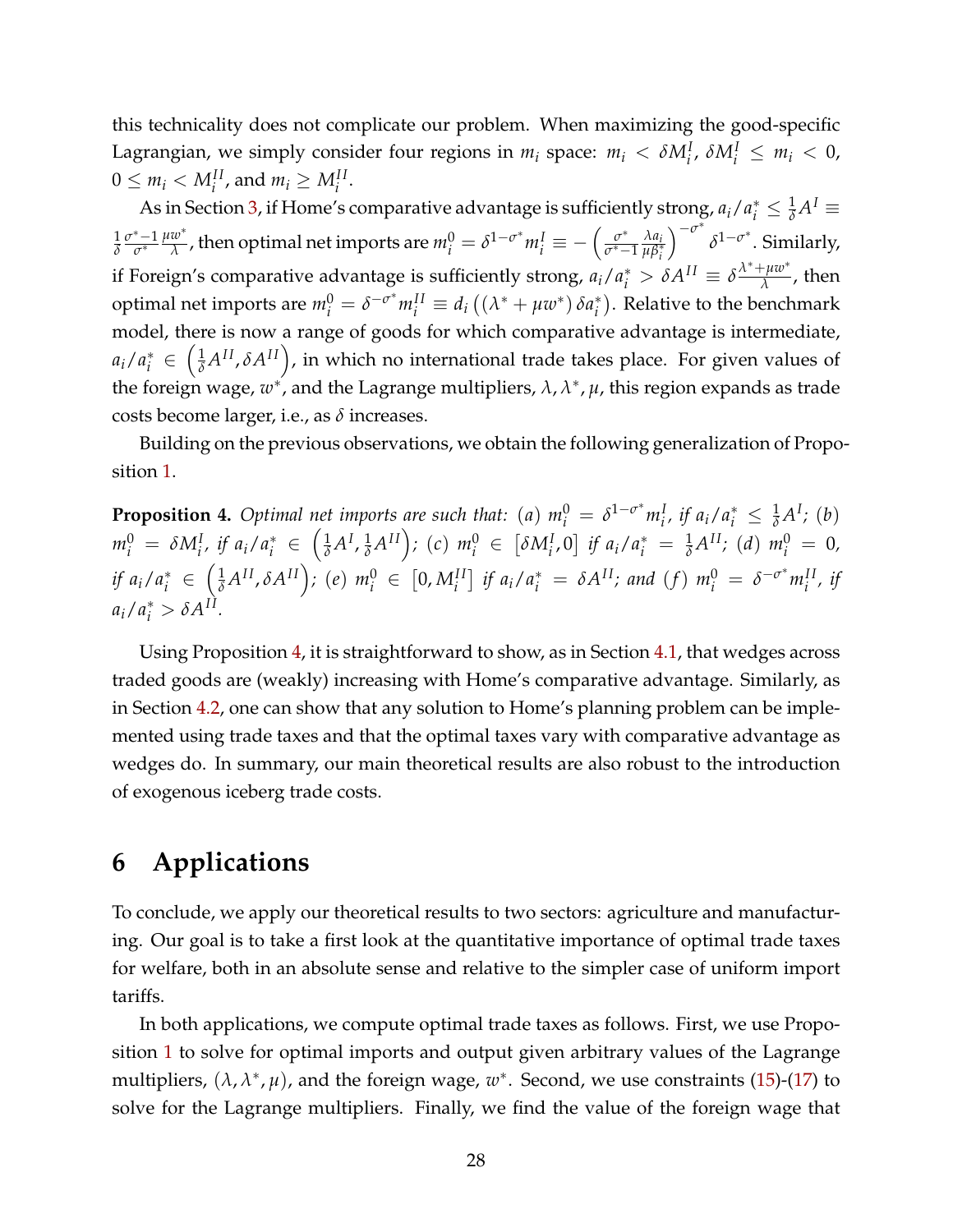this technicality does not complicate our problem. When maximizing the good-specific Lagrangian, we simply consider four regions in $m_i$ space: $m_i < \delta M_i^I$, $\delta M_i^I \leq m_i < 0$, $0 \leq m_i < M_i^{II}$, and $m_i \geq M_i^{II}$.

As in Section 3, if Home's comparative advantage is sufficiently strong, $a_i/a_i^* \leq \frac{1}{\delta}A^I \equiv \frac{1}{\delta}\frac{\sigma^*-1}{\sigma^*}\frac{\mu w^*}{\lambda}$, then optimal net imports are $m_i^0 = \delta^{1-\sigma^*}m_i^I \equiv -\left(\frac{\sigma^*}{\sigma^*-1}\frac{\lambda a_i}{\mu \beta_i^*}\right)^{-\sigma^*}\delta^{1-\sigma^*}$. Similarly, if Foreign's comparative advantage is sufficiently strong, $a_i/a_i^* > \delta A^{II} \equiv \delta\frac{\lambda^*+\mu w^*}{\lambda}$, then optimal net imports are $m_i^0 = \delta^{-\sigma^*}m_i^{II} \equiv d_i\left(\left(\lambda^* + \mu w^*\right)\delta a_i^*\right)$. Relative to the benchmark model, there is now a range of goods for which comparative advantage is intermediate, $a_i/a_i^* \in \left(\frac{1}{\delta}A^{II}, \delta A^{II}\right)$, in which no international trade takes place. For given values of the foreign wage, $w^*$, and the Lagrange multipliers, $\lambda, \lambda^*, \mu$, this region expands as trade costs become larger, i.e., as $\delta$ increases.

Building on the previous observations, we obtain the following generalization of Proposition 1.

**Proposition 4.** *Optimal net imports are such that: (a) $m_i^0 = \delta^{1-\sigma^*}m_i^I$, if $a_i/a_i^* \leq \frac{1}{\delta}A^I$; (b) $m_i^0 = \delta M_i^I$, if $a_i/a_i^* \in \left(\frac{1}{\delta}A^I, \frac{1}{\delta}A^{II}\right)$; (c) $m_i^0 \in \left[\delta M_i^I, 0\right]$ if $a_i/a_i^* = \frac{1}{\delta}A^{II}$; (d) $m_i^0 = 0$, if $a_i/a_i^* \in \left(\frac{1}{\delta}A^{II}, \delta A^{II}\right)$; (e) $m_i^0 \in \left[0, M_i^{II}\right]$ if $a_i/a_i^* = \delta A^{II}$; and (f) $m_i^0 = \delta^{-\sigma^*}m_i^{II}$, if $a_i/a_i^* > \delta A^{II}$.*

Using Proposition 4, it is straightforward to show, as in Section 4.1, that wedges across traded goods are (weakly) increasing with Home's comparative advantage. Similarly, as in Section 4.2, one can show that any solution to Home's planning problem can be implemented using trade taxes and that the optimal taxes vary with comparative advantage as wedges do. In summary, our main theoretical results are also robust to the introduction of exogenous iceberg trade costs.

# 6 Applications

To conclude, we apply our theoretical results to two sectors: agriculture and manufacturing. Our goal is to take a first look at the quantitative importance of optimal trade taxes for welfare, both in an absolute sense and relative to the simpler case of uniform import tariffs.

In both applications, we compute optimal trade taxes as follows. First, we use Proposition 1 to solve for optimal imports and output given arbitrary values of the Lagrange multipliers, $(\lambda, \lambda^*, \mu)$, and the foreign wage, $w^*$. Second, we use constraints (15)-(17) to solve for the Lagrange multipliers. Finally, we find the value of the foreign wage that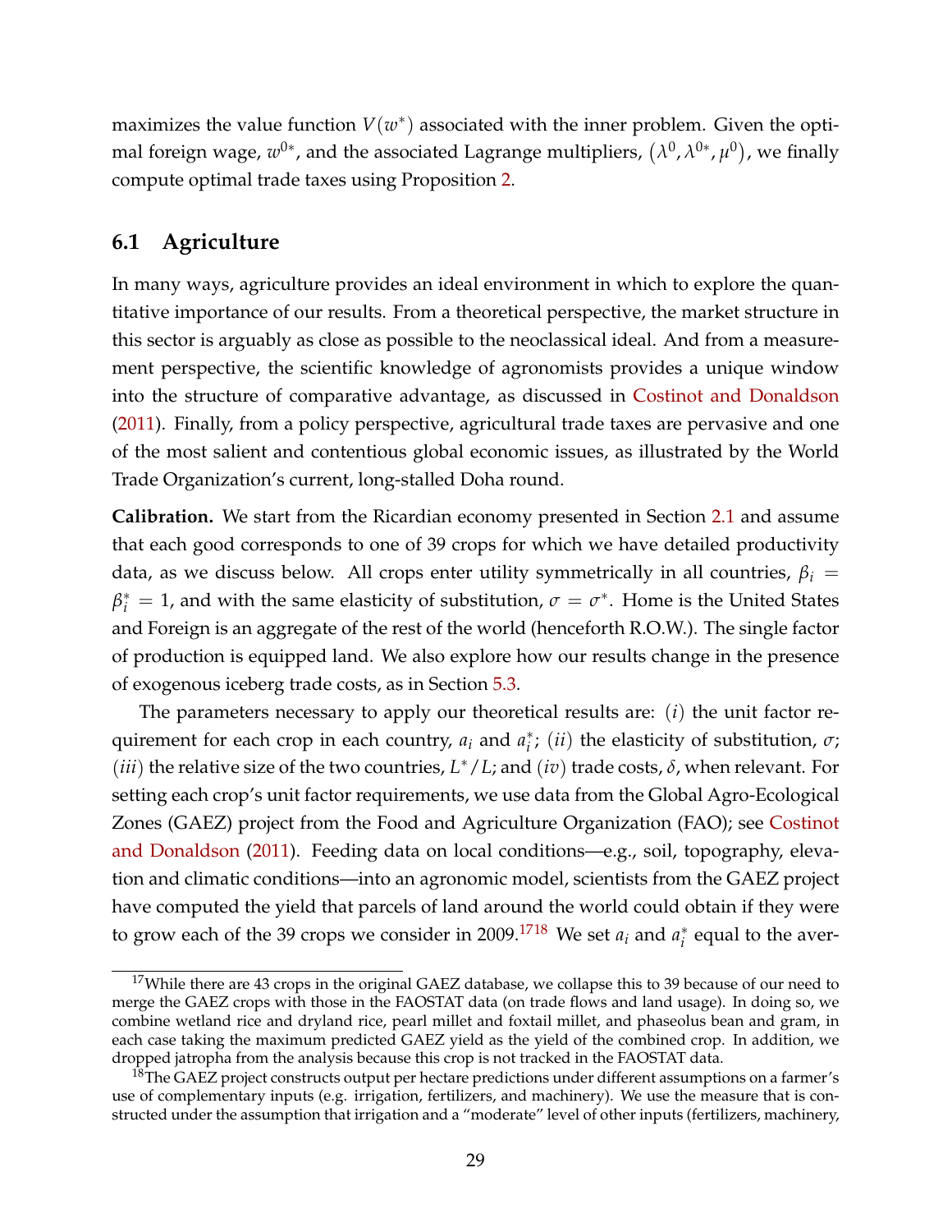maximizes the value function $V(w^*)$ associated with the inner problem. Given the optimal foreign wage, $w^{0*}$, and the associated Lagrange multipliers, $(\lambda^0, \lambda^{0*}, \mu^0)$, we finally compute optimal trade taxes using Proposition 2.

## 6.1 Agriculture

In many ways, agriculture provides an ideal environment in which to explore the quantitative importance of our results. From a theoretical perspective, the market structure in this sector is arguably as close as possible to the neoclassical ideal. And from a measurement perspective, the scientific knowledge of agronomists provides a unique window into the structure of comparative advantage, as discussed in Costinot and Donaldson (2011). Finally, from a policy perspective, agricultural trade taxes are pervasive and one of the most salient and contentious global economic issues, as illustrated by the World Trade Organization's current, long-stalled Doha round.

**Calibration.** We start from the Ricardian economy presented in Section 2.1 and assume that each good corresponds to one of 39 crops for which we have detailed productivity data, as we discuss below. All crops enter utility symmetrically in all countries, $\beta_i = \beta_i^* = 1$, and with the same elasticity of substitution, $\sigma = \sigma^*$. Home is the United States and Foreign is an aggregate of the rest of the world (henceforth R.O.W.). The single factor of production is equipped land. We also explore how our results change in the presence of exogenous iceberg trade costs, as in Section 5.3.

The parameters necessary to apply our theoretical results are: $(i)$ the unit factor requirement for each crop in each country, $a_i$ and $a_i^*$; $(ii)$ the elasticity of substitution, $\sigma$; $(iii)$ the relative size of the two countries, $L^*/L$; and $(iv)$ trade costs, $\delta$, when relevant. For setting each crop's unit factor requirements, we use data from the Global Agro-Ecological Zones (GAEZ) project from the Food and Agriculture Organization (FAO); see Costinot and Donaldson (2011). Feeding data on local conditions—e.g., soil, topography, elevation and climatic conditions—into an agronomic model, scientists from the GAEZ project have computed the yield that parcels of land around the world could obtain if they were to grow each of the 39 crops we consider in 2009.[17][18] We set $a_i$ and $a_i^*$ equal to the aver-

[17] While there are 43 crops in the original GAEZ database, we collapse this to 39 because of our need to merge the GAEZ crops with those in the FAOSTAT data (on trade flows and land usage). In doing so, we combine wetland rice and dryland rice, pearl millet and foxtail millet, and phaseolus bean and gram, in each case taking the maximum predicted GAEZ yield as the yield of the combined crop. In addition, we dropped jatropha from the analysis because this crop is not tracked in the FAOSTAT data.

[18] The GAEZ project constructs output per hectare predictions under different assumptions on a farmer's use of complementary inputs (e.g. irrigation, fertilizers, and machinery). We use the measure that is constructed under the assumption that irrigation and a "moderate" level of other inputs (fertilizers, machinery,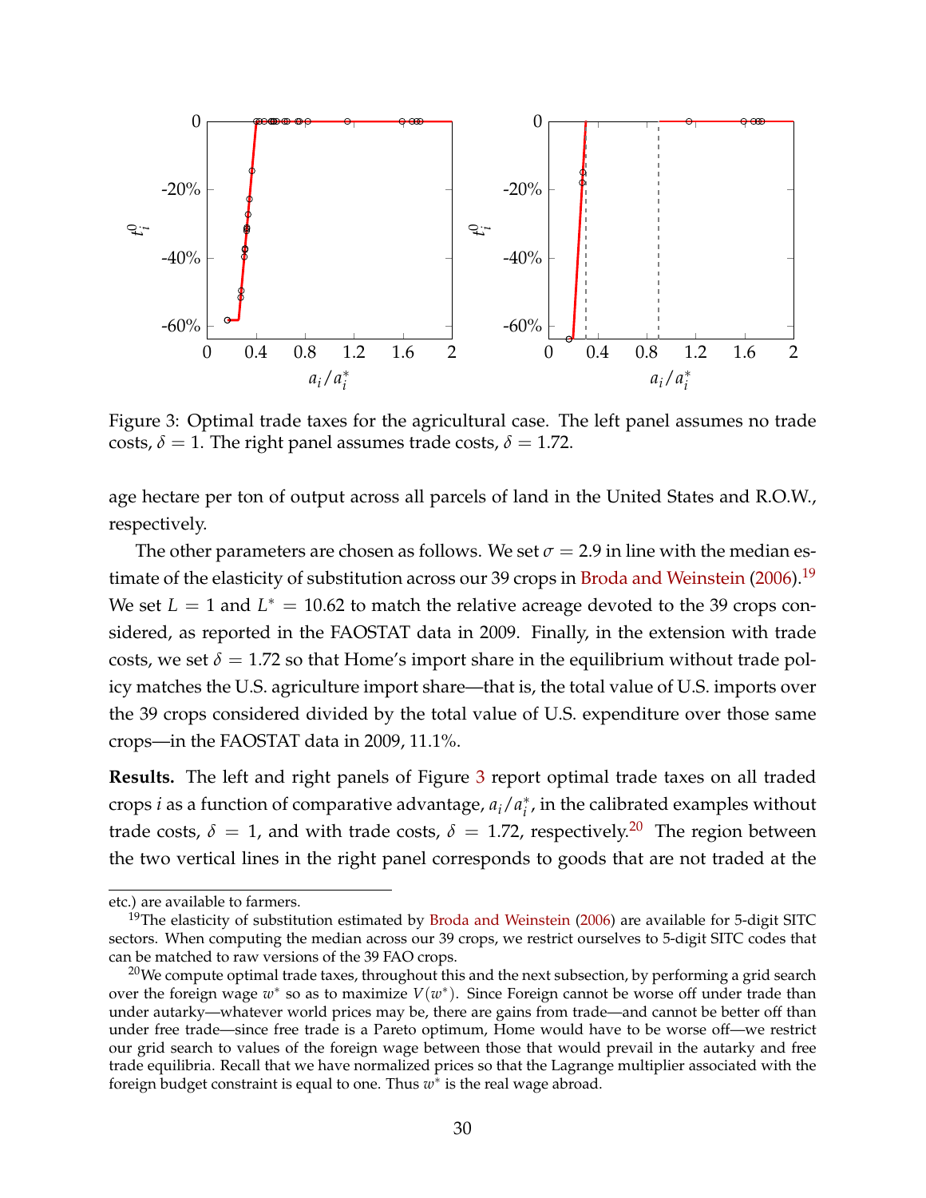Figure 3: Optimal trade taxes for the agricultural case. The left panel assumes no trade costs, $\delta = 1$. The right panel assumes trade costs, $\delta = 1.72$.

age hectare per ton of output across all parcels of land in the United States and R.O.W., respectively.

The other parameters are chosen as follows. We set $\sigma = 2.9$ in line with the median estimate of the elasticity of substitution across our 39 crops in Broda and Weinstein (2006).[19] We set $L = 1$ and $L^* = 10.62$ to match the relative acreage devoted to the 39 crops considered, as reported in the FAOSTAT data in 2009. Finally, in the extension with trade costs, we set $\delta = 1.72$ so that Home's import share in the equilibrium without trade policy matches the U.S. agriculture import share—that is, the total value of U.S. imports over the 39 crops considered divided by the total value of U.S. expenditure over those same crops—in the FAOSTAT data in 2009, 11.1%.

**Results.** The left and right panels of Figure 3 report optimal trade taxes on all traded crops $i$ as a function of comparative advantage, $a_i/a_i^*$, in the calibrated examples without trade costs, $\delta = 1$, and with trade costs, $\delta = 1.72$, respectively.[20] The region between the two vertical lines in the right panel corresponds to goods that are not traded at the

etc.) are available to farmers.

[19] The elasticity of substitution estimated by Broda and Weinstein (2006) are available for 5-digit SITC sectors. When computing the median across our 39 crops, we restrict ourselves to 5-digit SITC codes that can be matched to raw versions of the 39 FAO crops.

[20] We compute optimal trade taxes, throughout this and the next subsection, by performing a grid search over the foreign wage $w^*$ so as to maximize $V(w^*)$. Since Foreign cannot be worse off under trade than under autarky—whatever world prices may be, there are gains from trade—and cannot be better off than under free trade—since free trade is a Pareto optimum, Home would have to be worse off—we restrict our grid search to values of the foreign wage between those that would prevail in the autarky and free trade equilibria. Recall that we have normalized prices so that the Lagrange multiplier associated with the foreign budget constraint is equal to one. Thus $w^*$ is the real wage abroad.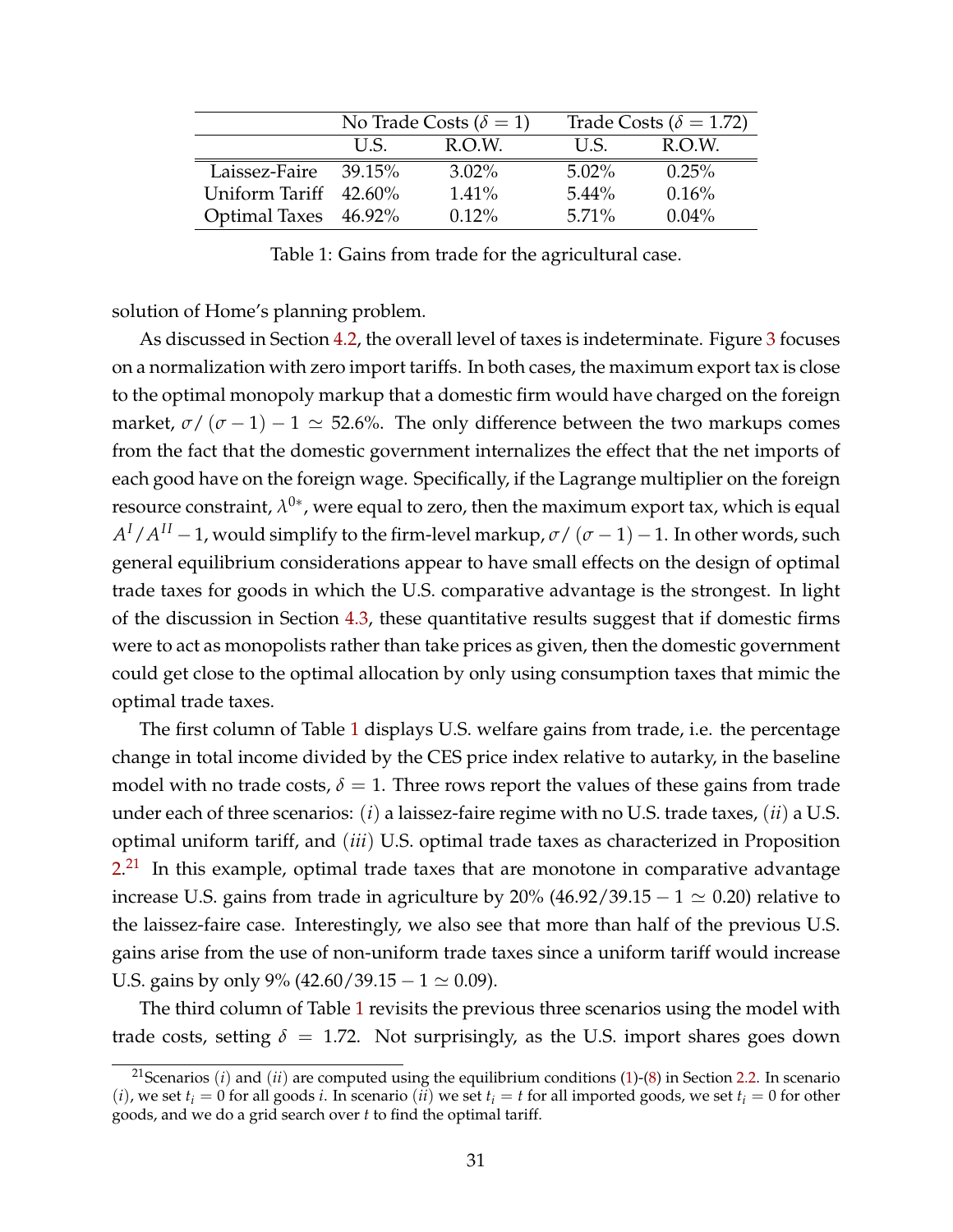| | No Trade Costs ($\delta = 1$) | | Trade Costs ($\delta = 1.72$) | |
|---|---|---|---|---|
| | U.S. | R.O.W. | U.S. | R.O.W. |
| Laissez-Faire | 39.15% | 3.02% | 5.02% | 0.25% |
| Uniform Tariff | 42.60% | 1.41% | 5.44% | 0.16% |
| Optimal Taxes | 46.92% | 0.12% | 5.71% | 0.04% |

Table 1: Gains from trade for the agricultural case.

solution of Home's planning problem.

As discussed in Section 4.2, the overall level of taxes is indeterminate. Figure 3 focuses on a normalization with zero import tariffs. In both cases, the maximum export tax is close to the optimal monopoly markup that a domestic firm would have charged on the foreign market, $\sigma/(\sigma-1)-1 \simeq 52.6\%$. The only difference between the two markups comes from the fact that the domestic government internalizes the effect that the net imports of each good have on the foreign wage. Specifically, if the Lagrange multiplier on the foreign resource constraint, $\lambda^{0*}$, were equal to zero, then the maximum export tax, which is equal $A^I/A^{II}-1$, would simplify to the firm-level markup, $\sigma/(\sigma-1)-1$. In other words, such general equilibrium considerations appear to have small effects on the design of optimal trade taxes for goods in which the U.S. comparative advantage is the strongest. In light of the discussion in Section 4.3, these quantitative results suggest that if domestic firms were to act as monopolists rather than take prices as given, then the domestic government could get close to the optimal allocation by only using consumption taxes that mimic the optimal trade taxes.

The first column of Table 1 displays U.S. welfare gains from trade, i.e. the percentage change in total income divided by the CES price index relative to autarky, in the baseline model with no trade costs, $\delta = 1$. Three rows report the values of these gains from trade under each of three scenarios: $(i)$ a laissez-faire regime with no U.S. trade taxes, $(ii)$ a U.S. optimal uniform tariff, and $(iii)$ U.S. optimal trade taxes as characterized in Proposition 2.[21] In this example, optimal trade taxes that are monotone in comparative advantage increase U.S. gains from trade in agriculture by 20% ($46.92/39.15-1 \simeq 0.20$) relative to the laissez-faire case. Interestingly, we also see that more than half of the previous U.S. gains arise from the use of non-uniform trade taxes since a uniform tariff would increase U.S. gains by only 9% ($42.60/39.15-1 \simeq 0.09$).

The third column of Table 1 revisits the previous three scenarios using the model with trade costs, setting $\delta = 1.72$. Not surprisingly, as the U.S. import shares goes down

[21] Scenarios $(i)$ and $(ii)$ are computed using the equilibrium conditions (1)-(8) in Section 2.2. In scenario $(i)$, we set $t_i = 0$ for all goods $i$. In scenario $(ii)$ we set $t_i = t$ for all imported goods, we set $t_i = 0$ for other goods, and we do a grid search over $t$ to find the optimal tariff.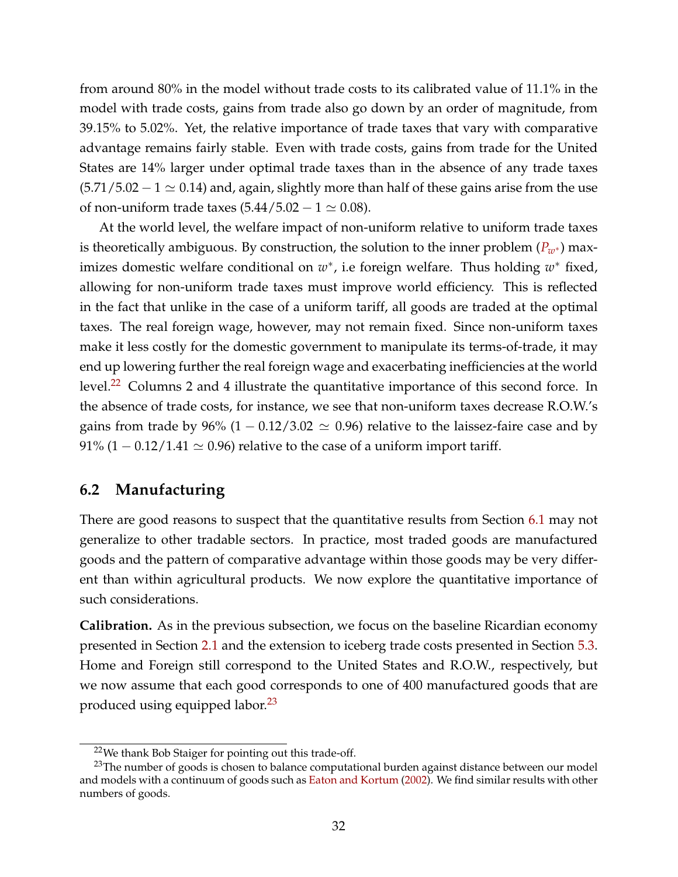from around 80% in the model without trade costs to its calibrated value of 11.1% in the model with trade costs, gains from trade also go down by an order of magnitude, from 39.15% to 5.02%. Yet, the relative importance of trade taxes that vary with comparative advantage remains fairly stable. Even with trade costs, gains from trade for the United States are 14% larger under optimal trade taxes than in the absence of any trade taxes ($5.71/5.02 - 1 \simeq 0.14$) and, again, slightly more than half of these gains arise from the use of non-uniform trade taxes ($5.44/5.02 - 1 \simeq 0.08$).

At the world level, the welfare impact of non-uniform relative to uniform trade taxes is theoretically ambiguous. By construction, the solution to the inner problem ($P_{w^*}$) maximizes domestic welfare conditional on $w^*$, i.e foreign welfare. Thus holding $w^*$ fixed, allowing for non-uniform trade taxes must improve world efficiency. This is reflected in the fact that unlike in the case of a uniform tariff, all goods are traded at the optimal taxes. The real foreign wage, however, may not remain fixed. Since non-uniform taxes make it less costly for the domestic government to manipulate its terms-of-trade, it may end up lowering further the real foreign wage and exacerbating inefficiencies at the world level.[22] Columns 2 and 4 illustrate the quantitative importance of this second force. In the absence of trade costs, for instance, we see that non-uniform taxes decrease R.O.W.'s gains from trade by 96% ($1 - 0.12/3.02 \simeq 0.96$) relative to the laissez-faire case and by 91% ($1 - 0.12/1.41 \simeq 0.96$) relative to the case of a uniform import tariff.

## 6.2 Manufacturing

There are good reasons to suspect that the quantitative results from Section 6.1 may not generalize to other tradable sectors. In practice, most traded goods are manufactured goods and the pattern of comparative advantage within those goods may be very different than within agricultural products. We now explore the quantitative importance of such considerations.

**Calibration.** As in the previous subsection, we focus on the baseline Ricardian economy presented in Section 2.1 and the extension to iceberg trade costs presented in Section 5.3. Home and Foreign still correspond to the United States and R.O.W., respectively, but we now assume that each good corresponds to one of 400 manufactured goods that are produced using equipped labor.[23]

[22] We thank Bob Staiger for pointing out this trade-off.

[23] The number of goods is chosen to balance computational burden against distance between our model and models with a continuum of goods such as Eaton and Kortum (2002). We find similar results with other numbers of goods.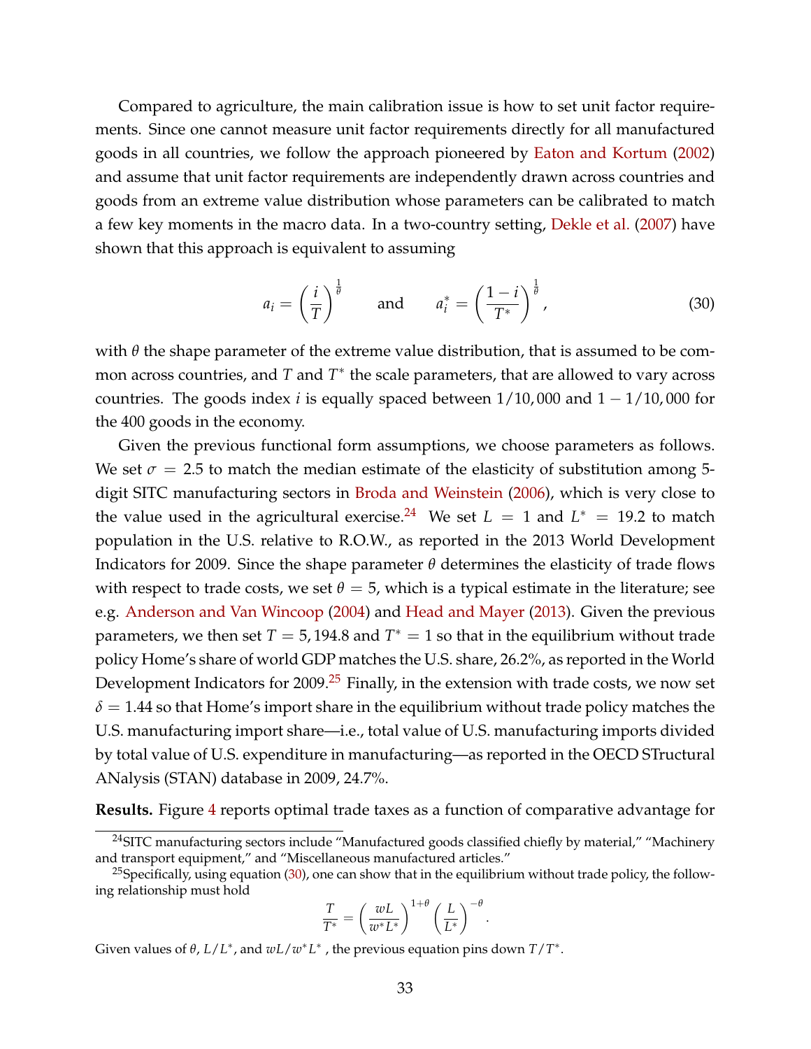Compared to agriculture, the main calibration issue is how to set unit factor requirements. Since one cannot measure unit factor requirements directly for all manufactured goods in all countries, we follow the approach pioneered by Eaton and Kortum (2002) and assume that unit factor requirements are independently drawn across countries and goods from an extreme value distribution whose parameters can be calibrated to match a few key moments in the macro data. In a two-country setting, Dekle et al. (2007) have shown that this approach is equivalent to assuming

$$a_i = \left(\frac{i}{T}\right)^{\frac{1}{\theta}} \qquad \text{and} \qquad a_i^* = \left(\frac{1-i}{T^*}\right)^{\frac{1}{\theta}}, \tag{30}$$

with $\theta$ the shape parameter of the extreme value distribution, that is assumed to be common across countries, and $T$ and $T^*$ the scale parameters, that are allowed to vary across countries. The goods index $i$ is equally spaced between $1/10,000$ and $1 - 1/10,000$ for the 400 goods in the economy.

Given the previous functional form assumptions, we choose parameters as follows. We set $\sigma = 2.5$ to match the median estimate of the elasticity of substitution among 5-digit SITC manufacturing sectors in Broda and Weinstein (2006), which is very close to the value used in the agricultural exercise.[24] We set $L = 1$ and $L^* = 19.2$ to match population in the U.S. relative to R.O.W., as reported in the 2013 World Development Indicators for 2009. Since the shape parameter $\theta$ determines the elasticity of trade flows with respect to trade costs, we set $\theta = 5$, which is a typical estimate in the literature; see e.g. Anderson and Van Wincoop (2004) and Head and Mayer (2013). Given the previous parameters, we then set $T = 5,194.8$ and $T^* = 1$ so that in the equilibrium without trade policy Home's share of world GDP matches the U.S. share, 26.2%, as reported in the World Development Indicators for 2009.[25] Finally, in the extension with trade costs, we now set $\delta = 1.44$ so that Home's import share in the equilibrium without trade policy matches the U.S. manufacturing import share—i.e., total value of U.S. manufacturing imports divided by total value of U.S. expenditure in manufacturing—as reported in the OECD STructural ANalysis (STAN) database in 2009, 24.7%.

**Results.** Figure 4 reports optimal trade taxes as a function of comparative advantage for

---

[24] SITC manufacturing sectors include "Manufactured goods classified chiefly by material," "Machinery and transport equipment," and "Miscellaneous manufactured articles."

[25] Specifically, using equation (30), one can show that in the equilibrium without trade policy, the following relationship must hold

$$\frac{T}{T^*} = \left(\frac{wL}{w^*L^*}\right)^{1+\theta} \left(\frac{L}{L^*}\right)^{-\theta}.$$

Given values of $\theta$, $L/L^*$, and $wL/w^*L^*$, the previous equation pins down $T/T^*$.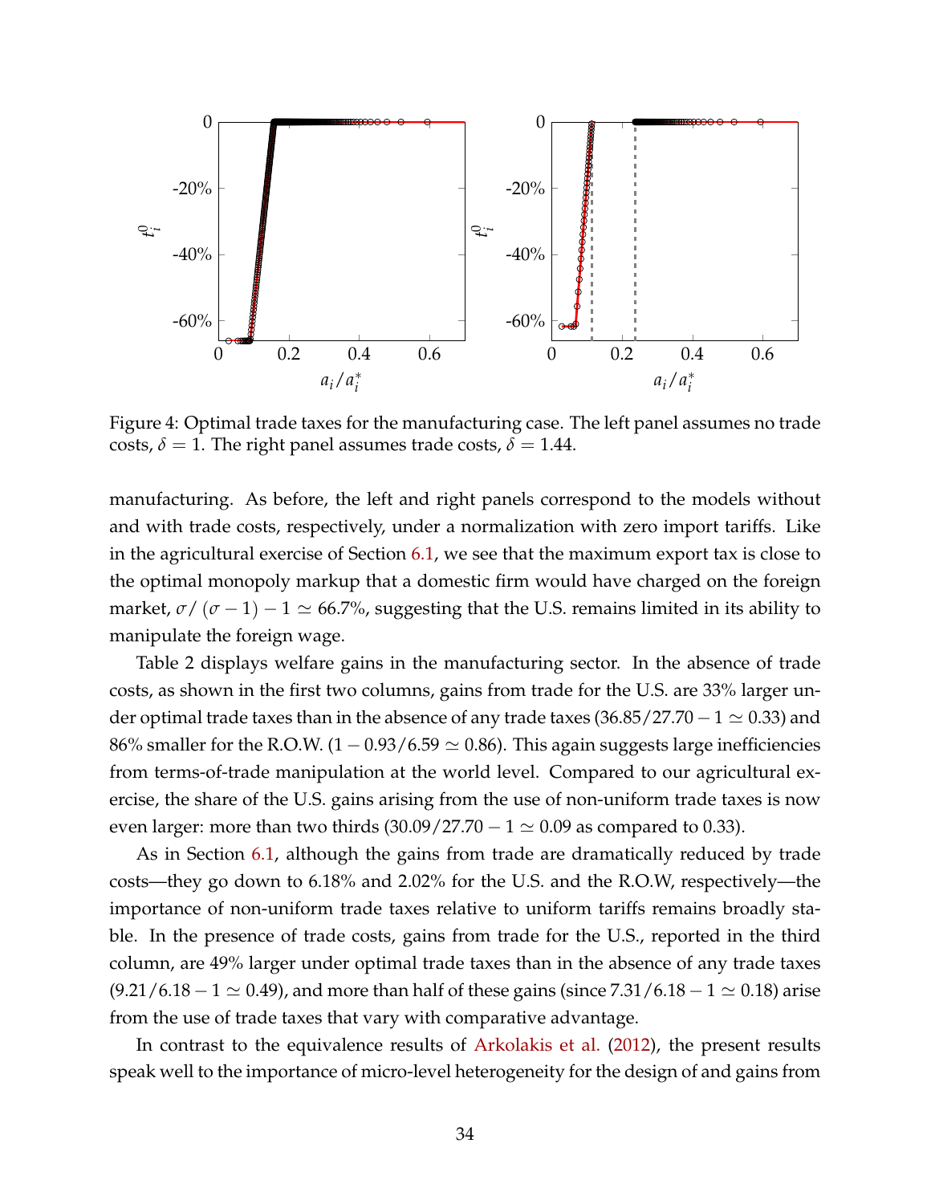Figure 4: Optimal trade taxes for the manufacturing case. The left panel assumes no trade costs, $\delta = 1$. The right panel assumes trade costs, $\delta = 1.44$.

manufacturing. As before, the left and right panels correspond to the models without and with trade costs, respectively, under a normalization with zero import tariffs. Like in the agricultural exercise of Section 6.1, we see that the maximum export tax is close to the optimal monopoly markup that a domestic firm would have charged on the foreign market, $\sigma/(\sigma-1) - 1 \simeq 66.7\%$, suggesting that the U.S. remains limited in its ability to manipulate the foreign wage.

Table 2 displays welfare gains in the manufacturing sector. In the absence of trade costs, as shown in the first two columns, gains from trade for the U.S. are 33% larger under optimal trade taxes than in the absence of any trade taxes ($36.85/27.70 - 1 \simeq 0.33$) and 86% smaller for the R.O.W. ($1 - 0.93/6.59 \simeq 0.86$). This again suggests large inefficiencies from terms-of-trade manipulation at the world level. Compared to our agricultural exercise, the share of the U.S. gains arising from the use of non-uniform trade taxes is now even larger: more than two thirds ($30.09/27.70 - 1 \simeq 0.09$ as compared to 0.33).

As in Section 6.1, although the gains from trade are dramatically reduced by trade costs—they go down to 6.18% and 2.02% for the U.S. and the R.O.W, respectively—the importance of non-uniform trade taxes relative to uniform tariffs remains broadly stable. In the presence of trade costs, gains from trade for the U.S., reported in the third column, are 49% larger under optimal trade taxes than in the absence of any trade taxes ($9.21/6.18 - 1 \simeq 0.49$), and more than half of these gains (since $7.31/6.18 - 1 \simeq 0.18$) arise from the use of trade taxes that vary with comparative advantage.

In contrast to the equivalence results of Arkolakis et al. (2012), the present results speak well to the importance of micro-level heterogeneity for the design of and gains from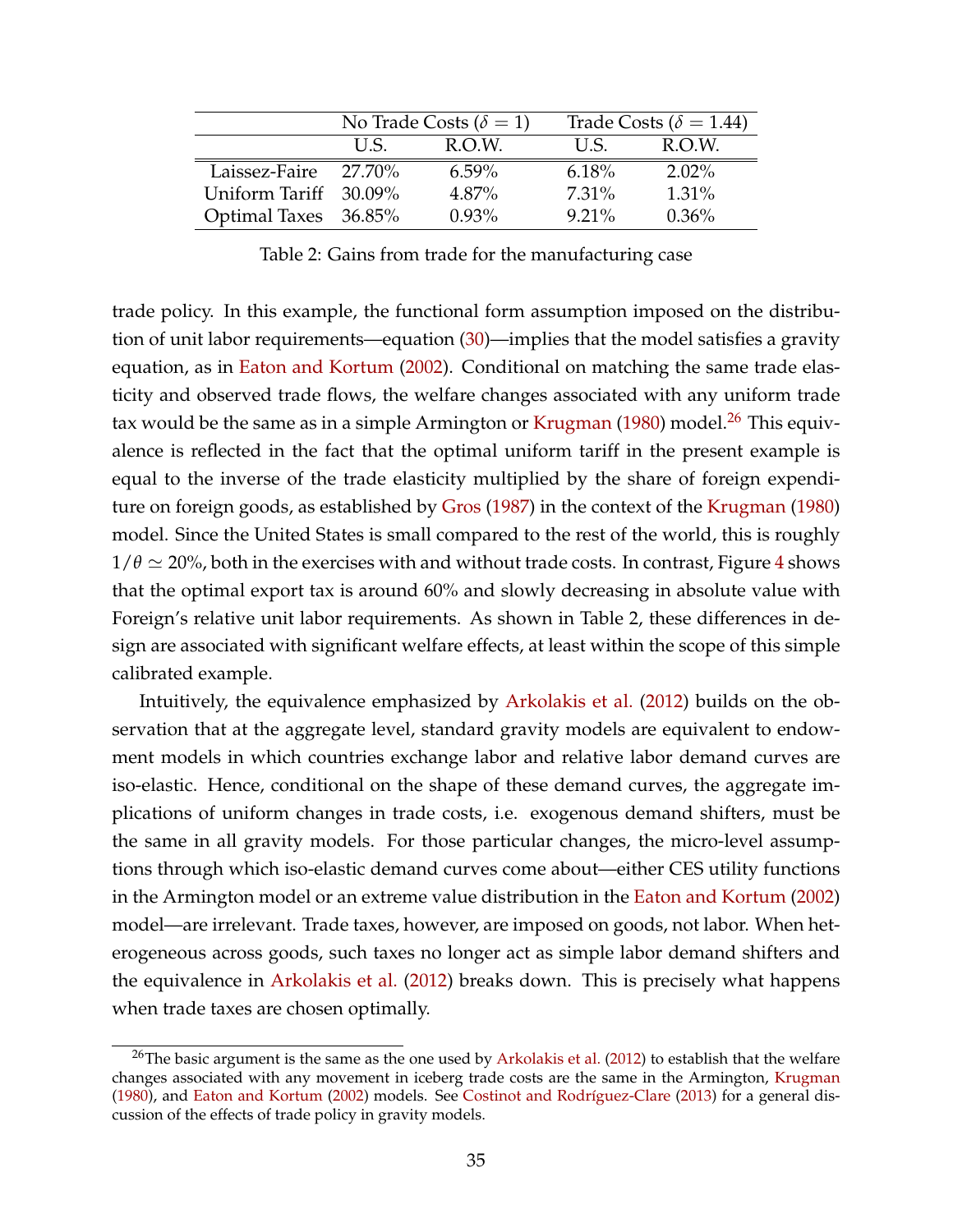| | No Trade Costs ($\delta = 1$) | | Trade Costs ($\delta = 1.44$) | |
|---|---|---|---|---|
| | U.S. | R.O.W. | U.S. | R.O.W. |
| Laissez-Faire | 27.70% | 6.59% | 6.18% | 2.02% |
| Uniform Tariff | 30.09% | 4.87% | 7.31% | 1.31% |
| Optimal Taxes | 36.85% | 0.93% | 9.21% | 0.36% |

Table 2: Gains from trade for the manufacturing case

trade policy. In this example, the functional form assumption imposed on the distribution of unit labor requirements—equation (30)—implies that the model satisfies a gravity equation, as in Eaton and Kortum (2002). Conditional on matching the same trade elasticity and observed trade flows, the welfare changes associated with any uniform trade tax would be the same as in a simple Armington or Krugman (1980) model.[26] This equivalence is reflected in the fact that the optimal uniform tariff in the present example is equal to the inverse of the trade elasticity multiplied by the share of foreign expenditure on foreign goods, as established by Gros (1987) in the context of the Krugman (1980) model. Since the United States is small compared to the rest of the world, this is roughly $1/\theta \simeq 20\%$, both in the exercises with and without trade costs. In contrast, Figure 4 shows that the optimal export tax is around 60% and slowly decreasing in absolute value with Foreign's relative unit labor requirements. As shown in Table 2, these differences in design are associated with significant welfare effects, at least within the scope of this simple calibrated example.

Intuitively, the equivalence emphasized by Arkolakis et al. (2012) builds on the observation that at the aggregate level, standard gravity models are equivalent to endowment models in which countries exchange labor and relative labor demand curves are iso-elastic. Hence, conditional on the shape of these demand curves, the aggregate implications of uniform changes in trade costs, i.e. exogenous demand shifters, must be the same in all gravity models. For those particular changes, the micro-level assumptions through which iso-elastic demand curves come about—either CES utility functions in the Armington model or an extreme value distribution in the Eaton and Kortum (2002) model—are irrelevant. Trade taxes, however, are imposed on goods, not labor. When heterogeneous across goods, such taxes no longer act as simple labor demand shifters and the equivalence in Arkolakis et al. (2012) breaks down. This is precisely what happens when trade taxes are chosen optimally.

[26] The basic argument is the same as the one used by Arkolakis et al. (2012) to establish that the welfare changes associated with any movement in iceberg trade costs are the same in the Armington, Krugman (1980), and Eaton and Kortum (2002) models. See Costinot and Rodríguez-Clare (2013) for a general discussion of the effects of trade policy in gravity models.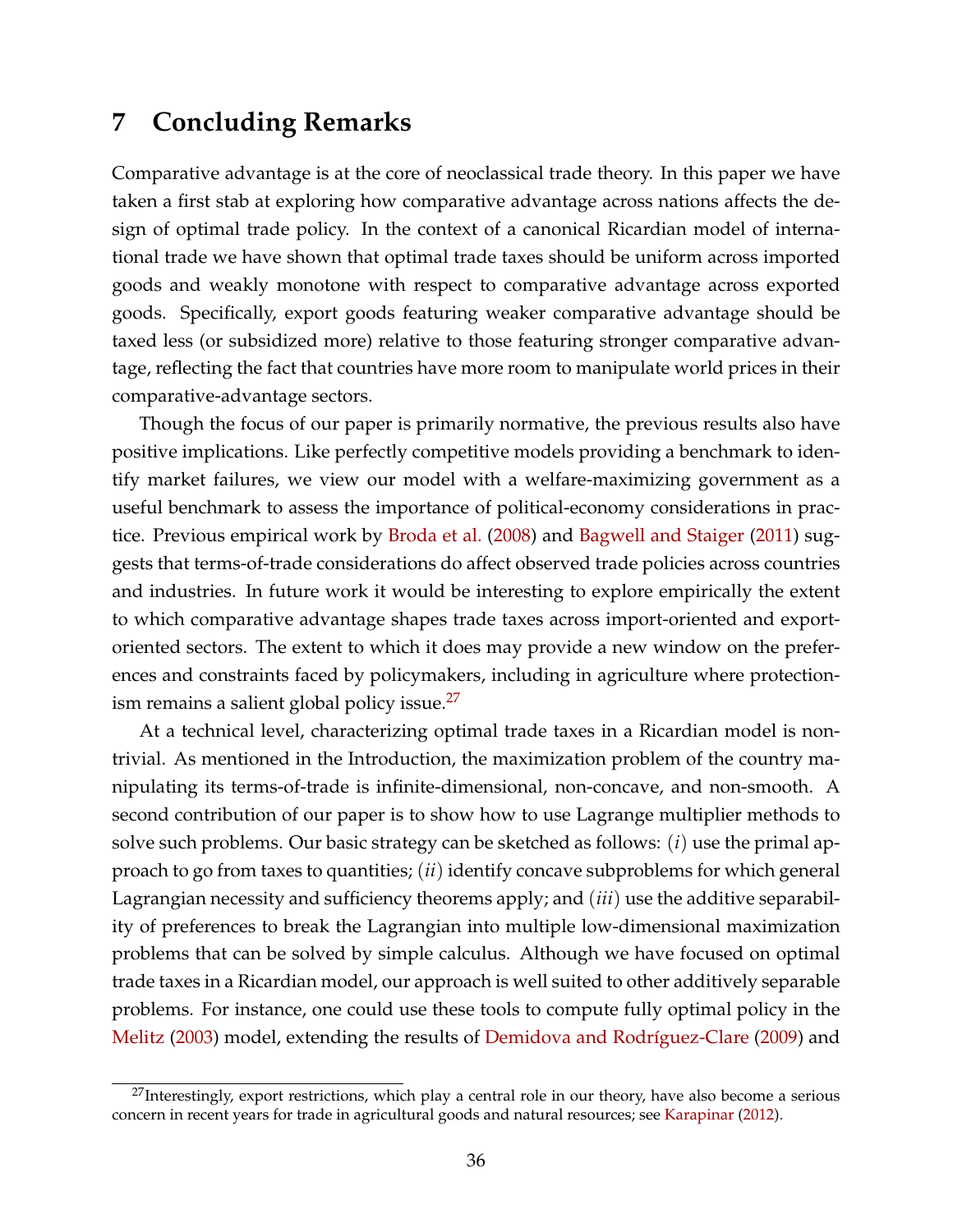# 7 Concluding Remarks

Comparative advantage is at the core of neoclassical trade theory. In this paper we have taken a first stab at exploring how comparative advantage across nations affects the design of optimal trade policy. In the context of a canonical Ricardian model of international trade we have shown that optimal trade taxes should be uniform across imported goods and weakly monotone with respect to comparative advantage across exported goods. Specifically, export goods featuring weaker comparative advantage should be taxed less (or subsidized more) relative to those featuring stronger comparative advantage, reflecting the fact that countries have more room to manipulate world prices in their comparative-advantage sectors.

Though the focus of our paper is primarily normative, the previous results also have positive implications. Like perfectly competitive models providing a benchmark to identify market failures, we view our model with a welfare-maximizing government as a useful benchmark to assess the importance of political-economy considerations in practice. Previous empirical work by Broda et al. (2008) and Bagwell and Staiger (2011) suggests that terms-of-trade considerations do affect observed trade policies across countries and industries. In future work it would be interesting to explore empirically the extent to which comparative advantage shapes trade taxes across import-oriented and export-oriented sectors. The extent to which it does may provide a new window on the preferences and constraints faced by policymakers, including in agriculture where protectionism remains a salient global policy issue.[27]

At a technical level, characterizing optimal trade taxes in a Ricardian model is nontrivial. As mentioned in the Introduction, the maximization problem of the country manipulating its terms-of-trade is infinite-dimensional, non-concave, and non-smooth. A second contribution of our paper is to show how to use Lagrange multiplier methods to solve such problems. Our basic strategy can be sketched as follows: (*i*) use the primal approach to go from taxes to quantities; (*ii*) identify concave subproblems for which general Lagrangian necessity and sufficiency theorems apply; and (*iii*) use the additive separability of preferences to break the Lagrangian into multiple low-dimensional maximization problems that can be solved by simple calculus. Although we have focused on optimal trade taxes in a Ricardian model, our approach is well suited to other additively separable problems. For instance, one could use these tools to compute fully optimal policy in the Melitz (2003) model, extending the results of Demidova and Rodríguez-Clare (2009) and

[27] Interestingly, export restrictions, which play a central role in our theory, have also become a serious concern in recent years for trade in agricultural goods and natural resources; see Karapinar (2012).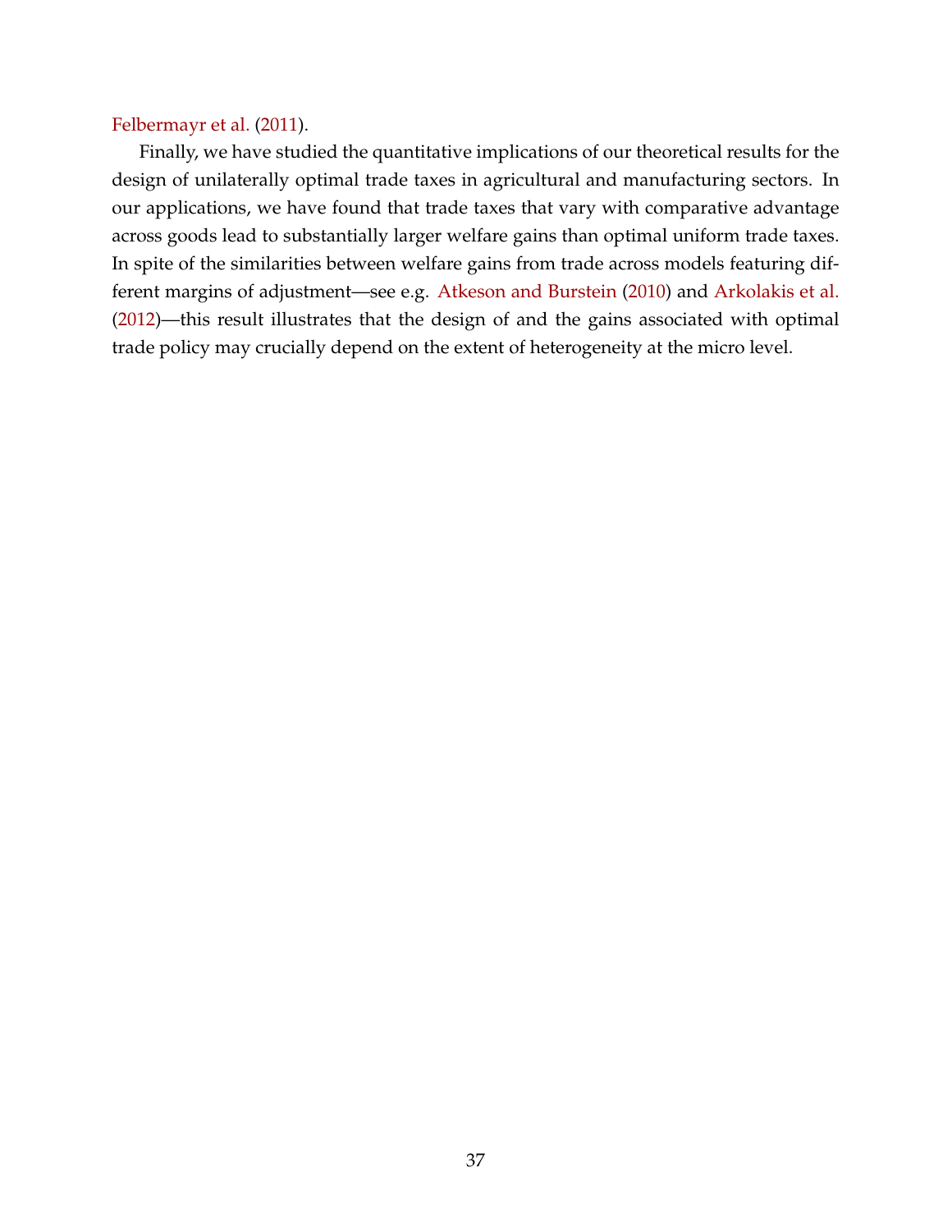Felbermayr et al. (2011).

Finally, we have studied the quantitative implications of our theoretical results for the design of unilaterally optimal trade taxes in agricultural and manufacturing sectors. In our applications, we have found that trade taxes that vary with comparative advantage across goods lead to substantially larger welfare gains than optimal uniform trade taxes. In spite of the similarities between welfare gains from trade across models featuring different margins of adjustment—see e.g. Atkeson and Burstein (2010) and Arkolakis et al. (2012)—this result illustrates that the design of and the gains associated with optimal trade policy may crucially depend on the extent of heterogeneity at the micro level.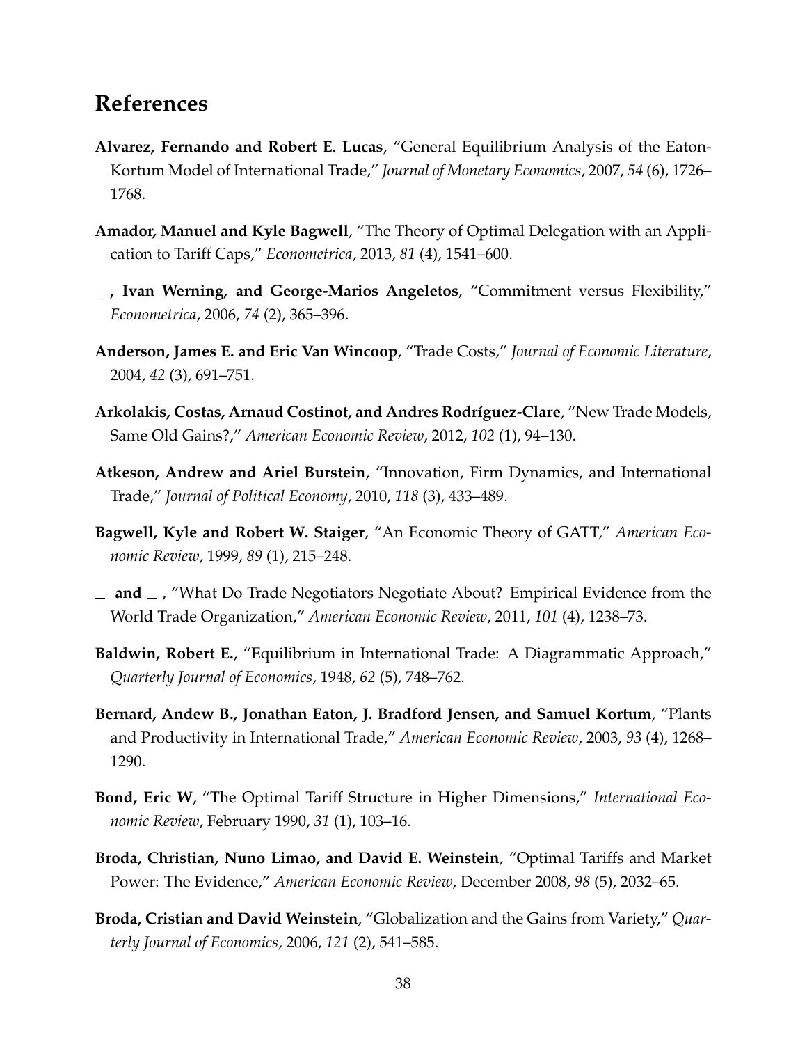## References

**Alvarez, Fernando and Robert E. Lucas**, "General Equilibrium Analysis of the Eaton-Kortum Model of International Trade," *Journal of Monetary Economics*, 2007, *54* (6), 1726–1768.

**Amador, Manuel and Kyle Bagwell**, "The Theory of Optimal Delegation with an Application to Tariff Caps," *Econometrica*, 2013, *81* (4), 1541–600.

**_ , Ivan Werning, and George-Marios Angeletos**, "Commitment versus Flexibility," *Econometrica*, 2006, *74* (2), 365–396.

**Anderson, James E. and Eric Van Wincoop**, "Trade Costs," *Journal of Economic Literature*, 2004, *42* (3), 691–751.

**Arkolakis, Costas, Arnaud Costinot, and Andres Rodríguez-Clare**, "New Trade Models, Same Old Gains?," *American Economic Review*, 2012, *102* (1), 94–130.

**Atkeson, Andrew and Ariel Burstein**, "Innovation, Firm Dynamics, and International Trade," *Journal of Political Economy*, 2010, *118* (3), 433–489.

**Bagwell, Kyle and Robert W. Staiger**, "An Economic Theory of GATT," *American Economic Review*, 1999, *89* (1), 215–248.

**_ and _** , "What Do Trade Negotiators Negotiate About? Empirical Evidence from the World Trade Organization," *American Economic Review*, 2011, *101* (4), 1238–73.

**Baldwin, Robert E.**, "Equilibrium in International Trade: A Diagrammatic Approach," *Quarterly Journal of Economics*, 1948, *62* (5), 748–762.

**Bernard, Andew B., Jonathan Eaton, J. Bradford Jensen, and Samuel Kortum**, "Plants and Productivity in International Trade," *American Economic Review*, 2003, *93* (4), 1268–1290.

**Bond, Eric W**, "The Optimal Tariff Structure in Higher Dimensions," *International Economic Review*, February 1990, *31* (1), 103–16.

**Broda, Christian, Nuno Limao, and David E. Weinstein**, "Optimal Tariffs and Market Power: The Evidence," *American Economic Review*, December 2008, *98* (5), 2032–65.

**Broda, Cristian and David Weinstein**, "Globalization and the Gains from Variety," *Quarterly Journal of Economics*, 2006, *121* (2), 541–585.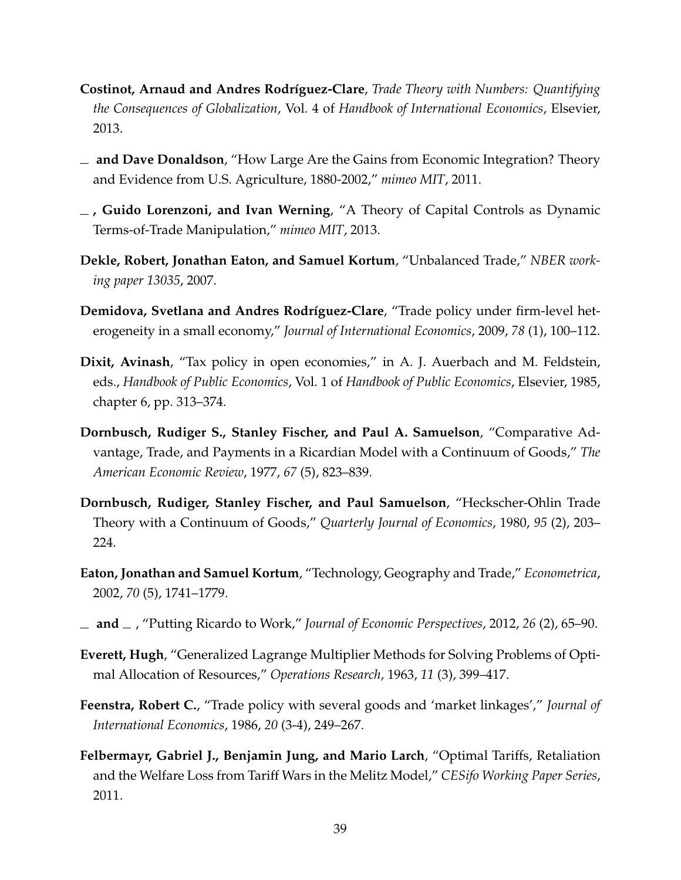**Costinot, Arnaud and Andres Rodríguez-Clare**, *Trade Theory with Numbers: Quantifying the Consequences of Globalization*, Vol. 4 of *Handbook of International Economics*, Elsevier, 2013.

\_ **and Dave Donaldson**, "How Large Are the Gains from Economic Integration? Theory and Evidence from U.S. Agriculture, 1880-2002," *mimeo MIT*, 2011.

\_ **, Guido Lorenzoni, and Ivan Werning**, "A Theory of Capital Controls as Dynamic Terms-of-Trade Manipulation," *mimeo MIT*, 2013.

**Dekle, Robert, Jonathan Eaton, and Samuel Kortum**, "Unbalanced Trade," *NBER working paper 13035*, 2007.

**Demidova, Svetlana and Andres Rodríguez-Clare**, "Trade policy under firm-level heterogeneity in a small economy," *Journal of International Economics*, 2009, *78* (1), 100–112.

**Dixit, Avinash**, "Tax policy in open economies," in A. J. Auerbach and M. Feldstein, eds., *Handbook of Public Economics*, Vol. 1 of *Handbook of Public Economics*, Elsevier, 1985, chapter 6, pp. 313–374.

**Dornbusch, Rudiger S., Stanley Fischer, and Paul A. Samuelson**, "Comparative Advantage, Trade, and Payments in a Ricardian Model with a Continuum of Goods," *The American Economic Review*, 1977, *67* (5), 823–839.

**Dornbusch, Rudiger, Stanley Fischer, and Paul Samuelson**, "Heckscher-Ohlin Trade Theory with a Continuum of Goods," *Quarterly Journal of Economics*, 1980, *95* (2), 203–224.

**Eaton, Jonathan and Samuel Kortum**, "Technology, Geography and Trade," *Econometrica*, 2002, *70* (5), 1741–1779.

\_ **and** \_ , "Putting Ricardo to Work," *Journal of Economic Perspectives*, 2012, *26* (2), 65–90.

**Everett, Hugh**, "Generalized Lagrange Multiplier Methods for Solving Problems of Optimal Allocation of Resources," *Operations Research*, 1963, *11* (3), 399–417.

**Feenstra, Robert C.**, "Trade policy with several goods and 'market linkages'," *Journal of International Economics*, 1986, *20* (3-4), 249–267.

**Felbermayr, Gabriel J., Benjamin Jung, and Mario Larch**, "Optimal Tariffs, Retaliation and the Welfare Loss from Tariff Wars in the Melitz Model," *CESifo Working Paper Series*, 2011.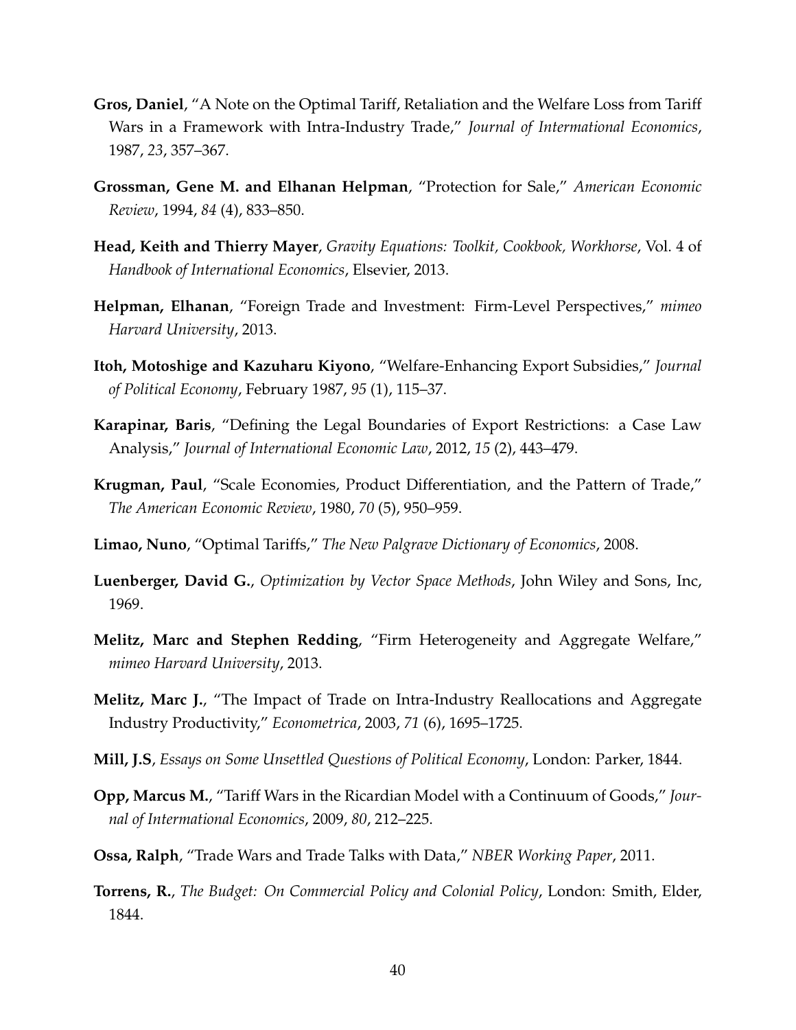**Gros, Daniel**, "A Note on the Optimal Tariff, Retaliation and the Welfare Loss from Tariff Wars in a Framework with Intra-Industry Trade," *Journal of Intermational Economics*, 1987, *23*, 357–367.

**Grossman, Gene M. and Elhanan Helpman**, "Protection for Sale," *American Economic Review*, 1994, *84* (4), 833–850.

**Head, Keith and Thierry Mayer**, *Gravity Equations: Toolkit, Cookbook, Workhorse*, Vol. 4 of *Handbook of International Economics*, Elsevier, 2013.

**Helpman, Elhanan**, "Foreign Trade and Investment: Firm-Level Perspectives," *mimeo Harvard University*, 2013.

**Itoh, Motoshige and Kazuharu Kiyono**, "Welfare-Enhancing Export Subsidies," *Journal of Political Economy*, February 1987, *95* (1), 115–37.

**Karapinar, Baris**, "Defining the Legal Boundaries of Export Restrictions: a Case Law Analysis," *Journal of International Economic Law*, 2012, *15* (2), 443–479.

**Krugman, Paul**, "Scale Economies, Product Differentiation, and the Pattern of Trade," *The American Economic Review*, 1980, *70* (5), 950–959.

**Limao, Nuno**, "Optimal Tariffs," *The New Palgrave Dictionary of Economics*, 2008.

**Luenberger, David G.**, *Optimization by Vector Space Methods*, John Wiley and Sons, Inc, 1969.

**Melitz, Marc and Stephen Redding**, "Firm Heterogeneity and Aggregate Welfare," *mimeo Harvard University*, 2013.

**Melitz, Marc J.**, "The Impact of Trade on Intra-Industry Reallocations and Aggregate Industry Productivity," *Econometrica*, 2003, *71* (6), 1695–1725.

**Mill, J.S**, *Essays on Some Unsettled Questions of Political Economy*, London: Parker, 1844.

**Opp, Marcus M.**, "Tariff Wars in the Ricardian Model with a Continuum of Goods," *Journal of Intermational Economics*, 2009, *80*, 212–225.

**Ossa, Ralph**, "Trade Wars and Trade Talks with Data," *NBER Working Paper*, 2011.

**Torrens, R.**, *The Budget: On Commercial Policy and Colonial Policy*, London: Smith, Elder, 1844.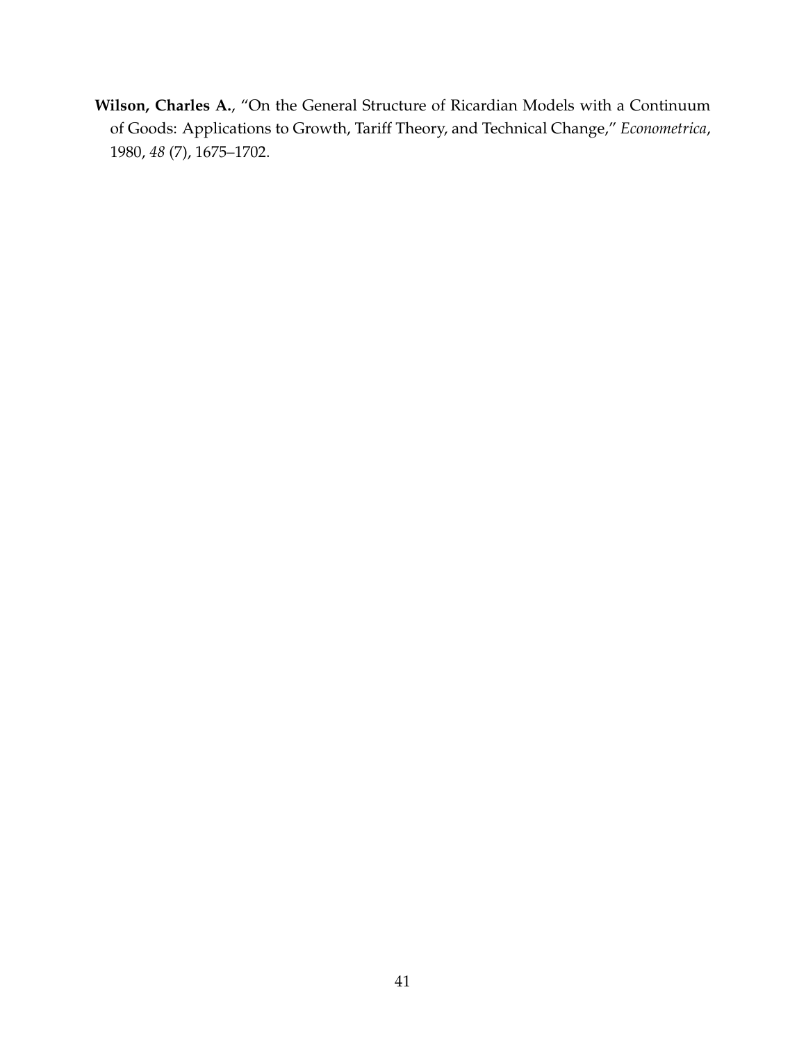**Wilson, Charles A.**, "On the General Structure of Ricardian Models with a Continuum of Goods: Applications to Growth, Tariff Theory, and Technical Change," *Econometrica*, 1980, *48* (7), 1675–1702.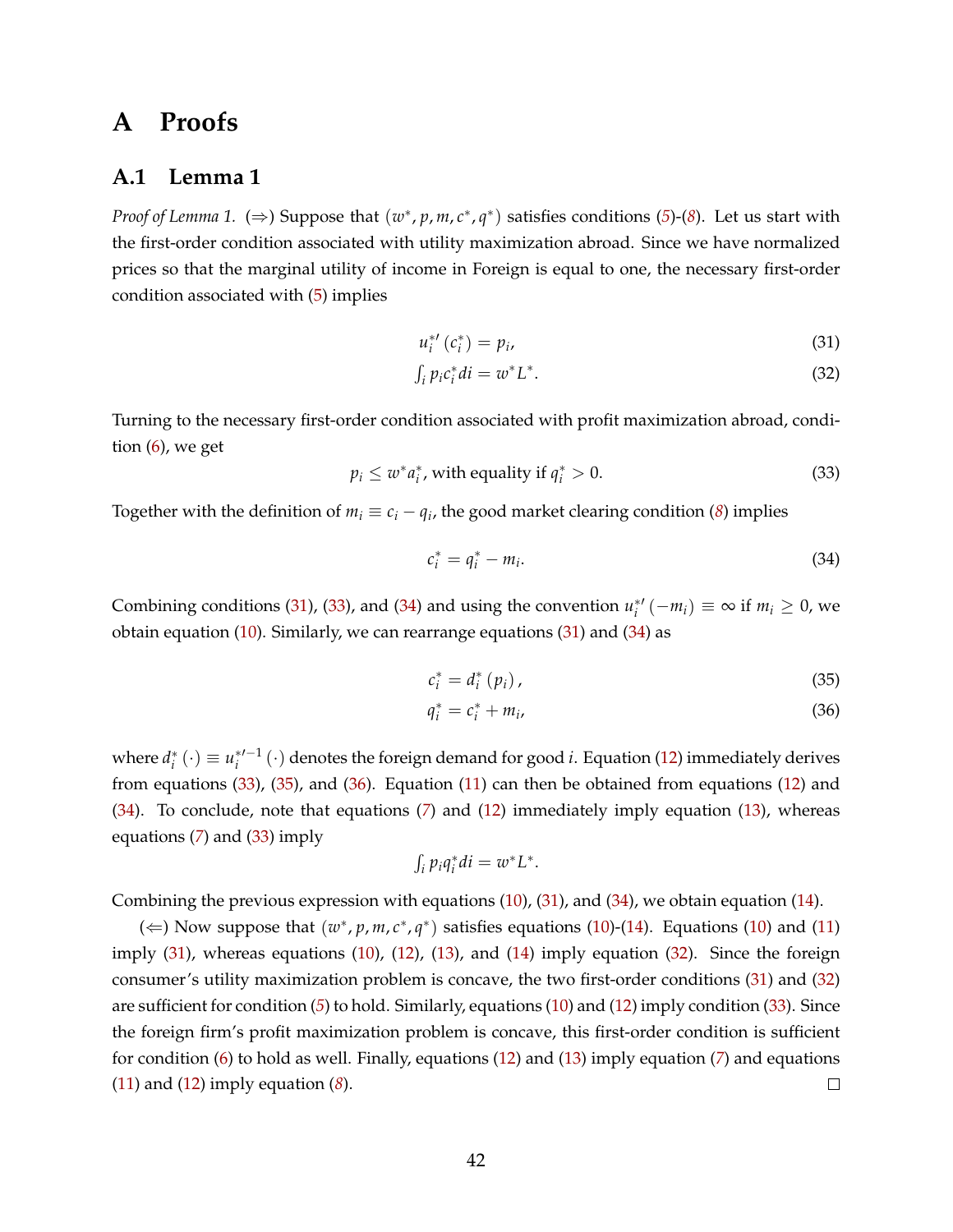# A Proofs

## A.1 Lemma 1

*Proof of Lemma 1.* ($\Rightarrow$) Suppose that $(w^*, p, m, c^*, q^*)$ satisfies conditions (5)-(8). Let us start with the first-order condition associated with utility maximization abroad. Since we have normalized prices so that the marginal utility of income in Foreign is equal to one, the necessary first-order condition associated with (5) implies

$$u_i^{*\prime}(c_i^*) = p_i, \tag{31}$$

$$\int_i p_i c_i^* di = w^* L^*. \tag{32}$$

Turning to the necessary first-order condition associated with profit maximization abroad, condition (6), we get

$$p_i \leq w^* a_i^*, \text{ with equality if } q_i^* > 0. \tag{33}$$

Together with the definition of $m_i \equiv c_i - q_i$, the good market clearing condition (8) implies

$$c_i^* = q_i^* - m_i. \tag{34}$$

Combining conditions (31), (33), and (34) and using the convention $u_i^{*\prime}(-m_i) \equiv \infty$ if $m_i \geq 0$, we obtain equation (10). Similarly, we can rearrange equations (31) and (34) as

$$c_i^* = d_i^*(p_i), \tag{35}$$

$$q_i^* = c_i^* + m_i, \tag{36}$$

where $d_i^*(\cdot) \equiv u_i^{*\prime -1}(\cdot)$ denotes the foreign demand for good $i$. Equation (12) immediately derives from equations (33), (35), and (36). Equation (11) can then be obtained from equations (12) and (34). To conclude, note that equations (7) and (12) immediately imply equation (13), whereas equations (7) and (33) imply

$$\int_i p_i q_i^* di = w^* L^*.$$

Combining the previous expression with equations (10), (31), and (34), we obtain equation (14).

($\Leftarrow$) Now suppose that $(w^*, p, m, c^*, q^*)$ satisfies equations (10)-(14). Equations (10) and (11) imply (31), whereas equations (10), (12), (13), and (14) imply equation (32). Since the foreign consumer's utility maximization problem is concave, the two first-order conditions (31) and (32) are sufficient for condition (5) to hold. Similarly, equations (10) and (12) imply condition (33). Since the foreign firm's profit maximization problem is concave, this first-order condition is sufficient for condition (6) to hold as well. Finally, equations (12) and (13) imply equation (7) and equations (11) and (12) imply equation (8). □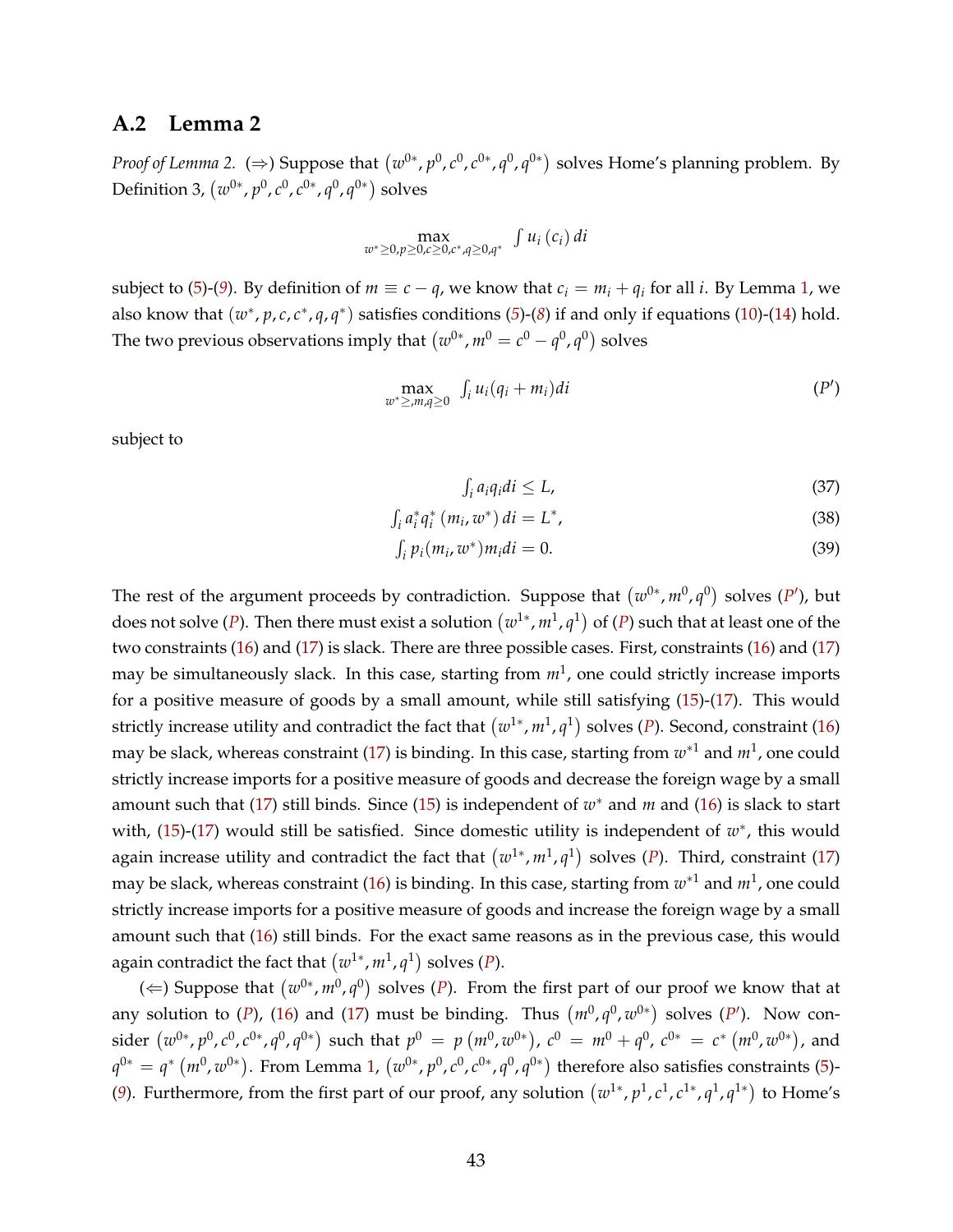## A.2 Lemma 2

*Proof of Lemma 2.* ($\Rightarrow$) Suppose that $(w^{0*}, p^0, c^0, c^{0*}, q^0, q^{0*})$ solves Home's planning problem. By Definition 3, $(w^{0*}, p^0, c^0, c^{0*}, q^0, q^{0*})$ solves

$$\max_{w^* \geq 0, p \geq 0, c \geq 0, c^*, q \geq 0, q^*} \int u_i(c_i)\, di$$

subject to (5)-(9). By definition of $m \equiv c - q$, we know that $c_i = m_i + q_i$ for all $i$. By Lemma 1, we also know that $(w^*, p, c, c^*, q, q^*)$ satisfies conditions (5)-(8) if and only if equations (10)-(14) hold. The two previous observations imply that $(w^{0*}, m^0 = c^0 - q^0, q^0)$ solves

$$\max_{w^* \geq, m, q \geq 0} \int_i u_i(q_i + m_i) di \tag{$P'$}$$

subject to

$$\int_i a_i q_i di \leq L, \tag{37}$$

$$\int_i a_i^* q_i^* (m_i, w^*)\, di = L^*, \tag{38}$$

$$\int_i p_i(m_i, w^*) m_i di = 0. \tag{39}$$

The rest of the argument proceeds by contradiction. Suppose that $(w^{0*}, m^0, q^0)$ solves ($P'$), but does not solve ($P$). Then there must exist a solution $(w^{1*}, m^1, q^1)$ of ($P$) such that at least one of the two constraints (16) and (17) is slack. There are three possible cases. First, constraints (16) and (17) may be simultaneously slack. In this case, starting from $m^1$, one could strictly increase imports for a positive measure of goods by a small amount, while still satisfying (15)-(17). This would strictly increase utility and contradict the fact that $(w^{1*}, m^1, q^1)$ solves ($P$). Second, constraint (16) may be slack, whereas constraint (17) is binding. In this case, starting from $w^{*1}$ and $m^1$, one could strictly increase imports for a positive measure of goods and decrease the foreign wage by a small amount such that (17) still binds. Since (15) is independent of $w^*$ and $m$ and (16) is slack to start with, (15)-(17) would still be satisfied. Since domestic utility is independent of $w^*$, this would again increase utility and contradict the fact that $(w^{1*}, m^1, q^1)$ solves ($P$). Third, constraint (17) may be slack, whereas constraint (16) is binding. In this case, starting from $w^{*1}$ and $m^1$, one could strictly increase imports for a positive measure of goods and increase the foreign wage by a small amount such that (16) still binds. For the exact same reasons as in the previous case, this would again contradict the fact that $(w^{1*}, m^1, q^1)$ solves ($P$).

($\Leftarrow$) Suppose that $(w^{0*}, m^0, q^0)$ solves ($P$). From the first part of our proof we know that at any solution to ($P$), (16) and (17) must be binding. Thus $(m^0, q^0, w^{0*})$ solves ($P'$). Now consider $(w^{0*}, p^0, c^0, c^{0*}, q^0, q^{0*})$ such that $p^0 = p(m^0, w^{0*})$, $c^0 = m^0 + q^0$, $c^{0*} = c^*(m^0, w^{0*})$, and $q^{0*} = q^*(m^0, w^{0*})$. From Lemma 1, $(w^{0*}, p^0, c^0, c^{0*}, q^0, q^{0*})$ therefore also satisfies constraints (5)-(9). Furthermore, from the first part of our proof, any solution $(w^{1*}, p^1, c^1, c^{1*}, q^1, q^{1*})$ to Home's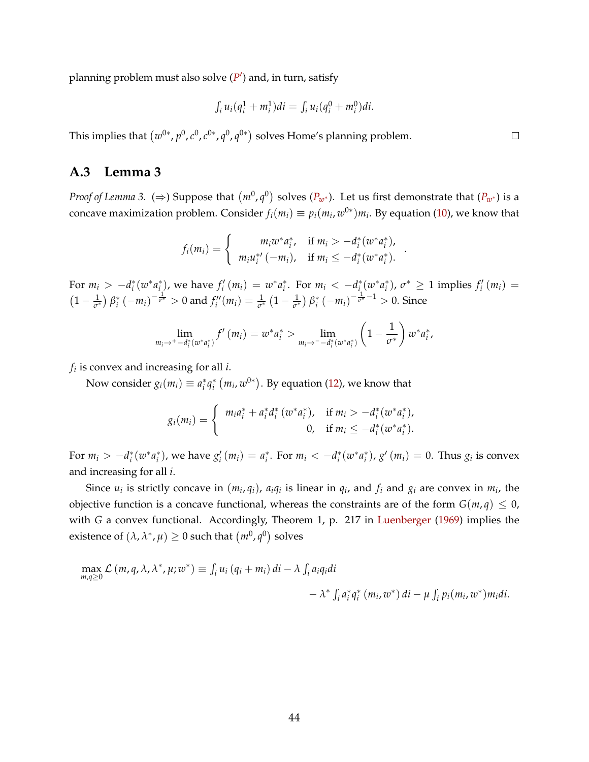planning problem must also solve ($P'$) and, in turn, satisfy

$$\int_i u_i(q_i^1 + m_i^1)di = \int_i u_i(q_i^0 + m_i^0)di.$$

This implies that $\left(w^{0*}, p^0, c^0, c^{0*}, q^0, q^{0*}\right)$ solves Home's planning problem. $\square$

## A.3 Lemma 3

*Proof of Lemma 3.* ($\Rightarrow$) Suppose that $\left(m^0, q^0\right)$ solves ($P_{w^*}$). Let us first demonstrate that ($P_{w^*}$) is a concave maximization problem. Consider $f_i(m_i) \equiv p_i(m_i, w^{0*})m_i$. By equation (10), we know that

$$f_i(m_i) = \begin{cases} m_i w^* a_i^*, & \text{if } m_i > -d_i^*(w^* a_i^*), \\ m_i u_i^{*\prime}(-m_i), & \text{if } m_i \leq -d_i^*(w^* a_i^*). \end{cases}.$$

For $m_i > -d_i^*(w^* a_i^*)$, we have $f_i'(m_i) = w^* a_i^*$. For $m_i < -d_i^*(w^* a_i^*)$, $\sigma^* \geq 1$ implies $f_i'(m_i) = \left(1 - \frac{1}{\sigma^*}\right)\beta_i^*\left(-m_i\right)^{-\frac{1}{\sigma^*}} > 0$ and $f_i''(m_i) = \frac{1}{\sigma^*}\left(1 - \frac{1}{\sigma^*}\right)\beta_i^*\left(-m_i\right)^{-\frac{1}{\sigma^*}-1} > 0$. Since

$$\lim_{m_i \to^+ -d_i^*(w^* a_i^*)} f'(m_i) = w^* a_i^* > \lim_{m_i \to^- -d_i^*(w^* a_i^*)} \left(1 - \frac{1}{\sigma^*}\right) w^* a_i^*,$$

$f_i$ is convex and increasing for all $i$.

Now consider $g_i(m_i) \equiv a_i^* q_i^*\left(m_i, w^{0*}\right)$. By equation (12), we know that

$$g_i(m_i) = \begin{cases} m_i a_i^* + a_i^* d_i^*\left(w^* a_i^*\right), & \text{if } m_i > -d_i^*(w^* a_i^*), \\ 0, & \text{if } m_i \leq -d_i^*(w^* a_i^*). \end{cases}$$

For $m_i > -d_i^*(w^* a_i^*)$, we have $g_i'(m_i) = a_i^*$. For $m_i < -d_i^*(w^* a_i^*)$, $g'(m_i) = 0$. Thus $g_i$ is convex and increasing for all $i$.

Since $u_i$ is strictly concave in $(m_i, q_i)$, $a_i q_i$ is linear in $q_i$, and $f_i$ and $g_i$ are convex in $m_i$, the objective function is a concave functional, whereas the constraints are of the form $G(m, q) \leq 0$, with $G$ a convex functional. Accordingly, Theorem 1, p. 217 in Luenberger (1969) implies the existence of $(\lambda, \lambda^*, \mu) \geq 0$ such that $\left(m^0, q^0\right)$ solves

$$\max_{m,q \geq 0} \mathcal{L}\left(m, q, \lambda, \lambda^*, \mu; w^*\right) \equiv \int_i u_i\left(q_i + m_i\right) di - \lambda \int_i a_i q_i di$$
$$- \lambda^* \int_i a_i^* q_i^*\left(m_i, w^*\right) di - \mu \int_i p_i(m_i, w^*) m_i di.$$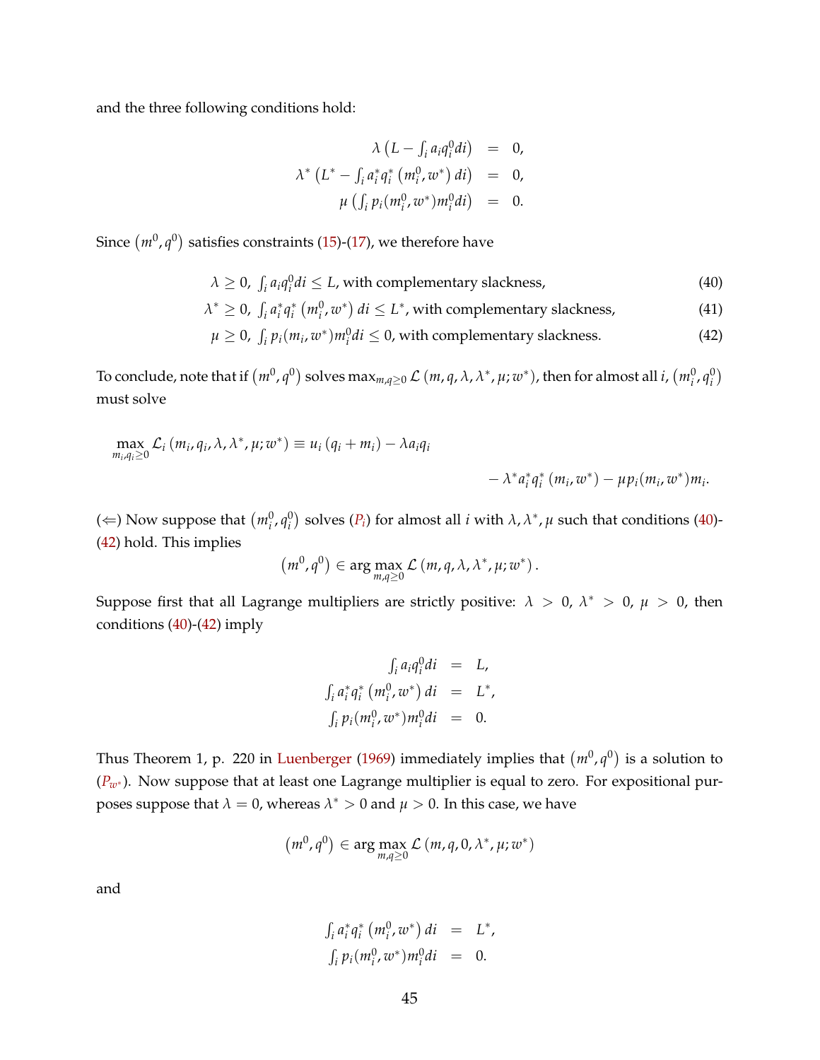and the three following conditions hold:

$$
\begin{aligned}
\lambda \left(L - \textstyle\int_i a_i q_i^0 di\right) &= 0, \\
\lambda^* \left(L^* - \textstyle\int_i a_i^* q_i^* \left(m_i^0, w^*\right) di\right) &= 0, \\
\mu \left(\textstyle\int_i p_i(m_i^0, w^*) m_i^0 di\right) &= 0.
\end{aligned}
$$

Since $\left(m^0, q^0\right)$ satisfies constraints (15)-(17), we therefore have

$$
\lambda \geq 0,\ \textstyle\int_i a_i q_i^0 di \leq L, \text{ with complementary slackness,} \tag{40}
$$

$$
\lambda^* \geq 0,\ \textstyle\int_i a_i^* q_i^* \left(m_i^0, w^*\right) di \leq L^*, \text{ with complementary slackness,} \tag{41}
$$

$$
\mu \geq 0,\ \textstyle\int_i p_i(m_i, w^*) m_i^0 di \leq 0, \text{ with complementary slackness.} \tag{42}
$$

To conclude, note that if $\left(m^0, q^0\right)$ solves $\max_{m,q \geq 0} \mathcal{L}\left(m, q, \lambda, \lambda^*, \mu; w^*\right)$, then for almost all $i$, $\left(m_i^0, q_i^0\right)$ must solve

$$
\begin{aligned}
\max_{m_i, q_i \geq 0} \mathcal{L}_i\left(m_i, q_i, \lambda, \lambda^*, \mu; w^*\right) \equiv u_i\left(q_i + m_i\right) - \lambda a_i q_i \\
- \lambda^* a_i^* q_i^*\left(m_i, w^*\right) - \mu p_i(m_i, w^*) m_i.
\end{aligned}
$$

($\Leftarrow$) Now suppose that $\left(m_i^0, q_i^0\right)$ solves ($P_i$) for almost all $i$ with $\lambda, \lambda^*, \mu$ such that conditions (40)-(42) hold. This implies

$$
\left(m^0, q^0\right) \in \arg\max_{m,q \geq 0} \mathcal{L}\left(m, q, \lambda, \lambda^*, \mu; w^*\right).
$$

Suppose first that all Lagrange multipliers are strictly positive: $\lambda > 0$, $\lambda^* > 0$, $\mu > 0$, then conditions (40)-(42) imply

$$
\begin{aligned}
\textstyle\int_i a_i q_i^0 di &= L, \\
\textstyle\int_i a_i^* q_i^* \left(m_i^0, w^*\right) di &= L^*, \\
\textstyle\int_i p_i(m_i^0, w^*) m_i^0 di &= 0.
\end{aligned}
$$

Thus Theorem 1, p. 220 in Luenberger (1969) immediately implies that $\left(m^0, q^0\right)$ is a solution to ($P_{w^*}$). Now suppose that at least one Lagrange multiplier is equal to zero. For expositional purposes suppose that $\lambda = 0$, whereas $\lambda^* > 0$ and $\mu > 0$. In this case, we have

$$
\left(m^0, q^0\right) \in \arg\max_{m,q \geq 0} \mathcal{L}\left(m, q, 0, \lambda^*, \mu; w^*\right)
$$

and

$$
\begin{aligned}
\textstyle\int_i a_i^* q_i^* \left(m_i^0, w^*\right) di &= L^*, \\
\textstyle\int_i p_i(m_i^0, w^*) m_i^0 di &= 0.
\end{aligned}
$$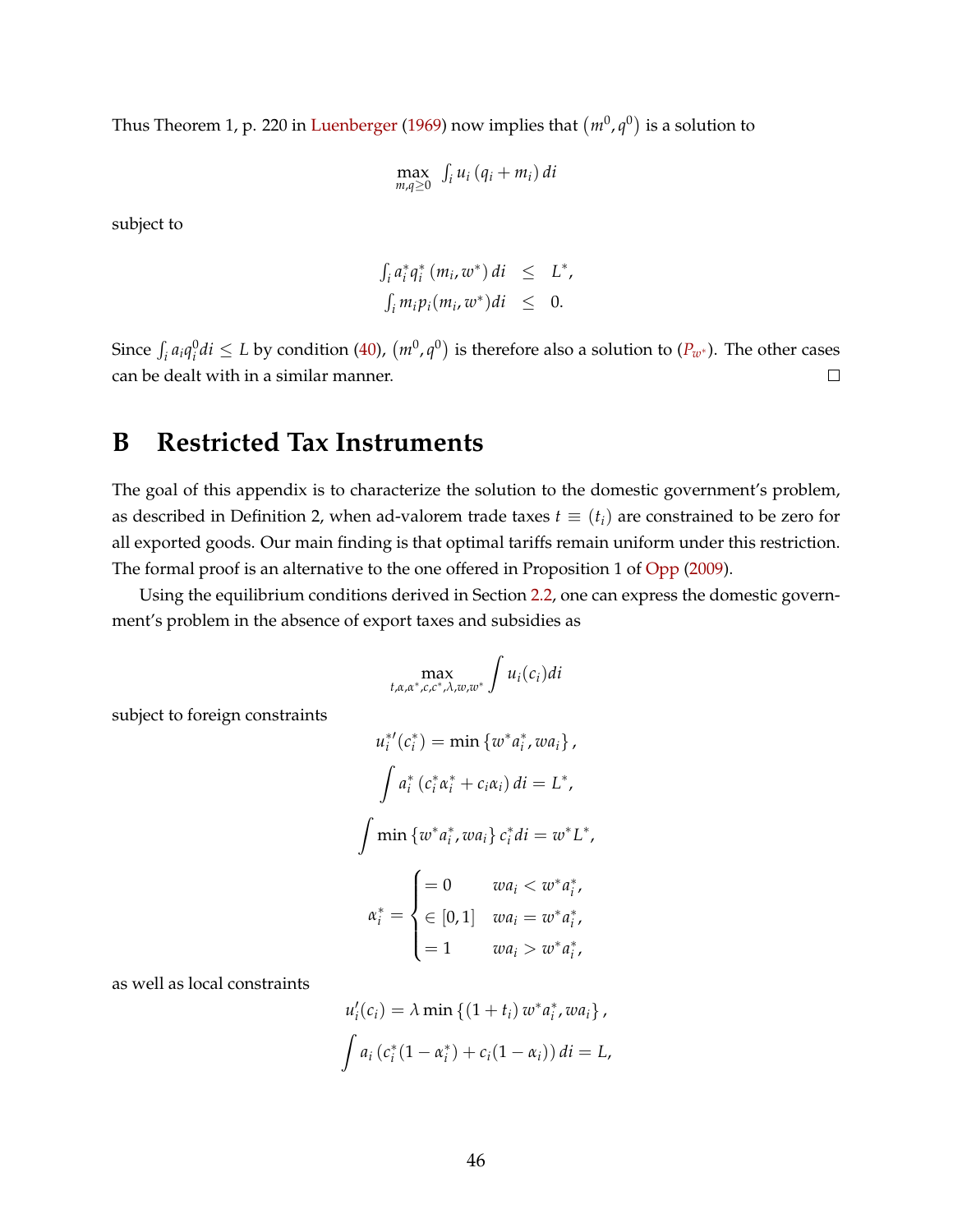Thus Theorem 1, p. 220 in Luenberger (1969) now implies that $\left(m^0, q^0\right)$ is a solution to

$$\max_{m,q\geq 0} \int_i u_i\left(q_i + m_i\right) di$$

subject to

$$\begin{aligned}
\int_i a_i^* q_i^*\left(m_i, w^*\right) di &\leq L^*, \\
\int_i m_i p_i(m_i, w^*) di &\leq 0.
\end{aligned}$$

Since $\int_i a_i q_i^0 di \leq L$ by condition (40), $\left(m^0, q^0\right)$ is therefore also a solution to ($P_{w^*}$). The other cases can be dealt with in a similar manner. $\square$

# B Restricted Tax Instruments

The goal of this appendix is to characterize the solution to the domestic government's problem, as described in Definition 2, when ad-valorem trade taxes $t \equiv (t_i)$ are constrained to be zero for all exported goods. Our main finding is that optimal tariffs remain uniform under this restriction. The formal proof is an alternative to the one offered in Proposition 1 of Opp (2009).

Using the equilibrium conditions derived in Section 2.2, one can express the domestic government's problem in the absence of export taxes and subsidies as

$$\max_{t,\alpha,\alpha^*,c,c^*,\lambda,w,w^*} \int u_i(c_i) di$$

subject to foreign constraints

$$u_i^{*\prime}(c_i^*) = \min\left\{w^* a_i^*, w a_i\right\},$$

$$\int a_i^*\left(c_i^* \alpha_i^* + c_i \alpha_i\right) di = L^*,$$

$$\int \min\left\{w^* a_i^*, w a_i\right\} c_i^* di = w^* L^*,$$

$$\alpha_i^* = \begin{cases} = 0 & w a_i < w^* a_i^*, \\ \in [0,1] & w a_i = w^* a_i^*, \\ = 1 & w a_i > w^* a_i^*, \end{cases}$$

as well as local constraints

$$u_i'(c_i) = \lambda \min\left\{\left(1+t_i\right) w^* a_i^*, w a_i\right\},$$

$$\int a_i\left(c_i^*(1-\alpha_i^*) + c_i(1-\alpha_i)\right) di = L,$$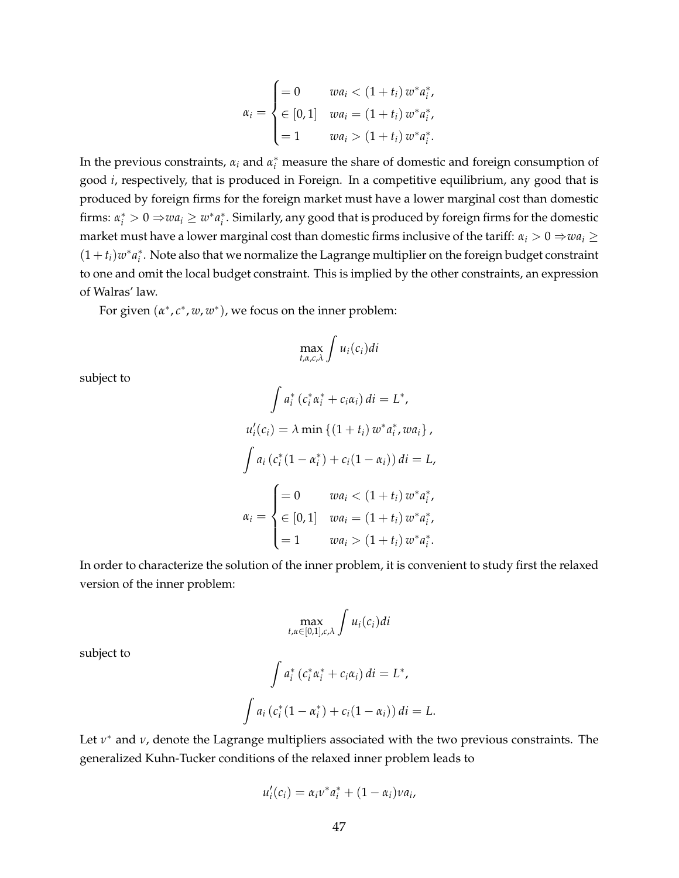$$\alpha_i = \begin{cases} = 0 & wa_i < (1+t_i)\, w^* a_i^*, \\ \in [0,1] & wa_i = (1+t_i)\, w^* a_i^*, \\ = 1 & wa_i > (1+t_i)\, w^* a_i^*. \end{cases}$$

In the previous constraints, $\alpha_i$ and $\alpha_i^*$ measure the share of domestic and foreign consumption of good $i$, respectively, that is produced in Foreign. In a competitive equilibrium, any good that is produced by foreign firms for the foreign market must have a lower marginal cost than domestic firms: $\alpha_i^* > 0 \Rightarrow wa_i \geq w^* a_i^*$. Similarly, any good that is produced by foreign firms for the domestic market must have a lower marginal cost than domestic firms inclusive of the tariff: $\alpha_i > 0 \Rightarrow wa_i \geq (1+t_i) w^* a_i^*$. Note also that we normalize the Lagrange multiplier on the foreign budget constraint to one and omit the local budget constraint. This is implied by the other constraints, an expression of Walras' law.

For given $(\alpha^*, c^*, w, w^*)$, we focus on the inner problem:

$$\max_{t,\alpha,c,\lambda} \int u_i(c_i) di$$

subject to

$$\int a_i^* \left(c_i^* \alpha_i^* + c_i \alpha_i\right) di = L^*,$$

$$u_i'(c_i) = \lambda \min \left\{ (1+t_i)\, w^* a_i^*, wa_i \right\},$$

$$\int a_i \left(c_i^* (1-\alpha_i^*) + c_i (1-\alpha_i)\right) di = L,$$

$$\alpha_i = \begin{cases} = 0 & wa_i < (1+t_i)\, w^* a_i^*, \\ \in [0,1] & wa_i = (1+t_i)\, w^* a_i^*, \\ = 1 & wa_i > (1+t_i)\, w^* a_i^*. \end{cases}$$

In order to characterize the solution of the inner problem, it is convenient to study first the relaxed version of the inner problem:

$$\max_{t,\alpha \in [0,1],c,\lambda} \int u_i(c_i) di$$

subject to

$$\int a_i^* \left(c_i^* \alpha_i^* + c_i \alpha_i\right) di = L^*,$$

$$\int a_i \left(c_i^* (1-\alpha_i^*) + c_i (1-\alpha_i)\right) di = L.$$

Let $\nu^*$ and $\nu$, denote the Lagrange multipliers associated with the two previous constraints. The generalized Kuhn-Tucker conditions of the relaxed inner problem leads to

$$u_i'(c_i) = \alpha_i \nu^* a_i^* + (1-\alpha_i) \nu a_i,$$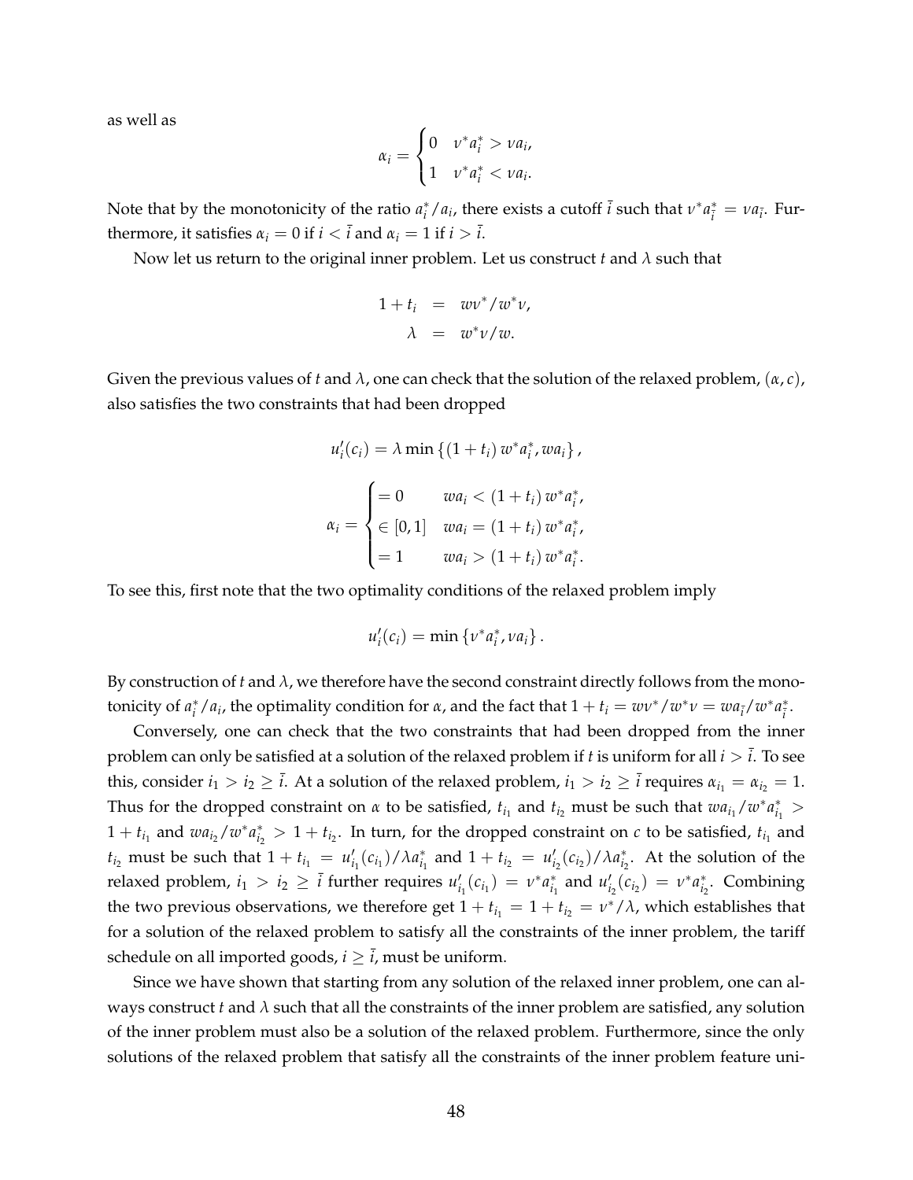as well as

$$\alpha_i = \begin{cases} 0 & \nu^* a_i^* > \nu a_i, \\ 1 & \nu^* a_i^* < \nu a_i. \end{cases}$$

Note that by the monotonicity of the ratio $a_i^*/a_i$, there exists a cutoff $\bar{i}$ such that $\nu^* a_{\bar{i}}^* = \nu a_{\bar{i}}$. Furthermore, it satisfies $\alpha_i = 0$ if $i < \bar{i}$ and $\alpha_i = 1$ if $i > \bar{i}$.

Now let us return to the original inner problem. Let us construct $t$ and $\lambda$ such that

$$\begin{aligned} 1 + t_i &= w\nu^*/w^*\nu, \\ \lambda &= w^*\nu/w. \end{aligned}$$

Given the previous values of $t$ and $\lambda$, one can check that the solution of the relaxed problem, $(\alpha, c)$, also satisfies the two constraints that had been dropped

$$u_i'(c_i) = \lambda \min\left\{(1 + t_i)\, w^* a_i^*, w a_i\right\},$$

$$\alpha_i = \begin{cases} = 0 & w a_i < (1 + t_i)\, w^* a_i^*, \\ \in [0, 1] & w a_i = (1 + t_i)\, w^* a_i^*, \\ = 1 & w a_i > (1 + t_i)\, w^* a_i^*. \end{cases}$$

To see this, first note that the two optimality conditions of the relaxed problem imply

$$u_i'(c_i) = \min\left\{\nu^* a_i^*, \nu a_i\right\}.$$

By construction of $t$ and $\lambda$, we therefore have the second constraint directly follows from the monotonicity of $a_i^*/a_i$, the optimality condition for $\alpha$, and the fact that $1 + t_i = w\nu^*/w^*\nu = w a_{\bar{i}}/w^* a_{\bar{i}}^*$.

Conversely, one can check that the two constraints that had been dropped from the inner problem can only be satisfied at a solution of the relaxed problem if $t$ is uniform for all $i > \bar{i}$. To see this, consider $i_1 > i_2 \geq \bar{i}$. At a solution of the relaxed problem, $i_1 > i_2 \geq \bar{i}$ requires $\alpha_{i_1} = \alpha_{i_2} = 1$. Thus for the dropped constraint on $\alpha$ to be satisfied, $t_{i_1}$ and $t_{i_2}$ must be such that $w a_{i_1}/w^* a_{i_1}^* > 1 + t_{i_1}$ and $w a_{i_2}/w^* a_{i_2}^* > 1 + t_{i_2}$. In turn, for the dropped constraint on $c$ to be satisfied, $t_{i_1}$ and $t_{i_2}$ must be such that $1 + t_{i_1} = u_{i_1}'(c_{i_1})/\lambda a_{i_1}^*$ and $1 + t_{i_2} = u_{i_2}'(c_{i_2})/\lambda a_{i_2}^*$. At the solution of the relaxed problem, $i_1 > i_2 \geq \bar{i}$ further requires $u_{i_1}'(c_{i_1}) = \nu^* a_{i_1}^*$ and $u_{i_2}'(c_{i_2}) = \nu^* a_{i_2}^*$. Combining the two previous observations, we therefore get $1 + t_{i_1} = 1 + t_{i_2} = \nu^*/\lambda$, which establishes that for a solution of the relaxed problem to satisfy all the constraints of the inner problem, the tariff schedule on all imported goods, $i \geq \bar{i}$, must be uniform.

Since we have shown that starting from any solution of the relaxed inner problem, one can always construct $t$ and $\lambda$ such that all the constraints of the inner problem are satisfied, any solution of the inner problem must also be a solution of the relaxed problem. Furthermore, since the only solutions of the relaxed problem that satisfy all the constraints of the inner problem feature uni-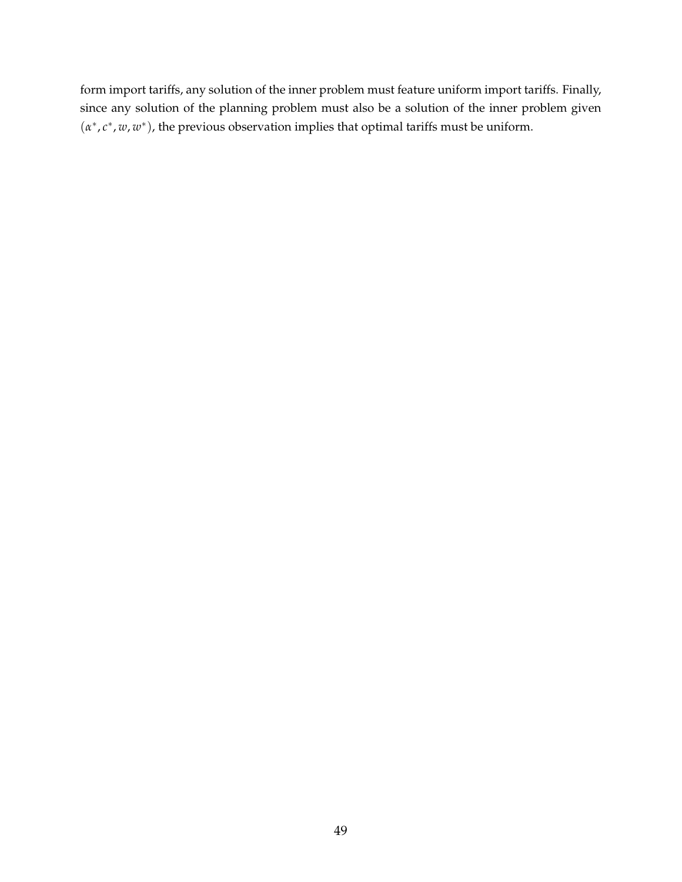form import tariffs, any solution of the inner problem must feature uniform import tariffs. Finally, since any solution of the planning problem must also be a solution of the inner problem given $(\alpha^*, c^*, w, w^*)$, the previous observation implies that optimal tariffs must be uniform.